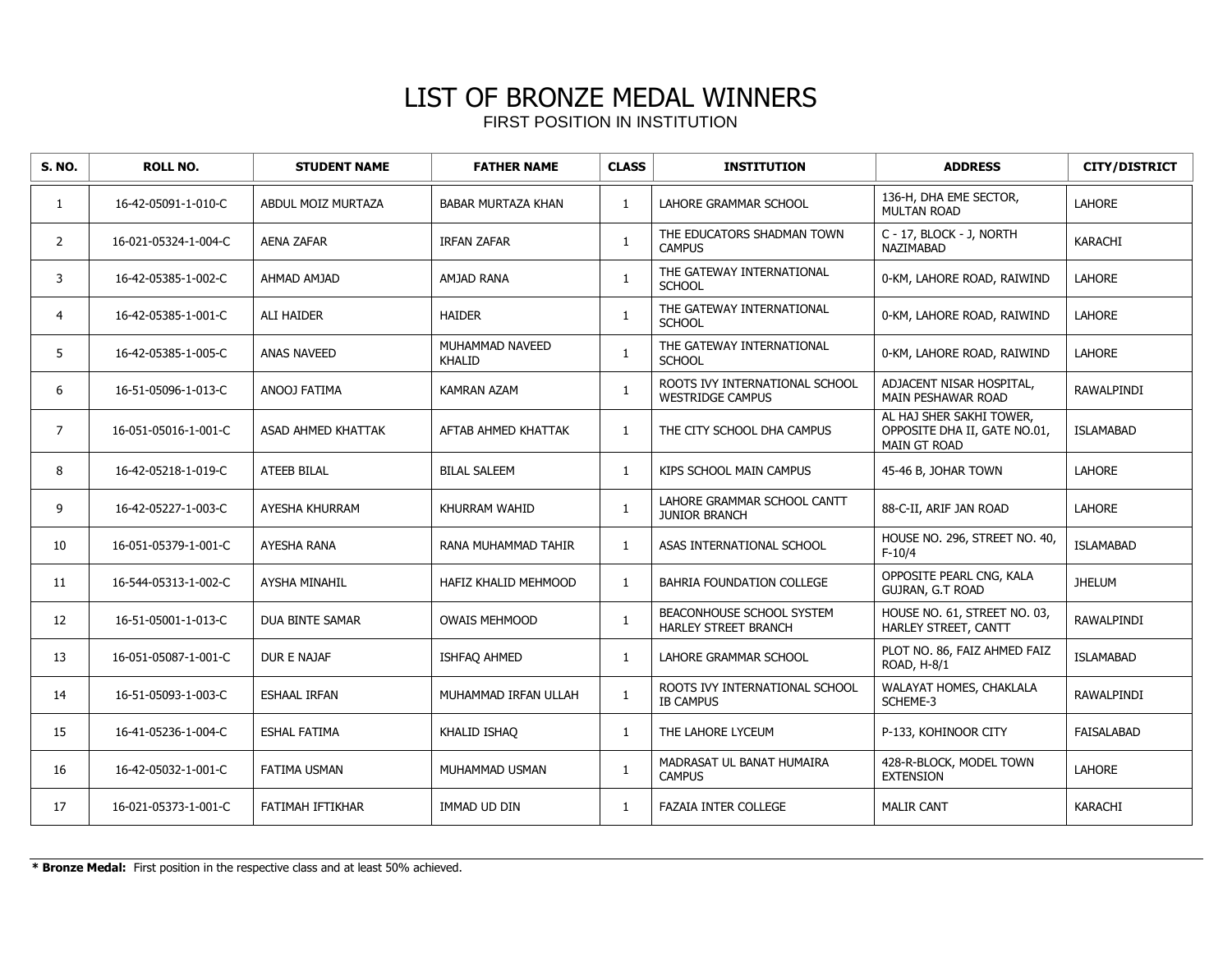# LIST OF BRONZE MEDAL WINNERS

FIRST POSITION IN INSTITUTION

| S. NO. | ROLL NO. | STUDENT NAME | FATHER NAME | CLASS | INSTITUTION | ADDRESS | CITY/DISTRICT |
|---|---|---|---|---|---|---|---|
| 1 | 16-42-05091-1-010-C | ABDUL MOIZ MURTAZA | BABAR MURTAZA KHAN | 1 | LAHORE GRAMMAR SCHOOL | 136-H, DHA EME SECTOR, MULTAN ROAD | LAHORE |
| 2 | 16-021-05324-1-004-C | AENA ZAFAR | IRFAN ZAFAR | 1 | THE EDUCATORS SHADMAN TOWN CAMPUS | C - 17, BLOCK - J, NORTH NAZIMABAD | KARACHI |
| 3 | 16-42-05385-1-002-C | AHMAD AMJAD | AMJAD RANA | 1 | THE GATEWAY INTERNATIONAL SCHOOL | 0-KM, LAHORE ROAD, RAIWIND | LAHORE |
| 4 | 16-42-05385-1-001-C | ALI HAIDER | HAIDER | 1 | THE GATEWAY INTERNATIONAL SCHOOL | 0-KM, LAHORE ROAD, RAIWIND | LAHORE |
| 5 | 16-42-05385-1-005-C | ANAS NAVEED | MUHAMMAD NAVEED KHALID | 1 | THE GATEWAY INTERNATIONAL SCHOOL | 0-KM, LAHORE ROAD, RAIWIND | LAHORE |
| 6 | 16-51-05096-1-013-C | ANOOJ FATIMA | KAMRAN AZAM | 1 | ROOTS IVY INTERNATIONAL SCHOOL WESTRIDGE CAMPUS | ADJACENT NISAR HOSPITAL, MAIN PESHAWAR ROAD | RAWALPINDI |
| 7 | 16-051-05016-1-001-C | ASAD AHMED KHATTAK | AFTAB AHMED KHATTAK | 1 | THE CITY SCHOOL DHA CAMPUS | AL HAJ SHER SAKHI TOWER, OPPOSITE DHA II, GATE NO.01, MAIN GT ROAD | ISLAMABAD |
| 8 | 16-42-05218-1-019-C | ATEEB BILAL | BILAL SALEEM | 1 | KIPS SCHOOL MAIN CAMPUS | 45-46 B, JOHAR TOWN | LAHORE |
| 9 | 16-42-05227-1-003-C | AYESHA KHURRAM | KHURRAM WAHID | 1 | LAHORE GRAMMAR SCHOOL CANTT JUNIOR BRANCH | 88-C-II, ARIF JAN ROAD | LAHORE |
| 10 | 16-051-05379-1-001-C | AYESHA RANA | RANA MUHAMMAD TAHIR | 1 | ASAS INTERNATIONAL SCHOOL | HOUSE NO. 296, STREET NO. 40, F-10/4 | ISLAMABAD |
| 11 | 16-544-05313-1-002-C | AYSHA MINAHIL | HAFIZ KHALID MEHMOOD | 1 | BAHRIA FOUNDATION COLLEGE | OPPOSITE PEARL CNG, KALA GUJRAN, G.T ROAD | JHELUM |
| 12 | 16-51-05001-1-013-C | DUA BINTE SAMAR | OWAIS MEHMOOD | 1 | BEACONHOUSE SCHOOL SYSTEM HARLEY STREET BRANCH | HOUSE NO. 61, STREET NO. 03, HARLEY STREET, CANTT | RAWALPINDI |
| 13 | 16-051-05087-1-001-C | DUR E NAJAF | ISHFAQ AHMED | 1 | LAHORE GRAMMAR SCHOOL | PLOT NO. 86, FAIZ AHMED FAIZ ROAD, H-8/1 | ISLAMABAD |
| 14 | 16-51-05093-1-003-C | ESHAAL IRFAN | MUHAMMAD IRFAN ULLAH | 1 | ROOTS IVY INTERNATIONAL SCHOOL IB CAMPUS | WALAYAT HOMES, CHAKLALA SCHEME-3 | RAWALPINDI |
| 15 | 16-41-05236-1-004-C | ESHAL FATIMA | KHALID ISHAQ | 1 | THE LAHORE LYCEUM | P-133, KOHINOOR CITY | FAISALABAD |
| 16 | 16-42-05032-1-001-C | FATIMA USMAN | MUHAMMAD USMAN | 1 | MADRASAT UL BANAT HUMAIRA CAMPUS | 428-R-BLOCK, MODEL TOWN EXTENSION | LAHORE |
| 17 | 16-021-05373-1-001-C | FATIMAH IFTIKHAR | IMMAD UD DIN | 1 | FAZAIA INTER COLLEGE | MALIR CANT | KARACHI |

**\* Bronze Medal:** First position in the respective class and at least 50% achieved.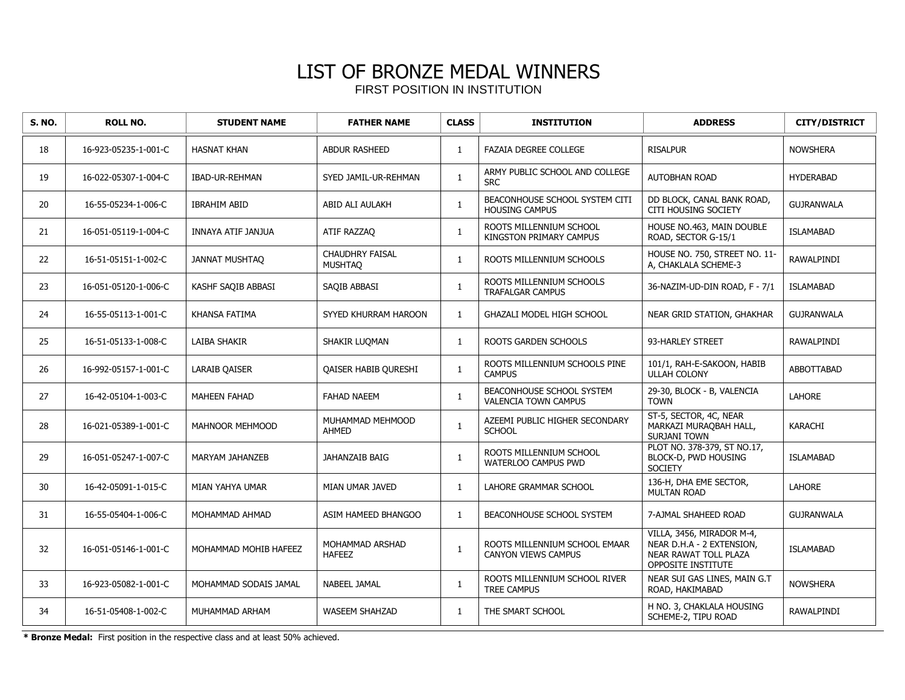# LIST OF BRONZE MEDAL WINNERS

FIRST POSITION IN INSTITUTION

| S. NO. | ROLL NO. | STUDENT NAME | FATHER NAME | CLASS | INSTITUTION | ADDRESS | CITY/DISTRICT |
|---|---|---|---|---|---|---|---|
| 18 | 16-923-05235-1-001-C | HASNAT KHAN | ABDUR RASHEED | 1 | FAZAIA DEGREE COLLEGE | RISALPUR | NOWSHERA |
| 19 | 16-022-05307-1-004-C | IBAD-UR-REHMAN | SYED JAMIL-UR-REHMAN | 1 | ARMY PUBLIC SCHOOL AND COLLEGE SRC | AUTOBHAN ROAD | HYDERABAD |
| 20 | 16-55-05234-1-006-C | IBRAHIM ABID | ABID ALI AULAKH | 1 | BEACONHOUSE SCHOOL SYSTEM CITI HOUSING CAMPUS | DD BLOCK, CANAL BANK ROAD, CITI HOUSING SOCIETY | GUJRANWALA |
| 21 | 16-051-05119-1-004-C | INNAYA ATIF JANJUA | ATIF RAZZAQ | 1 | ROOTS MILLENNIUM SCHOOL KINGSTON PRIMARY CAMPUS | HOUSE NO.463, MAIN DOUBLE ROAD, SECTOR G-15/1 | ISLAMABAD |
| 22 | 16-51-05151-1-002-C | JANNAT MUSHTAQ | CHAUDHRY FAISAL MUSHTAQ | 1 | ROOTS MILLENNIUM SCHOOLS | HOUSE NO. 750, STREET NO. 11-A, CHAKLALA SCHEME-3 | RAWALPINDI |
| 23 | 16-051-05120-1-006-C | KASHF SAQIB ABBASI | SAQIB ABBASI | 1 | ROOTS MILLENNIUM SCHOOLS TRAFALGAR CAMPUS | 36-NAZIM-UD-DIN ROAD, F - 7/1 | ISLAMABAD |
| 24 | 16-55-05113-1-001-C | KHANSA FATIMA | SYYED KHURRAM HAROON | 1 | GHAZALI MODEL HIGH SCHOOL | NEAR GRID STATION, GHAKHAR | GUJRANWALA |
| 25 | 16-51-05133-1-008-C | LAIBA SHAKIR | SHAKIR LUQMAN | 1 | ROOTS GARDEN SCHOOLS | 93-HARLEY STREET | RAWALPINDI |
| 26 | 16-992-05157-1-001-C | LARAIB QAISER | QAISER HABIB QURESHI | 1 | ROOTS MILLENNIUM SCHOOLS PINE CAMPUS | 101/1, RAH-E-SAKOON, HABIB ULLAH COLONY | ABBOTTABAD |
| 27 | 16-42-05104-1-003-C | MAHEEN FAHAD | FAHAD NAEEM | 1 | BEACONHOUSE SCHOOL SYSTEM VALENCIA TOWN CAMPUS | 29-30, BLOCK - B, VALENCIA TOWN | LAHORE |
| 28 | 16-021-05389-1-001-C | MAHNOOR MEHMOOD | MUHAMMAD MEHMOOD AHMED | 1 | AZEEMI PUBLIC HIGHER SECONDARY SCHOOL | ST-5, SECTOR, 4C, NEAR MARKAZI MURAQBAH HALL, SURJANI TOWN | KARACHI |
| 29 | 16-051-05247-1-007-C | MARYAM JAHANZEB | JAHANZAIB BAIG | 1 | ROOTS MILLENNIUM SCHOOL WATERLOO CAMPUS PWD | PLOT NO. 378-379, ST NO.17, BLOCK-D, PWD HOUSING SOCIETY | ISLAMABAD |
| 30 | 16-42-05091-1-015-C | MIAN YAHYA UMAR | MIAN UMAR JAVED | 1 | LAHORE GRAMMAR SCHOOL | 136-H, DHA EME SECTOR, MULTAN ROAD | LAHORE |
| 31 | 16-55-05404-1-006-C | MOHAMMAD AHMAD | ASIM HAMEED BHANGOO | 1 | BEACONHOUSE SCHOOL SYSTEM | 7-AJMAL SHAHEED ROAD | GUJRANWALA |
| 32 | 16-051-05146-1-001-C | MOHAMMAD MOHIB HAFEEZ | MOHAMMAD ARSHAD HAFEEZ | 1 | ROOTS MILLENNIUM SCHOOL EMAAR CANYON VIEWS CAMPUS | VILLA, 3456, MIRADOR M-4, NEAR D.H.A - 2 EXTENSION, NEAR RAWAT TOLL PLAZA OPPOSITE INSTITUTE | ISLAMABAD |
| 33 | 16-923-05082-1-001-C | MOHAMMAD SODAIS JAMAL | NABEEL JAMAL | 1 | ROOTS MILLENNIUM SCHOOL RIVER TREE CAMPUS | NEAR SUI GAS LINES, MAIN G.T ROAD, HAKIMABAD | NOWSHERA |
| 34 | 16-51-05408-1-002-C | MUHAMMAD ARHAM | WASEEM SHAHZAD | 1 | THE SMART SCHOOL | H NO. 3, CHAKLALA HOUSING SCHEME-2, TIPU ROAD | RAWALPINDI |

**\* Bronze Medal:** First position in the respective class and at least 50% achieved.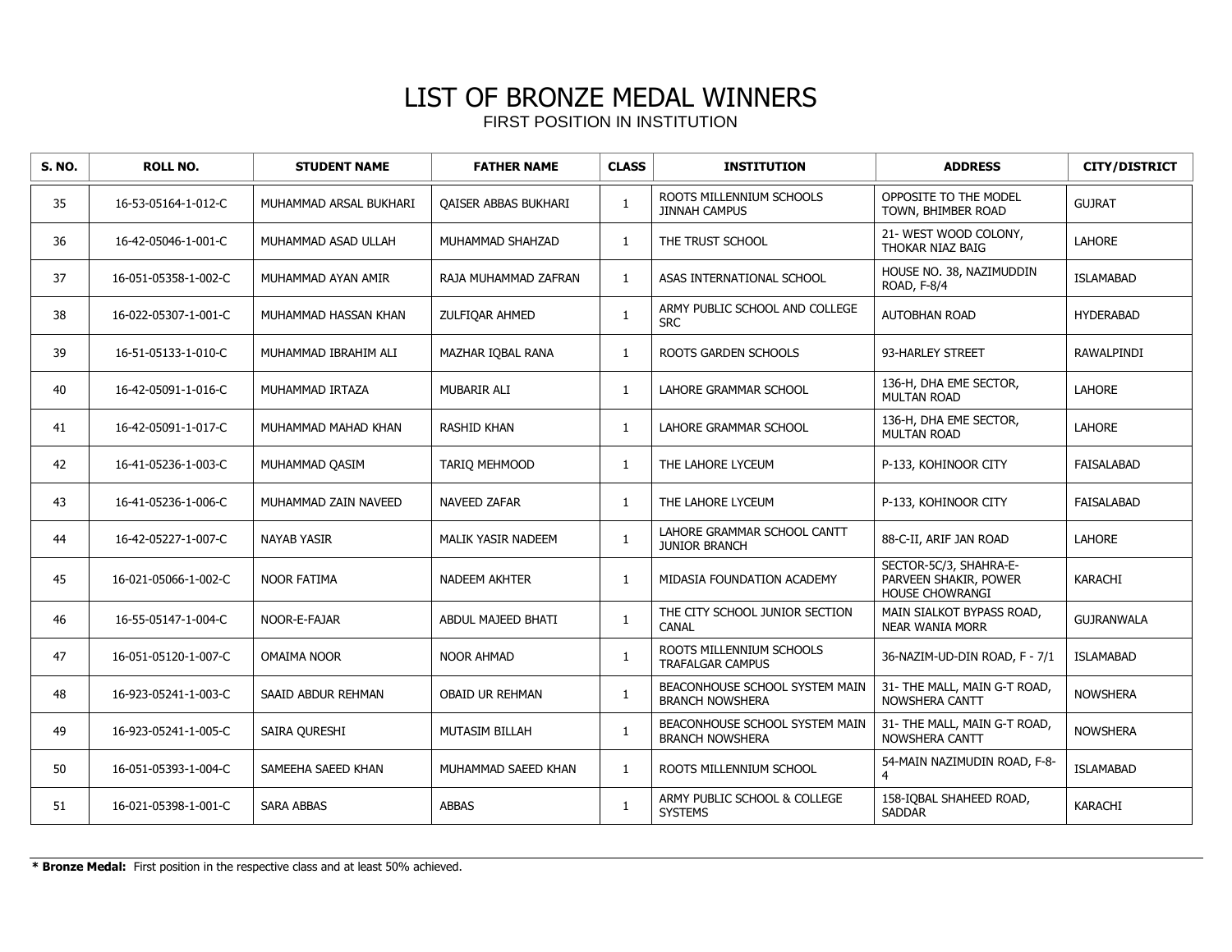# LIST OF BRONZE MEDAL WINNERS

FIRST POSITION IN INSTITUTION

| S. NO. | ROLL NO. | STUDENT NAME | FATHER NAME | CLASS | INSTITUTION | ADDRESS | CITY/DISTRICT |
|---|---|---|---|---|---|---|---|
| 35 | 16-53-05164-1-012-C | MUHAMMAD ARSAL BUKHARI | QAISER ABBAS BUKHARI | 1 | ROOTS MILLENNIUM SCHOOLS JINNAH CAMPUS | OPPOSITE TO THE MODEL TOWN, BHIMBER ROAD | GUJRAT |
| 36 | 16-42-05046-1-001-C | MUHAMMAD ASAD ULLAH | MUHAMMAD SHAHZAD | 1 | THE TRUST SCHOOL | 21- WEST WOOD COLONY, THOKAR NIAZ BAIG | LAHORE |
| 37 | 16-051-05358-1-002-C | MUHAMMAD AYAN AMIR | RAJA MUHAMMAD ZAFRAN | 1 | ASAS INTERNATIONAL SCHOOL | HOUSE NO. 38, NAZIMUDDIN ROAD, F-8/4 | ISLAMABAD |
| 38 | 16-022-05307-1-001-C | MUHAMMAD HASSAN KHAN | ZULFIQAR AHMED | 1 | ARMY PUBLIC SCHOOL AND COLLEGE SRC | AUTOBHAN ROAD | HYDERABAD |
| 39 | 16-51-05133-1-010-C | MUHAMMAD IBRAHIM ALI | MAZHAR IQBAL RANA | 1 | ROOTS GARDEN SCHOOLS | 93-HARLEY STREET | RAWALPINDI |
| 40 | 16-42-05091-1-016-C | MUHAMMAD IRTAZA | MUBARIR ALI | 1 | LAHORE GRAMMAR SCHOOL | 136-H, DHA EME SECTOR, MULTAN ROAD | LAHORE |
| 41 | 16-42-05091-1-017-C | MUHAMMAD MAHAD KHAN | RASHID KHAN | 1 | LAHORE GRAMMAR SCHOOL | 136-H, DHA EME SECTOR, MULTAN ROAD | LAHORE |
| 42 | 16-41-05236-1-003-C | MUHAMMAD QASIM | TARIQ MEHMOOD | 1 | THE LAHORE LYCEUM | P-133, KOHINOOR CITY | FAISALABAD |
| 43 | 16-41-05236-1-006-C | MUHAMMAD ZAIN NAVEED | NAVEED ZAFAR | 1 | THE LAHORE LYCEUM | P-133, KOHINOOR CITY | FAISALABAD |
| 44 | 16-42-05227-1-007-C | NAYAB YASIR | MALIK YASIR NADEEM | 1 | LAHORE GRAMMAR SCHOOL CANTT JUNIOR BRANCH | 88-C-II, ARIF JAN ROAD | LAHORE |
| 45 | 16-021-05066-1-002-C | NOOR FATIMA | NADEEM AKHTER | 1 | MIDASIA FOUNDATION ACADEMY | SECTOR-5C/3, SHAHRA-E-PARVEEN SHAKIR, POWER HOUSE CHOWRANGI | KARACHI |
| 46 | 16-55-05147-1-004-C | NOOR-E-FAJAR | ABDUL MAJEED BHATI | 1 | THE CITY SCHOOL JUNIOR SECTION CANAL | MAIN SIALKOT BYPASS ROAD, NEAR WANIA MORR | GUJRANWALA |
| 47 | 16-051-05120-1-007-C | OMAIMA NOOR | NOOR AHMAD | 1 | ROOTS MILLENNIUM SCHOOLS TRAFALGAR CAMPUS | 36-NAZIM-UD-DIN ROAD, F - 7/1 | ISLAMABAD |
| 48 | 16-923-05241-1-003-C | SAAID ABDUR REHMAN | OBAID UR REHMAN | 1 | BEACONHOUSE SCHOOL SYSTEM MAIN BRANCH NOWSHERA | 31- THE MALL, MAIN G-T ROAD, NOWSHERA CANTT | NOWSHERA |
| 49 | 16-923-05241-1-005-C | SAIRA QURESHI | MUTASIM BILLAH | 1 | BEACONHOUSE SCHOOL SYSTEM MAIN BRANCH NOWSHERA | 31- THE MALL, MAIN G-T ROAD, NOWSHERA CANTT | NOWSHERA |
| 50 | 16-051-05393-1-004-C | SAMEEHA SAEED KHAN | MUHAMMAD SAEED KHAN | 1 | ROOTS MILLENNIUM SCHOOL | 54-MAIN NAZIMUDIN ROAD, F-8-4 | ISLAMABAD |
| 51 | 16-021-05398-1-001-C | SARA ABBAS | ABBAS | 1 | ARMY PUBLIC SCHOOL & COLLEGE SYSTEMS | 158-IQBAL SHAHEED ROAD, SADDAR | KARACHI |

**\* Bronze Medal:** First position in the respective class and at least 50% achieved.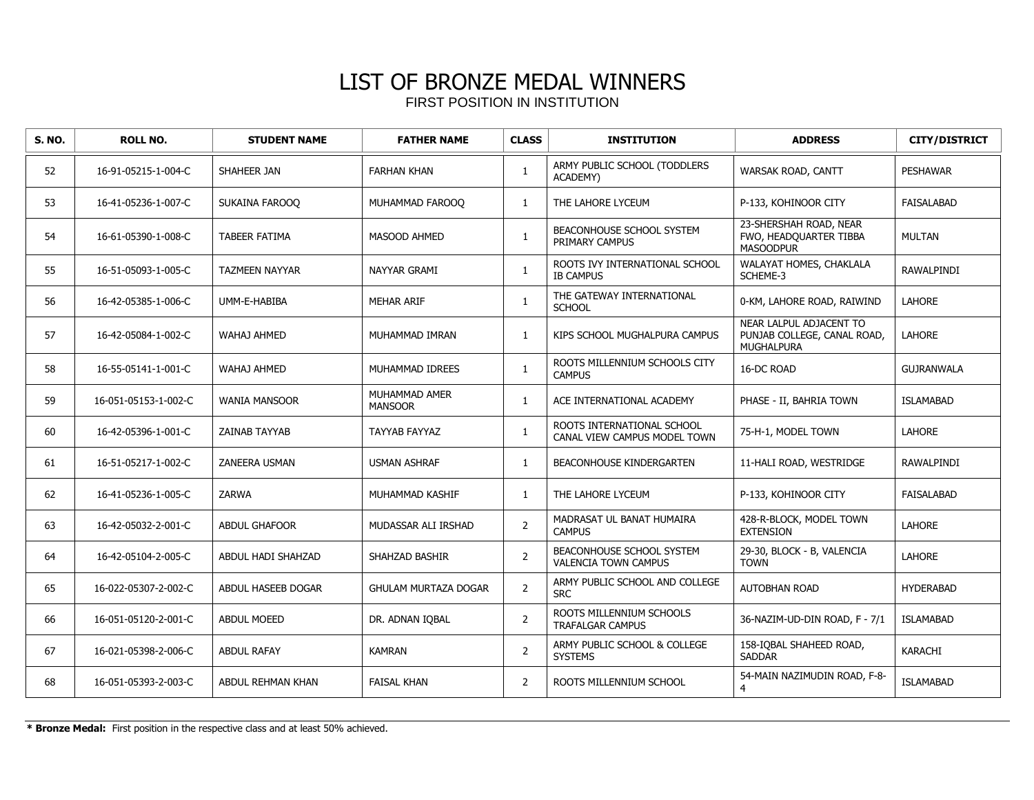# LIST OF BRONZE MEDAL WINNERS

FIRST POSITION IN INSTITUTION

| S. NO. | ROLL NO. | STUDENT NAME | FATHER NAME | CLASS | INSTITUTION | ADDRESS | CITY/DISTRICT |
|---|---|---|---|---|---|---|---|
| 52 | 16-91-05215-1-004-C | SHAHEER JAN | FARHAN KHAN | 1 | ARMY PUBLIC SCHOOL (TODDLERS ACADEMY) | WARSAK ROAD, CANTT | PESHAWAR |
| 53 | 16-41-05236-1-007-C | SUKAINA FAROOQ | MUHAMMAD FAROOQ | 1 | THE LAHORE LYCEUM | P-133, KOHINOOR CITY | FAISALABAD |
| 54 | 16-61-05390-1-008-C | TABEER FATIMA | MASOOD AHMED | 1 | BEACONHOUSE SCHOOL SYSTEM PRIMARY CAMPUS | 23-SHERSHAH ROAD, NEAR FWO, HEADQUARTER TIBBA MASOODPUR | MULTAN |
| 55 | 16-51-05093-1-005-C | TAZMEEN NAYYAR | NAYYAR GRAMI | 1 | ROOTS IVY INTERNATIONAL SCHOOL IB CAMPUS | WALAYAT HOMES, CHAKLALA SCHEME-3 | RAWALPINDI |
| 56 | 16-42-05385-1-006-C | UMM-E-HABIBA | MEHAR ARIF | 1 | THE GATEWAY INTERNATIONAL SCHOOL | 0-KM, LAHORE ROAD, RAIWIND | LAHORE |
| 57 | 16-42-05084-1-002-C | WAHAJ AHMED | MUHAMMAD IMRAN | 1 | KIPS SCHOOL MUGHALPURA CAMPUS | NEAR LALPUL ADJACENT TO PUNJAB COLLEGE, CANAL ROAD, MUGHALPURA | LAHORE |
| 58 | 16-55-05141-1-001-C | WAHAJ AHMED | MUHAMMAD IDREES | 1 | ROOTS MILLENNIUM SCHOOLS CITY CAMPUS | 16-DC ROAD | GUJRANWALA |
| 59 | 16-051-05153-1-002-C | WANIA MANSOOR | MUHAMMAD AMER MANSOOR | 1 | ACE INTERNATIONAL ACADEMY | PHASE - II, BAHRIA TOWN | ISLAMABAD |
| 60 | 16-42-05396-1-001-C | ZAINAB TAYYAB | TAYYAB FAYYAZ | 1 | ROOTS INTERNATIONAL SCHOOL CANAL VIEW CAMPUS MODEL TOWN | 75-H-1, MODEL TOWN | LAHORE |
| 61 | 16-51-05217-1-002-C | ZANEERA USMAN | USMAN ASHRAF | 1 | BEACONHOUSE KINDERGARTEN | 11-HALI ROAD, WESTRIDGE | RAWALPINDI |
| 62 | 16-41-05236-1-005-C | ZARWA | MUHAMMAD KASHIF | 1 | THE LAHORE LYCEUM | P-133, KOHINOOR CITY | FAISALABAD |
| 63 | 16-42-05032-2-001-C | ABDUL GHAFOOR | MUDASSAR ALI IRSHAD | 2 | MADRASAT UL BANAT HUMAIRA CAMPUS | 428-R-BLOCK, MODEL TOWN EXTENSION | LAHORE |
| 64 | 16-42-05104-2-005-C | ABDUL HADI SHAHZAD | SHAHZAD BASHIR | 2 | BEACONHOUSE SCHOOL SYSTEM VALENCIA TOWN CAMPUS | 29-30, BLOCK - B, VALENCIA TOWN | LAHORE |
| 65 | 16-022-05307-2-002-C | ABDUL HASEEB DOGAR | GHULAM MURTAZA DOGAR | 2 | ARMY PUBLIC SCHOOL AND COLLEGE SRC | AUTOBHAN ROAD | HYDERABAD |
| 66 | 16-051-05120-2-001-C | ABDUL MOEED | DR. ADNAN IQBAL | 2 | ROOTS MILLENNIUM SCHOOLS TRAFALGAR CAMPUS | 36-NAZIM-UD-DIN ROAD, F - 7/1 | ISLAMABAD |
| 67 | 16-021-05398-2-006-C | ABDUL RAFAY | KAMRAN | 2 | ARMY PUBLIC SCHOOL & COLLEGE SYSTEMS | 158-IQBAL SHAHEED ROAD, SADDAR | KARACHI |
| 68 | 16-051-05393-2-003-C | ABDUL REHMAN KHAN | FAISAL KHAN | 2 | ROOTS MILLENNIUM SCHOOL | 54-MAIN NAZIMUDIN ROAD, F-8-4 | ISLAMABAD |

**\* Bronze Medal:** First position in the respective class and at least 50% achieved.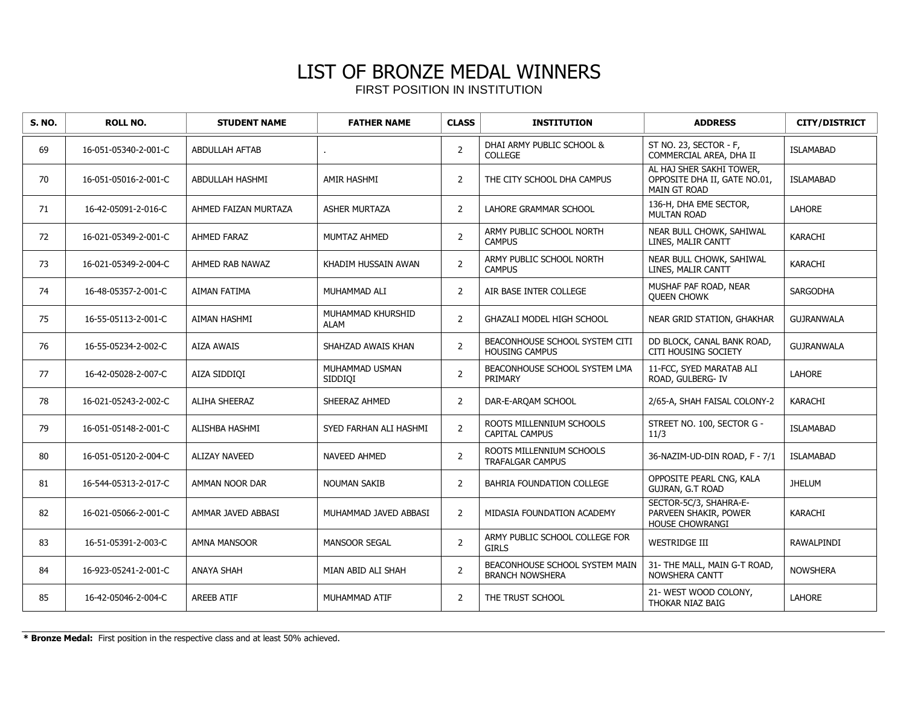# LIST OF BRONZE MEDAL WINNERS

FIRST POSITION IN INSTITUTION

| S. NO. | ROLL NO. | STUDENT NAME | FATHER NAME | CLASS | INSTITUTION | ADDRESS | CITY/DISTRICT |
|---|---|---|---|---|---|---|---|
| 69 | 16-051-05340-2-001-C | ABDULLAH AFTAB | . | 2 | DHAI ARMY PUBLIC SCHOOL & COLLEGE | ST NO. 23, SECTOR - F, COMMERCIAL AREA, DHA II | ISLAMABAD |
| 70 | 16-051-05016-2-001-C | ABDULLAH HASHMI | AMIR HASHMI | 2 | THE CITY SCHOOL DHA CAMPUS | AL HAJ SHER SAKHI TOWER, OPPOSITE DHA II, GATE NO.01, MAIN GT ROAD | ISLAMABAD |
| 71 | 16-42-05091-2-016-C | AHMED FAIZAN MURTAZA | ASHER MURTAZA | 2 | LAHORE GRAMMAR SCHOOL | 136-H, DHA EME SECTOR, MULTAN ROAD | LAHORE |
| 72 | 16-021-05349-2-001-C | AHMED FARAZ | MUMTAZ AHMED | 2 | ARMY PUBLIC SCHOOL NORTH CAMPUS | NEAR BULL CHOWK, SAHIWAL LINES, MALIR CANTT | KARACHI |
| 73 | 16-021-05349-2-004-C | AHMED RAB NAWAZ | KHADIM HUSSAIN AWAN | 2 | ARMY PUBLIC SCHOOL NORTH CAMPUS | NEAR BULL CHOWK, SAHIWAL LINES, MALIR CANTT | KARACHI |
| 74 | 16-48-05357-2-001-C | AIMAN FATIMA | MUHAMMAD ALI | 2 | AIR BASE INTER COLLEGE | MUSHAF PAF ROAD, NEAR QUEEN CHOWK | SARGODHA |
| 75 | 16-55-05113-2-001-C | AIMAN HASHMI | MUHAMMAD KHURSHID ALAM | 2 | GHAZALI MODEL HIGH SCHOOL | NEAR GRID STATION, GHAKHAR | GUJRANWALA |
| 76 | 16-55-05234-2-002-C | AIZA AWAIS | SHAHZAD AWAIS KHAN | 2 | BEACONHOUSE SCHOOL SYSTEM CITI HOUSING CAMPUS | DD BLOCK, CANAL BANK ROAD, CITI HOUSING SOCIETY | GUJRANWALA |
| 77 | 16-42-05028-2-007-C | AIZA SIDDIQI | MUHAMMAD USMAN SIDDIQI | 2 | BEACONHOUSE SCHOOL SYSTEM LMA PRIMARY | 11-FCC, SYED MARATAB ALI ROAD, GULBERG- IV | LAHORE |
| 78 | 16-021-05243-2-002-C | ALIHA SHEERAZ | SHEERAZ AHMED | 2 | DAR-E-ARQAM SCHOOL | 2/65-A, SHAH FAISAL COLONY-2 | KARACHI |
| 79 | 16-051-05148-2-001-C | ALISHBA HASHMI | SYED FARHAN ALI HASHMI | 2 | ROOTS MILLENNIUM SCHOOLS CAPITAL CAMPUS | STREET NO. 100, SECTOR G - 11/3 | ISLAMABAD |
| 80 | 16-051-05120-2-004-C | ALIZAY NAVEED | NAVEED AHMED | 2 | ROOTS MILLENNIUM SCHOOLS TRAFALGAR CAMPUS | 36-NAZIM-UD-DIN ROAD, F - 7/1 | ISLAMABAD |
| 81 | 16-544-05313-2-017-C | AMMAN NOOR DAR | NOUMAN SAKIB | 2 | BAHRIA FOUNDATION COLLEGE | OPPOSITE PEARL CNG, KALA GUJRAN, G.T ROAD | JHELUM |
| 82 | 16-021-05066-2-001-C | AMMAR JAVED ABBASI | MUHAMMAD JAVED ABBASI | 2 | MIDASIA FOUNDATION ACADEMY | SECTOR-5C/3, SHAHRA-E-PARVEEN SHAKIR, POWER HOUSE CHOWRANGI | KARACHI |
| 83 | 16-51-05391-2-003-C | AMNA MANSOOR | MANSOOR SEGAL | 2 | ARMY PUBLIC SCHOOL COLLEGE FOR GIRLS | WESTRIDGE III | RAWALPINDI |
| 84 | 16-923-05241-2-001-C | ANAYA SHAH | MIAN ABID ALI SHAH | 2 | BEACONHOUSE SCHOOL SYSTEM MAIN BRANCH NOWSHERA | 31- THE MALL, MAIN G-T ROAD, NOWSHERA CANTT | NOWSHERA |
| 85 | 16-42-05046-2-004-C | AREEB ATIF | MUHAMMAD ATIF | 2 | THE TRUST SCHOOL | 21- WEST WOOD COLONY, THOKAR NIAZ BAIG | LAHORE |

**\* Bronze Medal:** First position in the respective class and at least 50% achieved.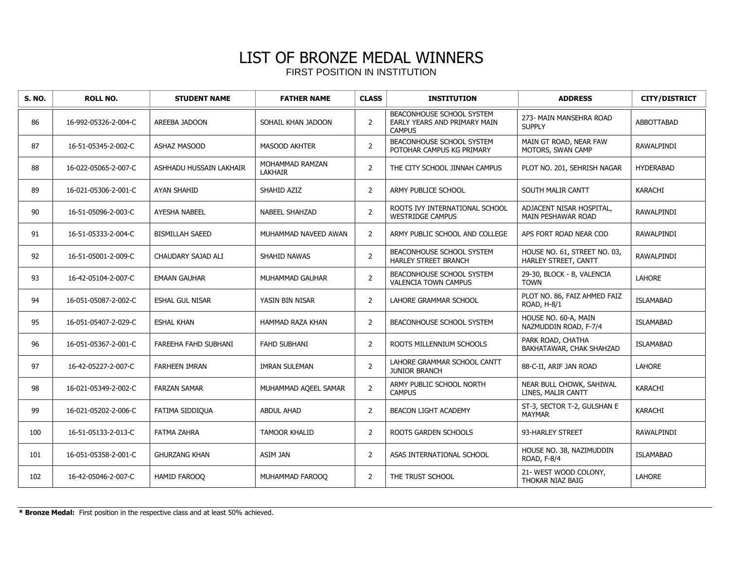# LIST OF BRONZE MEDAL WINNERS

FIRST POSITION IN INSTITUTION

| S. NO. | ROLL NO. | STUDENT NAME | FATHER NAME | CLASS | INSTITUTION | ADDRESS | CITY/DISTRICT |
|---|---|---|---|---|---|---|---|
| 86 | 16-992-05326-2-004-C | AREEBA JADOON | SOHAIL KHAN JADOON | 2 | BEACONHOUSE SCHOOL SYSTEM EARLY YEARS AND PRIMARY MAIN CAMPUS | 273- MAIN MANSEHRA ROAD SUPPLY | ABBOTTABAD |
| 87 | 16-51-05345-2-002-C | ASHAZ MASOOD | MASOOD AKHTER | 2 | BEACONHOUSE SCHOOL SYSTEM POTOHAR CAMPUS KG PRIMARY | MAIN GT ROAD, NEAR FAW MOTORS, SWAN CAMP | RAWALPINDI |
| 88 | 16-022-05065-2-007-C | ASHHADU HUSSAIN LAKHAIR | MOHAMMAD RAMZAN LAKHAIR | 2 | THE CITY SCHOOL JINNAH CAMPUS | PLOT NO. 201, SEHRISH NAGAR | HYDERABAD |
| 89 | 16-021-05306-2-001-C | AYAN SHAHID | SHAHID AZIZ | 2 | ARMY PUBLICE SCHOOL | SOUTH MALIR CANTT | KARACHI |
| 90 | 16-51-05096-2-003-C | AYESHA NABEEL | NABEEL SHAHZAD | 2 | ROOTS IVY INTERNATIONAL SCHOOL WESTRIDGE CAMPUS | ADJACENT NISAR HOSPITAL, MAIN PESHAWAR ROAD | RAWALPINDI |
| 91 | 16-51-05333-2-004-C | BISMILLAH SAEED | MUHAMMAD NAVEED AWAN | 2 | ARMY PUBLIC SCHOOL AND COLLEGE | APS FORT ROAD NEAR COD | RAWALPINDI |
| 92 | 16-51-05001-2-009-C | CHAUDARY SAJAD ALI | SHAHID NAWAS | 2 | BEACONHOUSE SCHOOL SYSTEM HARLEY STREET BRANCH | HOUSE NO. 61, STREET NO. 03, HARLEY STREET, CANTT | RAWALPINDI |
| 93 | 16-42-05104-2-007-C | EMAAN GAUHAR | MUHAMMAD GAUHAR | 2 | BEACONHOUSE SCHOOL SYSTEM VALENCIA TOWN CAMPUS | 29-30, BLOCK - B, VALENCIA TOWN | LAHORE |
| 94 | 16-051-05087-2-002-C | ESHAL GUL NISAR | YASIN BIN NISAR | 2 | LAHORE GRAMMAR SCHOOL | PLOT NO. 86, FAIZ AHMED FAIZ ROAD, H-8/1 | ISLAMABAD |
| 95 | 16-051-05407-2-029-C | ESHAL KHAN | HAMMAD RAZA KHAN | 2 | BEACONHOUSE SCHOOL SYSTEM | HOUSE NO. 60-A, MAIN NAZMUDDIN ROAD, F-7/4 | ISLAMABAD |
| 96 | 16-051-05367-2-001-C | FAREEHA FAHD SUBHANI | FAHD SUBHANI | 2 | ROOTS MILLENNIUM SCHOOLS | PARK ROAD, CHATHA BAKHATAWAR, CHAK SHAHZAD | ISLAMABAD |
| 97 | 16-42-05227-2-007-C | FARHEEN IMRAN | IMRAN SULEMAN | 2 | LAHORE GRAMMAR SCHOOL CANTT JUNIOR BRANCH | 88-C-II, ARIF JAN ROAD | LAHORE |
| 98 | 16-021-05349-2-002-C | FARZAN SAMAR | MUHAMMAD AQEEL SAMAR | 2 | ARMY PUBLIC SCHOOL NORTH CAMPUS | NEAR BULL CHOWK, SAHIWAL LINES, MALIR CANTT | KARACHI |
| 99 | 16-021-05202-2-006-C | FATIMA SIDDIQUA | ABDUL AHAD | 2 | BEACON LIGHT ACADEMY | ST-3, SECTOR T-2, GULSHAN E MAYMAR | KARACHI |
| 100 | 16-51-05133-2-013-C | FATMA ZAHRA | TAMOOR KHALID | 2 | ROOTS GARDEN SCHOOLS | 93-HARLEY STREET | RAWALPINDI |
| 101 | 16-051-05358-2-001-C | GHURZANG KHAN | ASIM JAN | 2 | ASAS INTERNATIONAL SCHOOL | HOUSE NO. 38, NAZIMUDDIN ROAD, F-8/4 | ISLAMABAD |
| 102 | 16-42-05046-2-007-C | HAMID FAROOQ | MUHAMMAD FAROOQ | 2 | THE TRUST SCHOOL | 21- WEST WOOD COLONY, THOKAR NIAZ BAIG | LAHORE |

**\* Bronze Medal:** First position in the respective class and at least 50% achieved.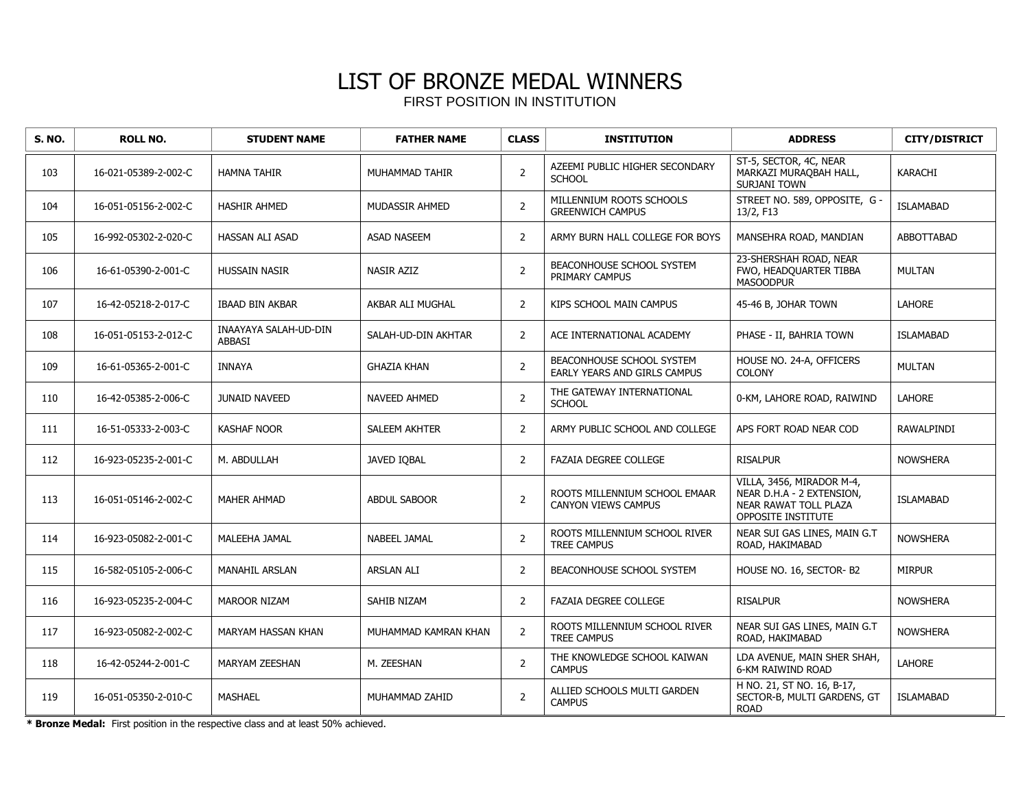# LIST OF BRONZE MEDAL WINNERS

FIRST POSITION IN INSTITUTION

| S. NO. | ROLL NO. | STUDENT NAME | FATHER NAME | CLASS | INSTITUTION | ADDRESS | CITY/DISTRICT |
|---|---|---|---|---|---|---|---|
| 103 | 16-021-05389-2-002-C | HAMNA TAHIR | MUHAMMAD TAHIR | 2 | AZEEMI PUBLIC HIGHER SECONDARY SCHOOL | ST-5, SECTOR, 4C, NEAR MARKAZI MURAQBAH HALL, SURJANI TOWN | KARACHI |
| 104 | 16-051-05156-2-002-C | HASHIR AHMED | MUDASSIR AHMED | 2 | MILLENNIUM ROOTS SCHOOLS GREENWICH CAMPUS | STREET NO. 589, OPPOSITE, G - 13/2, F13 | ISLAMABAD |
| 105 | 16-992-05302-2-020-C | HASSAN ALI ASAD | ASAD NASEEM | 2 | ARMY BURN HALL COLLEGE FOR BOYS | MANSEHRA ROAD, MANDIAN | ABBOTTABAD |
| 106 | 16-61-05390-2-001-C | HUSSAIN NASIR | NASIR AZIZ | 2 | BEACONHOUSE SCHOOL SYSTEM PRIMARY CAMPUS | 23-SHERSHAH ROAD, NEAR FWO, HEADQUARTER TIBBA MASOODPUR | MULTAN |
| 107 | 16-42-05218-2-017-C | IBAAD BIN AKBAR | AKBAR ALI MUGHAL | 2 | KIPS SCHOOL MAIN CAMPUS | 45-46 B, JOHAR TOWN | LAHORE |
| 108 | 16-051-05153-2-012-C | INAAYAYA SALAH-UD-DIN ABBASI | SALAH-UD-DIN AKHTAR | 2 | ACE INTERNATIONAL ACADEMY | PHASE - II, BAHRIA TOWN | ISLAMABAD |
| 109 | 16-61-05365-2-001-C | INNAYA | GHAZIA KHAN | 2 | BEACONHOUSE SCHOOL SYSTEM EARLY YEARS AND GIRLS CAMPUS | HOUSE NO. 24-A, OFFICERS COLONY | MULTAN |
| 110 | 16-42-05385-2-006-C | JUNAID NAVEED | NAVEED AHMED | 2 | THE GATEWAY INTERNATIONAL SCHOOL | 0-KM, LAHORE ROAD, RAIWIND | LAHORE |
| 111 | 16-51-05333-2-003-C | KASHAF NOOR | SALEEM AKHTER | 2 | ARMY PUBLIC SCHOOL AND COLLEGE | APS FORT ROAD NEAR COD | RAWALPINDI |
| 112 | 16-923-05235-2-001-C | M. ABDULLAH | JAVED IQBAL | 2 | FAZAIA DEGREE COLLEGE | RISALPUR | NOWSHERA |
| 113 | 16-051-05146-2-002-C | MAHER AHMAD | ABDUL SABOOR | 2 | ROOTS MILLENNIUM SCHOOL EMAAR CANYON VIEWS CAMPUS | VILLA, 3456, MIRADOR M-4, NEAR D.H.A - 2 EXTENSION, NEAR RAWAT TOLL PLAZA OPPOSITE INSTITUTE | ISLAMABAD |
| 114 | 16-923-05082-2-001-C | MALEEHA JAMAL | NABEEL JAMAL | 2 | ROOTS MILLENNIUM SCHOOL RIVER TREE CAMPUS | NEAR SUI GAS LINES, MAIN G.T ROAD, HAKIMABAD | NOWSHERA |
| 115 | 16-582-05105-2-006-C | MANAHIL ARSLAN | ARSLAN ALI | 2 | BEACONHOUSE SCHOOL SYSTEM | HOUSE NO. 16, SECTOR- B2 | MIRPUR |
| 116 | 16-923-05235-2-004-C | MAROOR NIZAM | SAHIB NIZAM | 2 | FAZAIA DEGREE COLLEGE | RISALPUR | NOWSHERA |
| 117 | 16-923-05082-2-002-C | MARYAM HASSAN KHAN | MUHAMMAD KAMRAN KHAN | 2 | ROOTS MILLENNIUM SCHOOL RIVER TREE CAMPUS | NEAR SUI GAS LINES, MAIN G.T ROAD, HAKIMABAD | NOWSHERA |
| 118 | 16-42-05244-2-001-C | MARYAM ZEESHAN | M. ZEESHAN | 2 | THE KNOWLEDGE SCHOOL KAIWAN CAMPUS | LDA AVENUE, MAIN SHER SHAH, 6-KM RAIWIND ROAD | LAHORE |
| 119 | 16-051-05350-2-010-C | MASHAEL | MUHAMMAD ZAHID | 2 | ALLIED SCHOOLS MULTI GARDEN CAMPUS | H NO. 21, ST NO. 16, B-17, SECTOR-B, MULTI GARDENS, GT ROAD | ISLAMABAD |

**\* Bronze Medal:** First position in the respective class and at least 50% achieved.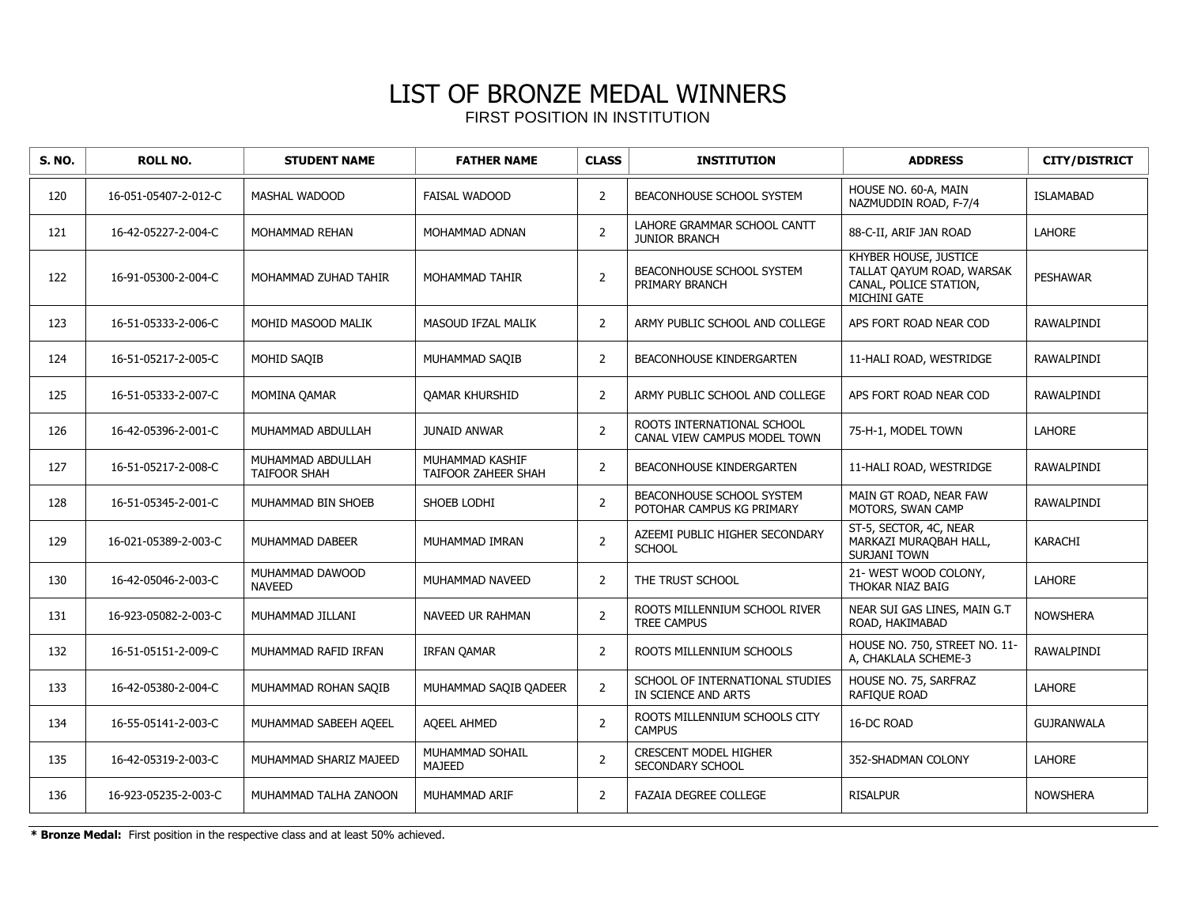# LIST OF BRONZE MEDAL WINNERS

FIRST POSITION IN INSTITUTION

| S. NO. | ROLL NO. | STUDENT NAME | FATHER NAME | CLASS | INSTITUTION | ADDRESS | CITY/DISTRICT |
|---|---|---|---|---|---|---|---|
| 120 | 16-051-05407-2-012-C | MASHAL WADOOD | FAISAL WADOOD | 2 | BEACONHOUSE SCHOOL SYSTEM | HOUSE NO. 60-A, MAIN NAZMUDDIN ROAD, F-7/4 | ISLAMABAD |
| 121 | 16-42-05227-2-004-C | MOHAMMAD REHAN | MOHAMMAD ADNAN | 2 | LAHORE GRAMMAR SCHOOL CANTT JUNIOR BRANCH | 88-C-II, ARIF JAN ROAD | LAHORE |
| 122 | 16-91-05300-2-004-C | MOHAMMAD ZUHAD TAHIR | MOHAMMAD TAHIR | 2 | BEACONHOUSE SCHOOL SYSTEM PRIMARY BRANCH | KHYBER HOUSE, JUSTICE TALLAT QAYUM ROAD, WARSAK CANAL, POLICE STATION, MICHINI GATE | PESHAWAR |
| 123 | 16-51-05333-2-006-C | MOHID MASOOD MALIK | MASOUD IFZAL MALIK | 2 | ARMY PUBLIC SCHOOL AND COLLEGE | APS FORT ROAD NEAR COD | RAWALPINDI |
| 124 | 16-51-05217-2-005-C | MOHID SAQIB | MUHAMMAD SAQIB | 2 | BEACONHOUSE KINDERGARTEN | 11-HALI ROAD, WESTRIDGE | RAWALPINDI |
| 125 | 16-51-05333-2-007-C | MOMINA QAMAR | QAMAR KHURSHID | 2 | ARMY PUBLIC SCHOOL AND COLLEGE | APS FORT ROAD NEAR COD | RAWALPINDI |
| 126 | 16-42-05396-2-001-C | MUHAMMAD ABDULLAH | JUNAID ANWAR | 2 | ROOTS INTERNATIONAL SCHOOL CANAL VIEW CAMPUS MODEL TOWN | 75-H-1, MODEL TOWN | LAHORE |
| 127 | 16-51-05217-2-008-C | MUHAMMAD ABDULLAH TAIFOOR SHAH | MUHAMMAD KASHIF TAIFOOR ZAHEER SHAH | 2 | BEACONHOUSE KINDERGARTEN | 11-HALI ROAD, WESTRIDGE | RAWALPINDI |
| 128 | 16-51-05345-2-001-C | MUHAMMAD BIN SHOEB | SHOEB LODHI | 2 | BEACONHOUSE SCHOOL SYSTEM POTOHAR CAMPUS KG PRIMARY | MAIN GT ROAD, NEAR FAW MOTORS, SWAN CAMP | RAWALPINDI |
| 129 | 16-021-05389-2-003-C | MUHAMMAD DABEER | MUHAMMAD IMRAN | 2 | AZEEMI PUBLIC HIGHER SECONDARY SCHOOL | ST-5, SECTOR, 4C, NEAR MARKAZI MURAQBAH HALL, SURJANI TOWN | KARACHI |
| 130 | 16-42-05046-2-003-C | MUHAMMAD DAWOOD NAVEED | MUHAMMAD NAVEED | 2 | THE TRUST SCHOOL | 21- WEST WOOD COLONY, THOKAR NIAZ BAIG | LAHORE |
| 131 | 16-923-05082-2-003-C | MUHAMMAD JILLANI | NAVEED UR RAHMAN | 2 | ROOTS MILLENNIUM SCHOOL RIVER TREE CAMPUS | NEAR SUI GAS LINES, MAIN G.T ROAD, HAKIMABAD | NOWSHERA |
| 132 | 16-51-05151-2-009-C | MUHAMMAD RAFID IRFAN | IRFAN QAMAR | 2 | ROOTS MILLENNIUM SCHOOLS | HOUSE NO. 750, STREET NO. 11-A, CHAKLALA SCHEME-3 | RAWALPINDI |
| 133 | 16-42-05380-2-004-C | MUHAMMAD ROHAN SAQIB | MUHAMMAD SAQIB QADEER | 2 | SCHOOL OF INTERNATIONAL STUDIES IN SCIENCE AND ARTS | HOUSE NO. 75, SARFRAZ RAFIQUE ROAD | LAHORE |
| 134 | 16-55-05141-2-003-C | MUHAMMAD SABEEH AQEEL | AQEEL AHMED | 2 | ROOTS MILLENNIUM SCHOOLS CITY CAMPUS | 16-DC ROAD | GUJRANWALA |
| 135 | 16-42-05319-2-003-C | MUHAMMAD SHARIZ MAJEED | MUHAMMAD SOHAIL MAJEED | 2 | CRESCENT MODEL HIGHER SECONDARY SCHOOL | 352-SHADMAN COLONY | LAHORE |
| 136 | 16-923-05235-2-003-C | MUHAMMAD TALHA ZANOON | MUHAMMAD ARIF | 2 | FAZAIA DEGREE COLLEGE | RISALPUR | NOWSHERA |

**\* Bronze Medal:** First position in the respective class and at least 50% achieved.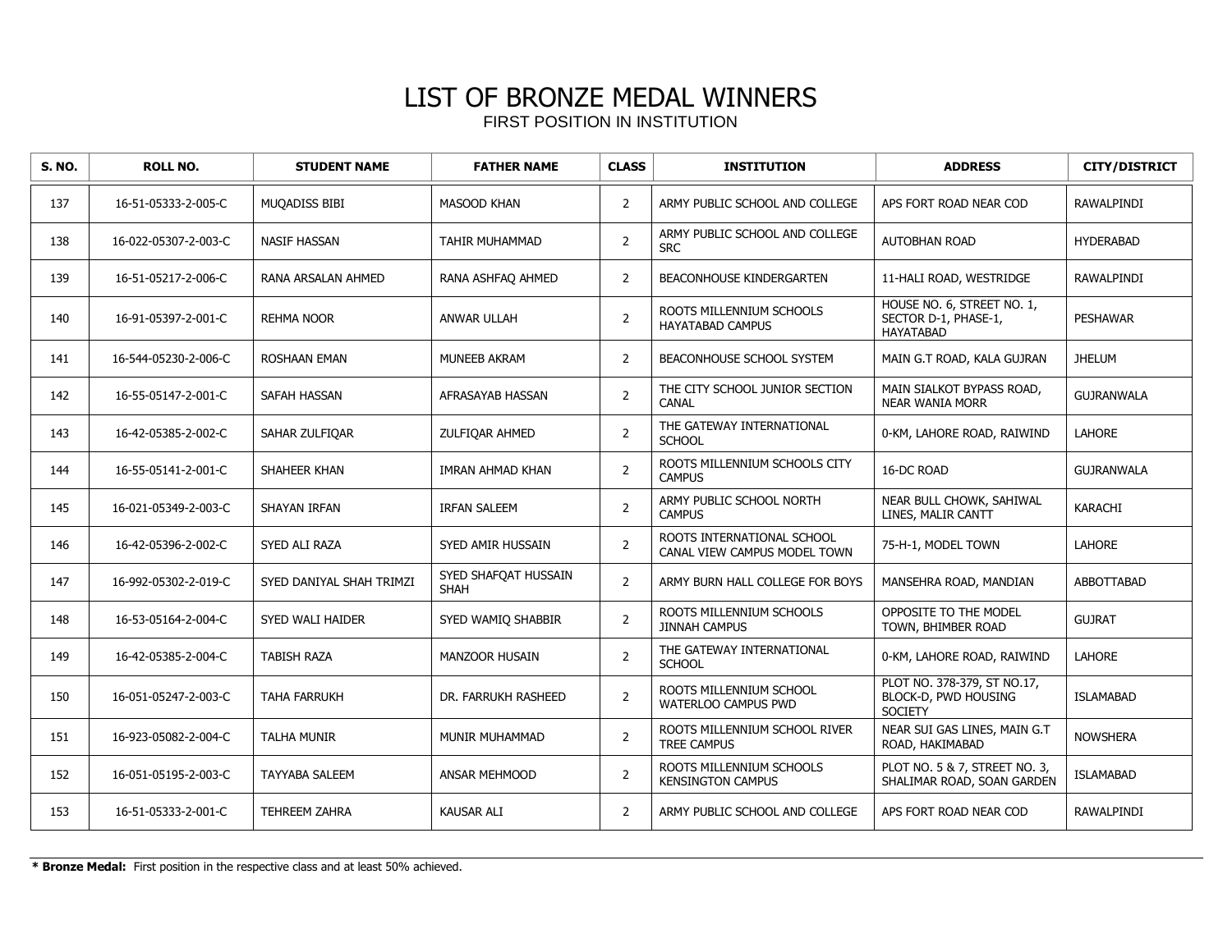# LIST OF BRONZE MEDAL WINNERS

FIRST POSITION IN INSTITUTION

| S. NO. | ROLL NO. | STUDENT NAME | FATHER NAME | CLASS | INSTITUTION | ADDRESS | CITY/DISTRICT |
|---|---|---|---|---|---|---|---|
| 137 | 16-51-05333-2-005-C | MUQADISS BIBI | MASOOD KHAN | 2 | ARMY PUBLIC SCHOOL AND COLLEGE | APS FORT ROAD NEAR COD | RAWALPINDI |
| 138 | 16-022-05307-2-003-C | NASIF HASSAN | TAHIR MUHAMMAD | 2 | ARMY PUBLIC SCHOOL AND COLLEGE SRC | AUTOBHAN ROAD | HYDERABAD |
| 139 | 16-51-05217-2-006-C | RANA ARSALAN AHMED | RANA ASHFAQ AHMED | 2 | BEACONHOUSE KINDERGARTEN | 11-HALI ROAD, WESTRIDGE | RAWALPINDI |
| 140 | 16-91-05397-2-001-C | REHMA NOOR | ANWAR ULLAH | 2 | ROOTS MILLENNIUM SCHOOLS HAYATABAD CAMPUS | HOUSE NO. 6, STREET NO. 1, SECTOR D-1, PHASE-1, HAYATABAD | PESHAWAR |
| 141 | 16-544-05230-2-006-C | ROSHAAN EMAN | MUNEEB AKRAM | 2 | BEACONHOUSE SCHOOL SYSTEM | MAIN G.T ROAD, KALA GUJRAN | JHELUM |
| 142 | 16-55-05147-2-001-C | SAFAH HASSAN | AFRASAYAB HASSAN | 2 | THE CITY SCHOOL JUNIOR SECTION CANAL | MAIN SIALKOT BYPASS ROAD, NEAR WANIA MORR | GUJRANWALA |
| 143 | 16-42-05385-2-002-C | SAHAR ZULFIQAR | ZULFIQAR AHMED | 2 | THE GATEWAY INTERNATIONAL SCHOOL | 0-KM, LAHORE ROAD, RAIWIND | LAHORE |
| 144 | 16-55-05141-2-001-C | SHAHEER KHAN | IMRAN AHMAD KHAN | 2 | ROOTS MILLENNIUM SCHOOLS CITY CAMPUS | 16-DC ROAD | GUJRANWALA |
| 145 | 16-021-05349-2-003-C | SHAYAN IRFAN | IRFAN SALEEM | 2 | ARMY PUBLIC SCHOOL NORTH CAMPUS | NEAR BULL CHOWK, SAHIWAL LINES, MALIR CANTT | KARACHI |
| 146 | 16-42-05396-2-002-C | SYED ALI RAZA | SYED AMIR HUSSAIN | 2 | ROOTS INTERNATIONAL SCHOOL CANAL VIEW CAMPUS MODEL TOWN | 75-H-1, MODEL TOWN | LAHORE |
| 147 | 16-992-05302-2-019-C | SYED DANIYAL SHAH TRIMZI | SYED SHAFQAT HUSSAIN SHAH | 2 | ARMY BURN HALL COLLEGE FOR BOYS | MANSEHRA ROAD, MANDIAN | ABBOTTABAD |
| 148 | 16-53-05164-2-004-C | SYED WALI HAIDER | SYED WAMIQ SHABBIR | 2 | ROOTS MILLENNIUM SCHOOLS JINNAH CAMPUS | OPPOSITE TO THE MODEL TOWN, BHIMBER ROAD | GUJRAT |
| 149 | 16-42-05385-2-004-C | TABISH RAZA | MANZOOR HUSAIN | 2 | THE GATEWAY INTERNATIONAL SCHOOL | 0-KM, LAHORE ROAD, RAIWIND | LAHORE |
| 150 | 16-051-05247-2-003-C | TAHA FARRUKH | DR. FARRUKH RASHEED | 2 | ROOTS MILLENNIUM SCHOOL WATERLOO CAMPUS PWD | PLOT NO. 378-379, ST NO.17, BLOCK-D, PWD HOUSING SOCIETY | ISLAMABAD |
| 151 | 16-923-05082-2-004-C | TALHA MUNIR | MUNIR MUHAMMAD | 2 | ROOTS MILLENNIUM SCHOOL RIVER TREE CAMPUS | NEAR SUI GAS LINES, MAIN G.T ROAD, HAKIMABAD | NOWSHERA |
| 152 | 16-051-05195-2-003-C | TAYYABA SALEEM | ANSAR MEHMOOD | 2 | ROOTS MILLENNIUM SCHOOLS KENSINGTON CAMPUS | PLOT NO. 5 & 7, STREET NO. 3, SHALIMAR ROAD, SOAN GARDEN | ISLAMABAD |
| 153 | 16-51-05333-2-001-C | TEHREEM ZAHRA | KAUSAR ALI | 2 | ARMY PUBLIC SCHOOL AND COLLEGE | APS FORT ROAD NEAR COD | RAWALPINDI |

**\* Bronze Medal:** First position in the respective class and at least 50% achieved.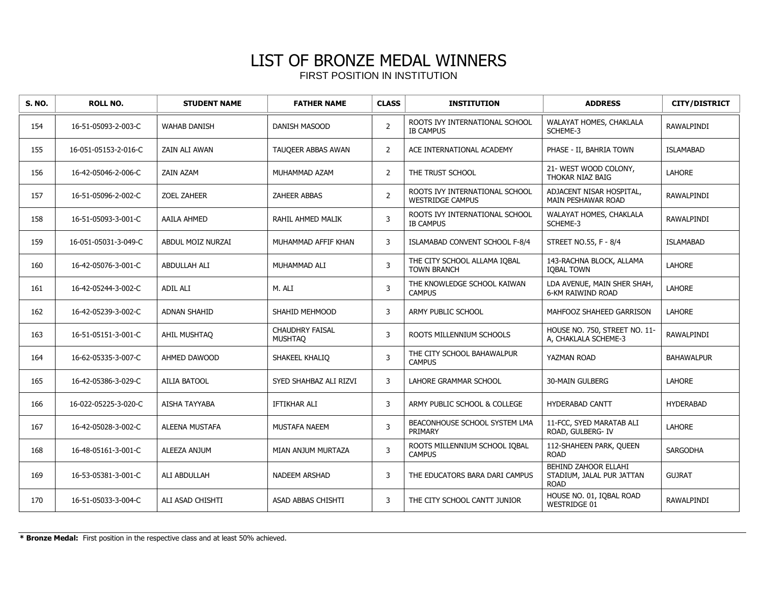# LIST OF BRONZE MEDAL WINNERS

FIRST POSITION IN INSTITUTION

| S. NO. | ROLL NO. | STUDENT NAME | FATHER NAME | CLASS | INSTITUTION | ADDRESS | CITY/DISTRICT |
|---|---|---|---|---|---|---|---|
| 154 | 16-51-05093-2-003-C | WAHAB DANISH | DANISH MASOOD | 2 | ROOTS IVY INTERNATIONAL SCHOOL IB CAMPUS | WALAYAT HOMES, CHAKLALA SCHEME-3 | RAWALPINDI |
| 155 | 16-051-05153-2-016-C | ZAIN ALI AWAN | TAUQEER ABBAS AWAN | 2 | ACE INTERNATIONAL ACADEMY | PHASE - II, BAHRIA TOWN | ISLAMABAD |
| 156 | 16-42-05046-2-006-C | ZAIN AZAM | MUHAMMAD AZAM | 2 | THE TRUST SCHOOL | 21- WEST WOOD COLONY, THOKAR NIAZ BAIG | LAHORE |
| 157 | 16-51-05096-2-002-C | ZOEL ZAHEER | ZAHEER ABBAS | 2 | ROOTS IVY INTERNATIONAL SCHOOL WESTRIDGE CAMPUS | ADJACENT NISAR HOSPITAL, MAIN PESHAWAR ROAD | RAWALPINDI |
| 158 | 16-51-05093-3-001-C | AAILA AHMED | RAHIL AHMED MALIK | 3 | ROOTS IVY INTERNATIONAL SCHOOL IB CAMPUS | WALAYAT HOMES, CHAKLALA SCHEME-3 | RAWALPINDI |
| 159 | 16-051-05031-3-049-C | ABDUL MOIZ NURZAI | MUHAMMAD AFFIF KHAN | 3 | ISLAMABAD CONVENT SCHOOL F-8/4 | STREET NO.55, F - 8/4 | ISLAMABAD |
| 160 | 16-42-05076-3-001-C | ABDULLAH ALI | MUHAMMAD ALI | 3 | THE CITY SCHOOL ALLAMA IQBAL TOWN BRANCH | 143-RACHNA BLOCK, ALLAMA IQBAL TOWN | LAHORE |
| 161 | 16-42-05244-3-002-C | ADIL ALI | M. ALI | 3 | THE KNOWLEDGE SCHOOL KAIWAN CAMPUS | LDA AVENUE, MAIN SHER SHAH, 6-KM RAIWIND ROAD | LAHORE |
| 162 | 16-42-05239-3-002-C | ADNAN SHAHID | SHAHID MEHMOOD | 3 | ARMY PUBLIC SCHOOL | MAHFOOZ SHAHEED GARRISON | LAHORE |
| 163 | 16-51-05151-3-001-C | AHIL MUSHTAQ | CHAUDHRY FAISAL MUSHTAQ | 3 | ROOTS MILLENNIUM SCHOOLS | HOUSE NO. 750, STREET NO. 11-A, CHAKLALA SCHEME-3 | RAWALPINDI |
| 164 | 16-62-05335-3-007-C | AHMED DAWOOD | SHAKEEL KHALIQ | 3 | THE CITY SCHOOL BAHAWALPUR CAMPUS | YAZMAN ROAD | BAHAWALPUR |
| 165 | 16-42-05386-3-029-C | AILIA BATOOL | SYED SHAHBAZ ALI RIZVI | 3 | LAHORE GRAMMAR SCHOOL | 30-MAIN GULBERG | LAHORE |
| 166 | 16-022-05225-3-020-C | AISHA TAYYABA | IFTIKHAR ALI | 3 | ARMY PUBLIC SCHOOL & COLLEGE | HYDERABAD CANTT | HYDERABAD |
| 167 | 16-42-05028-3-002-C | ALEENA MUSTAFA | MUSTAFA NAEEM | 3 | BEACONHOUSE SCHOOL SYSTEM LMA PRIMARY | 11-FCC, SYED MARATAB ALI ROAD, GULBERG- IV | LAHORE |
| 168 | 16-48-05161-3-001-C | ALEEZA ANJUM | MIAN ANJUM MURTAZA | 3 | ROOTS MILLENNIUM SCHOOL IQBAL CAMPUS | 112-SHAHEEN PARK, QUEEN ROAD | SARGODHA |
| 169 | 16-53-05381-3-001-C | ALI ABDULLAH | NADEEM ARSHAD | 3 | THE EDUCATORS BARA DARI CAMPUS | BEHIND ZAHOOR ELLAHI STADIUM, JALAL PUR JATTAN ROAD | GUJRAT |
| 170 | 16-51-05033-3-004-C | ALI ASAD CHISHTI | ASAD ABBAS CHISHTI | 3 | THE CITY SCHOOL CANTT JUNIOR | HOUSE NO. 01, IQBAL ROAD WESTRIDGE 01 | RAWALPINDI |

**\* Bronze Medal:** First position in the respective class and at least 50% achieved.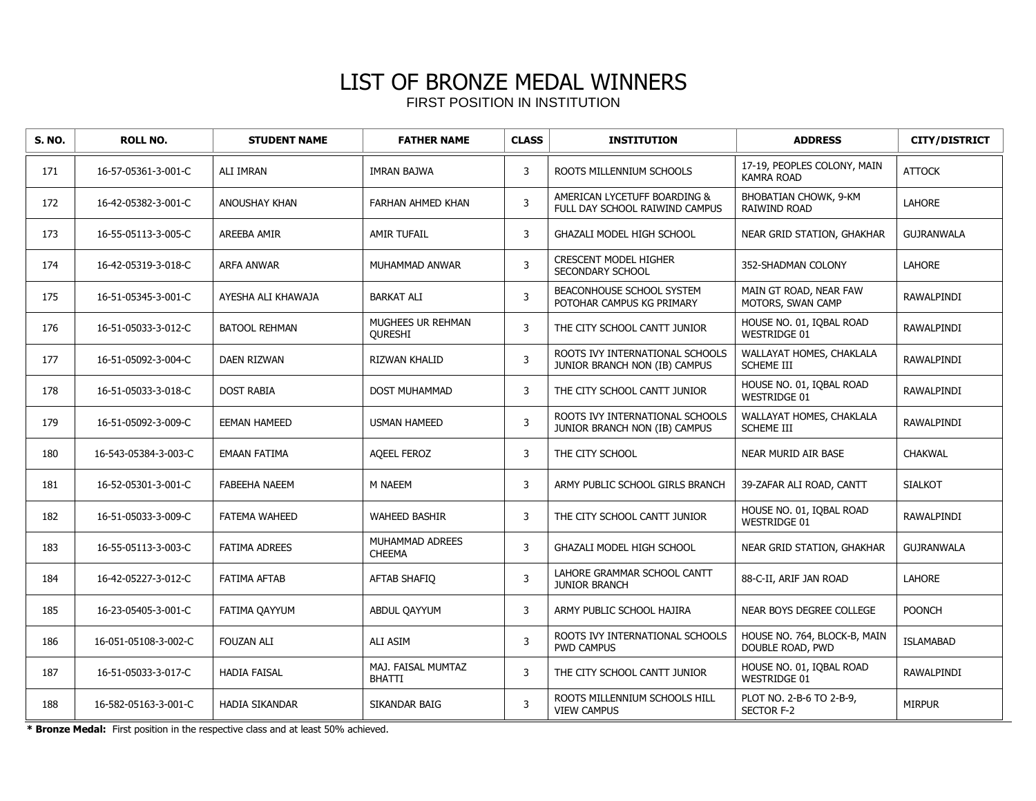# LIST OF BRONZE MEDAL WINNERS

FIRST POSITION IN INSTITUTION

| S. NO. | ROLL NO. | STUDENT NAME | FATHER NAME | CLASS | INSTITUTION | ADDRESS | CITY/DISTRICT |
|---|---|---|---|---|---|---|---|
| 171 | 16-57-05361-3-001-C | ALI IMRAN | IMRAN BAJWA | 3 | ROOTS MILLENNIUM SCHOOLS | 17-19, PEOPLES COLONY, MAIN KAMRA ROAD | ATTOCK |
| 172 | 16-42-05382-3-001-C | ANOUSHAY KHAN | FARHAN AHMED KHAN | 3 | AMERICAN LYCETUFF BOARDING & FULL DAY SCHOOL RAIWIND CAMPUS | BHOBATIAN CHOWK, 9-KM RAIWIND ROAD | LAHORE |
| 173 | 16-55-05113-3-005-C | AREEBA AMIR | AMIR TUFAIL | 3 | GHAZALI MODEL HIGH SCHOOL | NEAR GRID STATION, GHAKHAR | GUJRANWALA |
| 174 | 16-42-05319-3-018-C | ARFA ANWAR | MUHAMMAD ANWAR | 3 | CRESCENT MODEL HIGHER SECONDARY SCHOOL | 352-SHADMAN COLONY | LAHORE |
| 175 | 16-51-05345-3-001-C | AYESHA ALI KHAWAJA | BARKAT ALI | 3 | BEACONHOUSE SCHOOL SYSTEM POTOHAR CAMPUS KG PRIMARY | MAIN GT ROAD, NEAR FAW MOTORS, SWAN CAMP | RAWALPINDI |
| 176 | 16-51-05033-3-012-C | BATOOL REHMAN | MUGHEES UR REHMAN QURESHI | 3 | THE CITY SCHOOL CANTT JUNIOR | HOUSE NO. 01, IQBAL ROAD WESTRIDGE 01 | RAWALPINDI |
| 177 | 16-51-05092-3-004-C | DAEN RIZWAN | RIZWAN KHALID | 3 | ROOTS IVY INTERNATIONAL SCHOOLS JUNIOR BRANCH NON (IB) CAMPUS | WALLAYAT HOMES, CHAKLALA SCHEME III | RAWALPINDI |
| 178 | 16-51-05033-3-018-C | DOST RABIA | DOST MUHAMMAD | 3 | THE CITY SCHOOL CANTT JUNIOR | HOUSE NO. 01, IQBAL ROAD WESTRIDGE 01 | RAWALPINDI |
| 179 | 16-51-05092-3-009-C | EEMAN HAMEED | USMAN HAMEED | 3 | ROOTS IVY INTERNATIONAL SCHOOLS JUNIOR BRANCH NON (IB) CAMPUS | WALLAYAT HOMES, CHAKLALA SCHEME III | RAWALPINDI |
| 180 | 16-543-05384-3-003-C | EMAAN FATIMA | AQEEL FEROZ | 3 | THE CITY SCHOOL | NEAR MURID AIR BASE | CHAKWAL |
| 181 | 16-52-05301-3-001-C | FABEEHA NAEEM | M NAEEM | 3 | ARMY PUBLIC SCHOOL GIRLS BRANCH | 39-ZAFAR ALI ROAD, CANTT | SIALKOT |
| 182 | 16-51-05033-3-009-C | FATEMA WAHEED | WAHEED BASHIR | 3 | THE CITY SCHOOL CANTT JUNIOR | HOUSE NO. 01, IQBAL ROAD WESTRIDGE 01 | RAWALPINDI |
| 183 | 16-55-05113-3-003-C | FATIMA ADREES | MUHAMMAD ADREES CHEEMA | 3 | GHAZALI MODEL HIGH SCHOOL | NEAR GRID STATION, GHAKHAR | GUJRANWALA |
| 184 | 16-42-05227-3-012-C | FATIMA AFTAB | AFTAB SHAFIQ | 3 | LAHORE GRAMMAR SCHOOL CANTT JUNIOR BRANCH | 88-C-II, ARIF JAN ROAD | LAHORE |
| 185 | 16-23-05405-3-001-C | FATIMA QAYYUM | ABDUL QAYYUM | 3 | ARMY PUBLIC SCHOOL HAJIRA | NEAR BOYS DEGREE COLLEGE | POONCH |
| 186 | 16-051-05108-3-002-C | FOUZAN ALI | ALI ASIM | 3 | ROOTS IVY INTERNATIONAL SCHOOLS PWD CAMPUS | HOUSE NO. 764, BLOCK-B, MAIN DOUBLE ROAD, PWD | ISLAMABAD |
| 187 | 16-51-05033-3-017-C | HADIA FAISAL | MAJ. FAISAL MUMTAZ BHATTI | 3 | THE CITY SCHOOL CANTT JUNIOR | HOUSE NO. 01, IQBAL ROAD WESTRIDGE 01 | RAWALPINDI |
| 188 | 16-582-05163-3-001-C | HADIA SIKANDAR | SIKANDAR BAIG | 3 | ROOTS MILLENNIUM SCHOOLS HILL VIEW CAMPUS | PLOT NO. 2-B-6 TO 2-B-9, SECTOR F-2 | MIRPUR |

**\* Bronze Medal:** First position in the respective class and at least 50% achieved.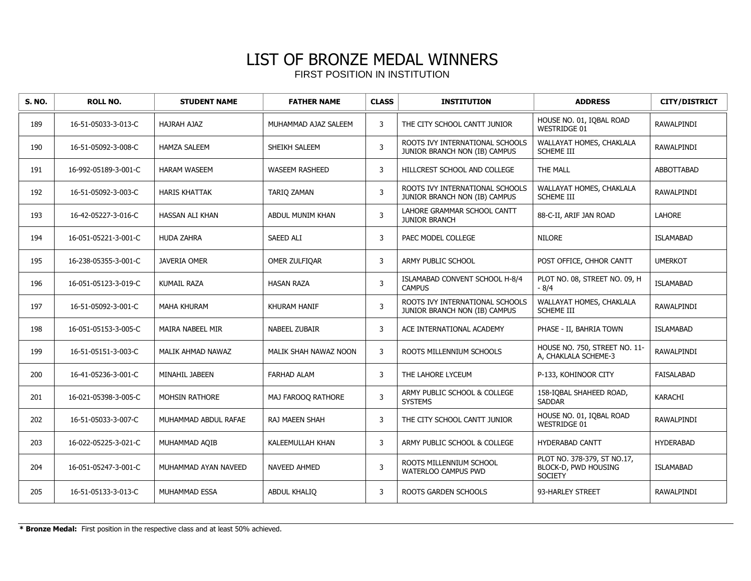# LIST OF BRONZE MEDAL WINNERS

FIRST POSITION IN INSTITUTION

| S. NO. | ROLL NO. | STUDENT NAME | FATHER NAME | CLASS | INSTITUTION | ADDRESS | CITY/DISTRICT |
|---|---|---|---|---|---|---|---|
| 189 | 16-51-05033-3-013-C | HAJRAH AJAZ | MUHAMMAD AJAZ SALEEM | 3 | THE CITY SCHOOL CANTT JUNIOR | HOUSE NO. 01, IQBAL ROAD WESTRIDGE 01 | RAWALPINDI |
| 190 | 16-51-05092-3-008-C | HAMZA SALEEM | SHEIKH SALEEM | 3 | ROOTS IVY INTERNATIONAL SCHOOLS JUNIOR BRANCH NON (IB) CAMPUS | WALLAYAT HOMES, CHAKLALA SCHEME III | RAWALPINDI |
| 191 | 16-992-05189-3-001-C | HARAM WASEEM | WASEEM RASHEED | 3 | HILLCREST SCHOOL AND COLLEGE | THE MALL | ABBOTTABAD |
| 192 | 16-51-05092-3-003-C | HARIS KHATTAK | TARIQ ZAMAN | 3 | ROOTS IVY INTERNATIONAL SCHOOLS JUNIOR BRANCH NON (IB) CAMPUS | WALLAYAT HOMES, CHAKLALA SCHEME III | RAWALPINDI |
| 193 | 16-42-05227-3-016-C | HASSAN ALI KHAN | ABDUL MUNIM KHAN | 3 | LAHORE GRAMMAR SCHOOL CANTT JUNIOR BRANCH | 88-C-II, ARIF JAN ROAD | LAHORE |
| 194 | 16-051-05221-3-001-C | HUDA ZAHRA | SAEED ALI | 3 | PAEC MODEL COLLEGE | NILORE | ISLAMABAD |
| 195 | 16-238-05355-3-001-C | JAVERIA OMER | OMER ZULFIQAR | 3 | ARMY PUBLIC SCHOOL | POST OFFICE, CHHOR CANTT | UMERKOT |
| 196 | 16-051-05123-3-019-C | KUMAIL RAZA | HASAN RAZA | 3 | ISLAMABAD CONVENT SCHOOL H-8/4 CAMPUS | PLOT NO. 08, STREET NO. 09, H - 8/4 | ISLAMABAD |
| 197 | 16-51-05092-3-001-C | MAHA KHURAM | KHURAM HANIF | 3 | ROOTS IVY INTERNATIONAL SCHOOLS JUNIOR BRANCH NON (IB) CAMPUS | WALLAYAT HOMES, CHAKLALA SCHEME III | RAWALPINDI |
| 198 | 16-051-05153-3-005-C | MAIRA NABEEL MIR | NABEEL ZUBAIR | 3 | ACE INTERNATIONAL ACADEMY | PHASE - II, BAHRIA TOWN | ISLAMABAD |
| 199 | 16-51-05151-3-003-C | MALIK AHMAD NAWAZ | MALIK SHAH NAWAZ NOON | 3 | ROOTS MILLENNIUM SCHOOLS | HOUSE NO. 750, STREET NO. 11-A, CHAKLALA SCHEME-3 | RAWALPINDI |
| 200 | 16-41-05236-3-001-C | MINAHIL JABEEN | FARHAD ALAM | 3 | THE LAHORE LYCEUM | P-133, KOHINOOR CITY | FAISALABAD |
| 201 | 16-021-05398-3-005-C | MOHSIN RATHORE | MAJ FAROOQ RATHORE | 3 | ARMY PUBLIC SCHOOL & COLLEGE SYSTEMS | 158-IQBAL SHAHEED ROAD, SADDAR | KARACHI |
| 202 | 16-51-05033-3-007-C | MUHAMMAD ABDUL RAFAE | RAJ MAEEN SHAH | 3 | THE CITY SCHOOL CANTT JUNIOR | HOUSE NO. 01, IQBAL ROAD WESTRIDGE 01 | RAWALPINDI |
| 203 | 16-022-05225-3-021-C | MUHAMMAD AQIB | KALEEMULLAH KHAN | 3 | ARMY PUBLIC SCHOOL & COLLEGE | HYDERABAD CANTT | HYDERABAD |
| 204 | 16-051-05247-3-001-C | MUHAMMAD AYAN NAVEED | NAVEED AHMED | 3 | ROOTS MILLENNIUM SCHOOL WATERLOO CAMPUS PWD | PLOT NO. 378-379, ST NO.17, BLOCK-D, PWD HOUSING SOCIETY | ISLAMABAD |
| 205 | 16-51-05133-3-013-C | MUHAMMAD ESSA | ABDUL KHALIQ | 3 | ROOTS GARDEN SCHOOLS | 93-HARLEY STREET | RAWALPINDI |

**\* Bronze Medal:** First position in the respective class and at least 50% achieved.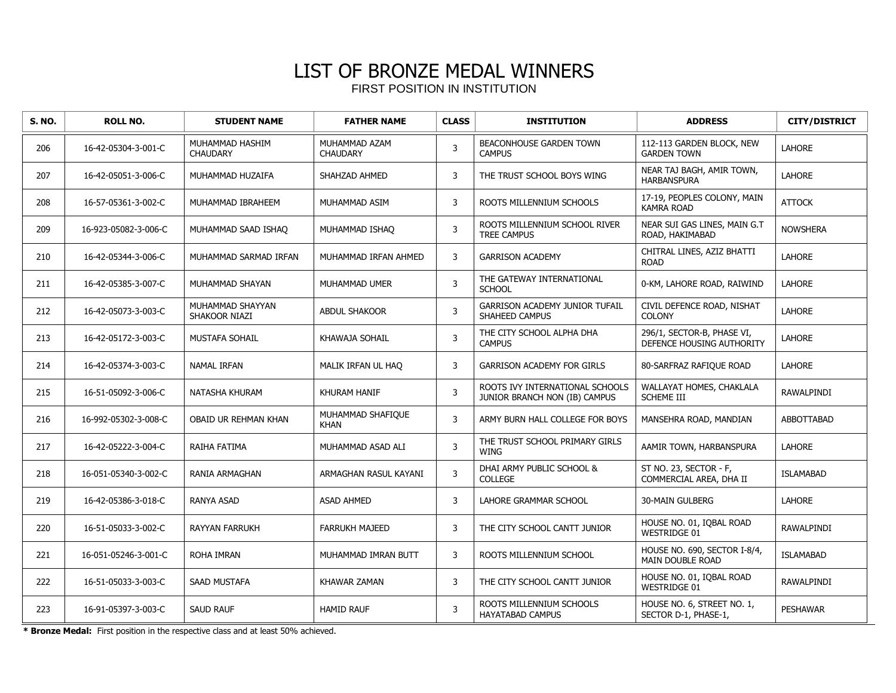# LIST OF BRONZE MEDAL WINNERS

FIRST POSITION IN INSTITUTION

| S. NO. | ROLL NO. | STUDENT NAME | FATHER NAME | CLASS | INSTITUTION | ADDRESS | CITY/DISTRICT |
|---|---|---|---|---|---|---|---|
| 206 | 16-42-05304-3-001-C | MUHAMMAD HASHIM CHAUDARY | MUHAMMAD AZAM CHAUDARY | 3 | BEACONHOUSE GARDEN TOWN CAMPUS | 112-113 GARDEN BLOCK, NEW GARDEN TOWN | LAHORE |
| 207 | 16-42-05051-3-006-C | MUHAMMAD HUZAIFA | SHAHZAD AHMED | 3 | THE TRUST SCHOOL BOYS WING | NEAR TAJ BAGH, AMIR TOWN, HARBANSPURA | LAHORE |
| 208 | 16-57-05361-3-002-C | MUHAMMAD IBRAHEEM | MUHAMMAD ASIM | 3 | ROOTS MILLENNIUM SCHOOLS | 17-19, PEOPLES COLONY, MAIN KAMRA ROAD | ATTOCK |
| 209 | 16-923-05082-3-006-C | MUHAMMAD SAAD ISHAQ | MUHAMMAD ISHAQ | 3 | ROOTS MILLENNIUM SCHOOL RIVER TREE CAMPUS | NEAR SUI GAS LINES, MAIN G.T ROAD, HAKIMABAD | NOWSHERA |
| 210 | 16-42-05344-3-006-C | MUHAMMAD SARMAD IRFAN | MUHAMMAD IRFAN AHMED | 3 | GARRISON ACADEMY | CHITRAL LINES, AZIZ BHATTI ROAD | LAHORE |
| 211 | 16-42-05385-3-007-C | MUHAMMAD SHAYAN | MUHAMMAD UMER | 3 | THE GATEWAY INTERNATIONAL SCHOOL | 0-KM, LAHORE ROAD, RAIWIND | LAHORE |
| 212 | 16-42-05073-3-003-C | MUHAMMAD SHAYYAN SHAKOOR NIAZI | ABDUL SHAKOOR | 3 | GARRISON ACADEMY JUNIOR TUFAIL SHAHEED CAMPUS | CIVIL DEFENCE ROAD, NISHAT COLONY | LAHORE |
| 213 | 16-42-05172-3-003-C | MUSTAFA SOHAIL | KHAWAJA SOHAIL | 3 | THE CITY SCHOOL ALPHA DHA CAMPUS | 296/1, SECTOR-B, PHASE VI, DEFENCE HOUSING AUTHORITY | LAHORE |
| 214 | 16-42-05374-3-003-C | NAMAL IRFAN | MALIK IRFAN UL HAQ | 3 | GARRISON ACADEMY FOR GIRLS | 80-SARFRAZ RAFIQUE ROAD | LAHORE |
| 215 | 16-51-05092-3-006-C | NATASHA KHURAM | KHURAM HANIF | 3 | ROOTS IVY INTERNATIONAL SCHOOLS JUNIOR BRANCH NON (IB) CAMPUS | WALLAYAT HOMES, CHAKLALA SCHEME III | RAWALPINDI |
| 216 | 16-992-05302-3-008-C | OBAID UR REHMAN KHAN | MUHAMMAD SHAFIQUE KHAN | 3 | ARMY BURN HALL COLLEGE FOR BOYS | MANSEHRA ROAD, MANDIAN | ABBOTTABAD |
| 217 | 16-42-05222-3-004-C | RAIHA FATIMA | MUHAMMAD ASAD ALI | 3 | THE TRUST SCHOOL PRIMARY GIRLS WING | AAMIR TOWN, HARBANSPURA | LAHORE |
| 218 | 16-051-05340-3-002-C | RANIA ARMAGHAN | ARMAGHAN RASUL KAYANI | 3 | DHAI ARMY PUBLIC SCHOOL & COLLEGE | ST NO. 23, SECTOR - F, COMMERCIAL AREA, DHA II | ISLAMABAD |
| 219 | 16-42-05386-3-018-C | RANYA ASAD | ASAD AHMED | 3 | LAHORE GRAMMAR SCHOOL | 30-MAIN GULBERG | LAHORE |
| 220 | 16-51-05033-3-002-C | RAYYAN FARRUKH | FARRUKH MAJEED | 3 | THE CITY SCHOOL CANTT JUNIOR | HOUSE NO. 01, IQBAL ROAD WESTRIDGE 01 | RAWALPINDI |
| 221 | 16-051-05246-3-001-C | ROHA IMRAN | MUHAMMAD IMRAN BUTT | 3 | ROOTS MILLENNIUM SCHOOL | HOUSE NO. 690, SECTOR I-8/4, MAIN DOUBLE ROAD | ISLAMABAD |
| 222 | 16-51-05033-3-003-C | SAAD MUSTAFA | KHAWAR ZAMAN | 3 | THE CITY SCHOOL CANTT JUNIOR | HOUSE NO. 01, IQBAL ROAD WESTRIDGE 01 | RAWALPINDI |
| 223 | 16-91-05397-3-003-C | SAUD RAUF | HAMID RAUF | 3 | ROOTS MILLENNIUM SCHOOLS HAYATABAD CAMPUS | HOUSE NO. 6, STREET NO. 1, SECTOR D-1, PHASE-1, | PESHAWAR |

**\* Bronze Medal:** First position in the respective class and at least 50% achieved.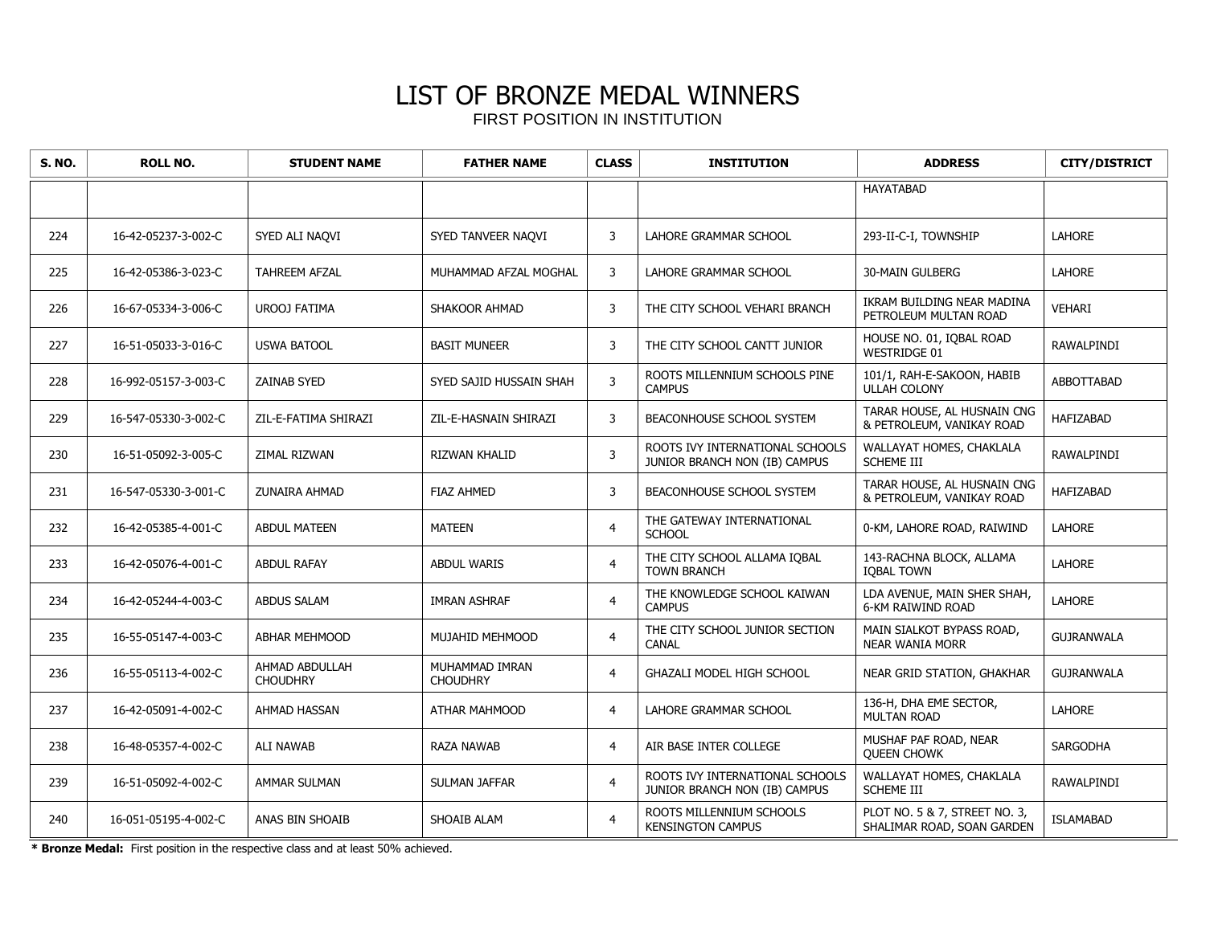# LIST OF BRONZE MEDAL WINNERS

FIRST POSITION IN INSTITUTION

| S. NO. | ROLL NO. | STUDENT NAME | FATHER NAME | CLASS | INSTITUTION | ADDRESS | CITY/DISTRICT |
|---|---|---|---|---|---|---|---|
| | | | | | | HAYATABAD | |
| 224 | 16-42-05237-3-002-C | SYED ALI NAQVI | SYED TANVEER NAQVI | 3 | LAHORE GRAMMAR SCHOOL | 293-II-C-I, TOWNSHIP | LAHORE |
| 225 | 16-42-05386-3-023-C | TAHREEM AFZAL | MUHAMMAD AFZAL MOGHAL | 3 | LAHORE GRAMMAR SCHOOL | 30-MAIN GULBERG | LAHORE |
| 226 | 16-67-05334-3-006-C | UROOJ FATIMA | SHAKOOR AHMAD | 3 | THE CITY SCHOOL VEHARI BRANCH | IKRAM BUILDING NEAR MADINA PETROLEUM MULTAN ROAD | VEHARI |
| 227 | 16-51-05033-3-016-C | USWA BATOOL | BASIT MUNEER | 3 | THE CITY SCHOOL CANTT JUNIOR | HOUSE NO. 01, IQBAL ROAD WESTRIDGE 01 | RAWALPINDI |
| 228 | 16-992-05157-3-003-C | ZAINAB SYED | SYED SAJID HUSSAIN SHAH | 3 | ROOTS MILLENNIUM SCHOOLS PINE CAMPUS | 101/1, RAH-E-SAKOON, HABIB ULLAH COLONY | ABBOTTABAD |
| 229 | 16-547-05330-3-002-C | ZIL-E-FATIMA SHIRAZI | ZIL-E-HASNAIN SHIRAZI | 3 | BEACONHOUSE SCHOOL SYSTEM | TARAR HOUSE, AL HUSNAIN CNG & PETROLEUM, VANIKAY ROAD | HAFIZABAD |
| 230 | 16-51-05092-3-005-C | ZIMAL RIZWAN | RIZWAN KHALID | 3 | ROOTS IVY INTERNATIONAL SCHOOLS JUNIOR BRANCH NON (IB) CAMPUS | WALLAYAT HOMES, CHAKLALA SCHEME III | RAWALPINDI |
| 231 | 16-547-05330-3-001-C | ZUNAIRA AHMAD | FIAZ AHMED | 3 | BEACONHOUSE SCHOOL SYSTEM | TARAR HOUSE, AL HUSNAIN CNG & PETROLEUM, VANIKAY ROAD | HAFIZABAD |
| 232 | 16-42-05385-4-001-C | ABDUL MATEEN | MATEEN | 4 | THE GATEWAY INTERNATIONAL SCHOOL | 0-KM, LAHORE ROAD, RAIWIND | LAHORE |
| 233 | 16-42-05076-4-001-C | ABDUL RAFAY | ABDUL WARIS | 4 | THE CITY SCHOOL ALLAMA IQBAL TOWN BRANCH | 143-RACHNA BLOCK, ALLAMA IQBAL TOWN | LAHORE |
| 234 | 16-42-05244-4-003-C | ABDUS SALAM | IMRAN ASHRAF | 4 | THE KNOWLEDGE SCHOOL KAIWAN CAMPUS | LDA AVENUE, MAIN SHER SHAH, 6-KM RAIWIND ROAD | LAHORE |
| 235 | 16-55-05147-4-003-C | ABHAR MEHMOOD | MUJAHID MEHMOOD | 4 | THE CITY SCHOOL JUNIOR SECTION CANAL | MAIN SIALKOT BYPASS ROAD, NEAR WANIA MORR | GUJRANWALA |
| 236 | 16-55-05113-4-002-C | AHMAD ABDULLAH CHOUDHRY | MUHAMMAD IMRAN CHOUDHRY | 4 | GHAZALI MODEL HIGH SCHOOL | NEAR GRID STATION, GHAKHAR | GUJRANWALA |
| 237 | 16-42-05091-4-002-C | AHMAD HASSAN | ATHAR MAHMOOD | 4 | LAHORE GRAMMAR SCHOOL | 136-H, DHA EME SECTOR, MULTAN ROAD | LAHORE |
| 238 | 16-48-05357-4-002-C | ALI NAWAB | RAZA NAWAB | 4 | AIR BASE INTER COLLEGE | MUSHAF PAF ROAD, NEAR QUEEN CHOWK | SARGODHA |
| 239 | 16-51-05092-4-002-C | AMMAR SULMAN | SULMAN JAFFAR | 4 | ROOTS IVY INTERNATIONAL SCHOOLS JUNIOR BRANCH NON (IB) CAMPUS | WALLAYAT HOMES, CHAKLALA SCHEME III | RAWALPINDI |
| 240 | 16-051-05195-4-002-C | ANAS BIN SHOAIB | SHOAIB ALAM | 4 | ROOTS MILLENNIUM SCHOOLS KENSINGTON CAMPUS | PLOT NO. 5 & 7, STREET NO. 3, SHALIMAR ROAD, SOAN GARDEN | ISLAMABAD |

**\* Bronze Medal:** First position in the respective class and at least 50% achieved.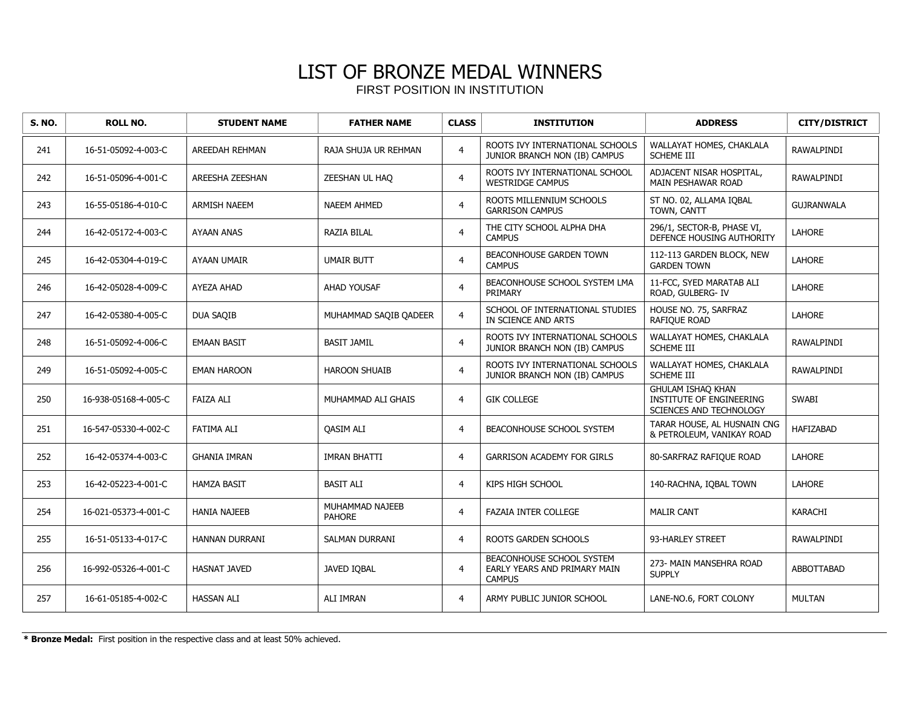# LIST OF BRONZE MEDAL WINNERS

FIRST POSITION IN INSTITUTION

| S. NO. | ROLL NO. | STUDENT NAME | FATHER NAME | CLASS | INSTITUTION | ADDRESS | CITY/DISTRICT |
|---|---|---|---|---|---|---|---|
| 241 | 16-51-05092-4-003-C | AREEDAH REHMAN | RAJA SHUJA UR REHMAN | 4 | ROOTS IVY INTERNATIONAL SCHOOLS JUNIOR BRANCH NON (IB) CAMPUS | WALLAYAT HOMES, CHAKLALA SCHEME III | RAWALPINDI |
| 242 | 16-51-05096-4-001-C | AREESHA ZEESHAN | ZEESHAN UL HAQ | 4 | ROOTS IVY INTERNATIONAL SCHOOL WESTRIDGE CAMPUS | ADJACENT NISAR HOSPITAL, MAIN PESHAWAR ROAD | RAWALPINDI |
| 243 | 16-55-05186-4-010-C | ARMISH NAEEM | NAEEM AHMED | 4 | ROOTS MILLENNIUM SCHOOLS GARRISON CAMPUS | ST NO. 02, ALLAMA IQBAL TOWN, CANTT | GUJRANWALA |
| 244 | 16-42-05172-4-003-C | AYAAN ANAS | RAZIA BILAL | 4 | THE CITY SCHOOL ALPHA DHA CAMPUS | 296/1, SECTOR-B, PHASE VI, DEFENCE HOUSING AUTHORITY | LAHORE |
| 245 | 16-42-05304-4-019-C | AYAAN UMAIR | UMAIR BUTT | 4 | BEACONHOUSE GARDEN TOWN CAMPUS | 112-113 GARDEN BLOCK, NEW GARDEN TOWN | LAHORE |
| 246 | 16-42-05028-4-009-C | AYEZA AHAD | AHAD YOUSAF | 4 | BEACONHOUSE SCHOOL SYSTEM LMA PRIMARY | 11-FCC, SYED MARATAB ALI ROAD, GULBERG- IV | LAHORE |
| 247 | 16-42-05380-4-005-C | DUA SAQIB | MUHAMMAD SAQIB QADEER | 4 | SCHOOL OF INTERNATIONAL STUDIES IN SCIENCE AND ARTS | HOUSE NO. 75, SARFRAZ RAFIQUE ROAD | LAHORE |
| 248 | 16-51-05092-4-006-C | EMAAN BASIT | BASIT JAMIL | 4 | ROOTS IVY INTERNATIONAL SCHOOLS JUNIOR BRANCH NON (IB) CAMPUS | WALLAYAT HOMES, CHAKLALA SCHEME III | RAWALPINDI |
| 249 | 16-51-05092-4-005-C | EMAN HAROON | HAROON SHUAIB | 4 | ROOTS IVY INTERNATIONAL SCHOOLS JUNIOR BRANCH NON (IB) CAMPUS | WALLAYAT HOMES, CHAKLALA SCHEME III | RAWALPINDI |
| 250 | 16-938-05168-4-005-C | FAIZA ALI | MUHAMMAD ALI GHAIS | 4 | GIK COLLEGE | GHULAM ISHAQ KHAN INSTITUTE OF ENGINEERING SCIENCES AND TECHNOLOGY | SWABI |
| 251 | 16-547-05330-4-002-C | FATIMA ALI | QASIM ALI | 4 | BEACONHOUSE SCHOOL SYSTEM | TARAR HOUSE, AL HUSNAIN CNG & PETROLEUM, VANIKAY ROAD | HAFIZABAD |
| 252 | 16-42-05374-4-003-C | GHANIA IMRAN | IMRAN BHATTI | 4 | GARRISON ACADEMY FOR GIRLS | 80-SARFRAZ RAFIQUE ROAD | LAHORE |
| 253 | 16-42-05223-4-001-C | HAMZA BASIT | BASIT ALI | 4 | KIPS HIGH SCHOOL | 140-RACHNA, IQBAL TOWN | LAHORE |
| 254 | 16-021-05373-4-001-C | HANIA NAJEEB | MUHAMMAD NAJEEB PAHORE | 4 | FAZAIA INTER COLLEGE | MALIR CANT | KARACHI |
| 255 | 16-51-05133-4-017-C | HANNAN DURRANI | SALMAN DURRANI | 4 | ROOTS GARDEN SCHOOLS | 93-HARLEY STREET | RAWALPINDI |
| 256 | 16-992-05326-4-001-C | HASNAT JAVED | JAVED IQBAL | 4 | BEACONHOUSE SCHOOL SYSTEM EARLY YEARS AND PRIMARY MAIN CAMPUS | 273- MAIN MANSEHRA ROAD SUPPLY | ABBOTTABAD |
| 257 | 16-61-05185-4-002-C | HASSAN ALI | ALI IMRAN | 4 | ARMY PUBLIC JUNIOR SCHOOL | LANE-NO.6, FORT COLONY | MULTAN |

**\* Bronze Medal:** First position in the respective class and at least 50% achieved.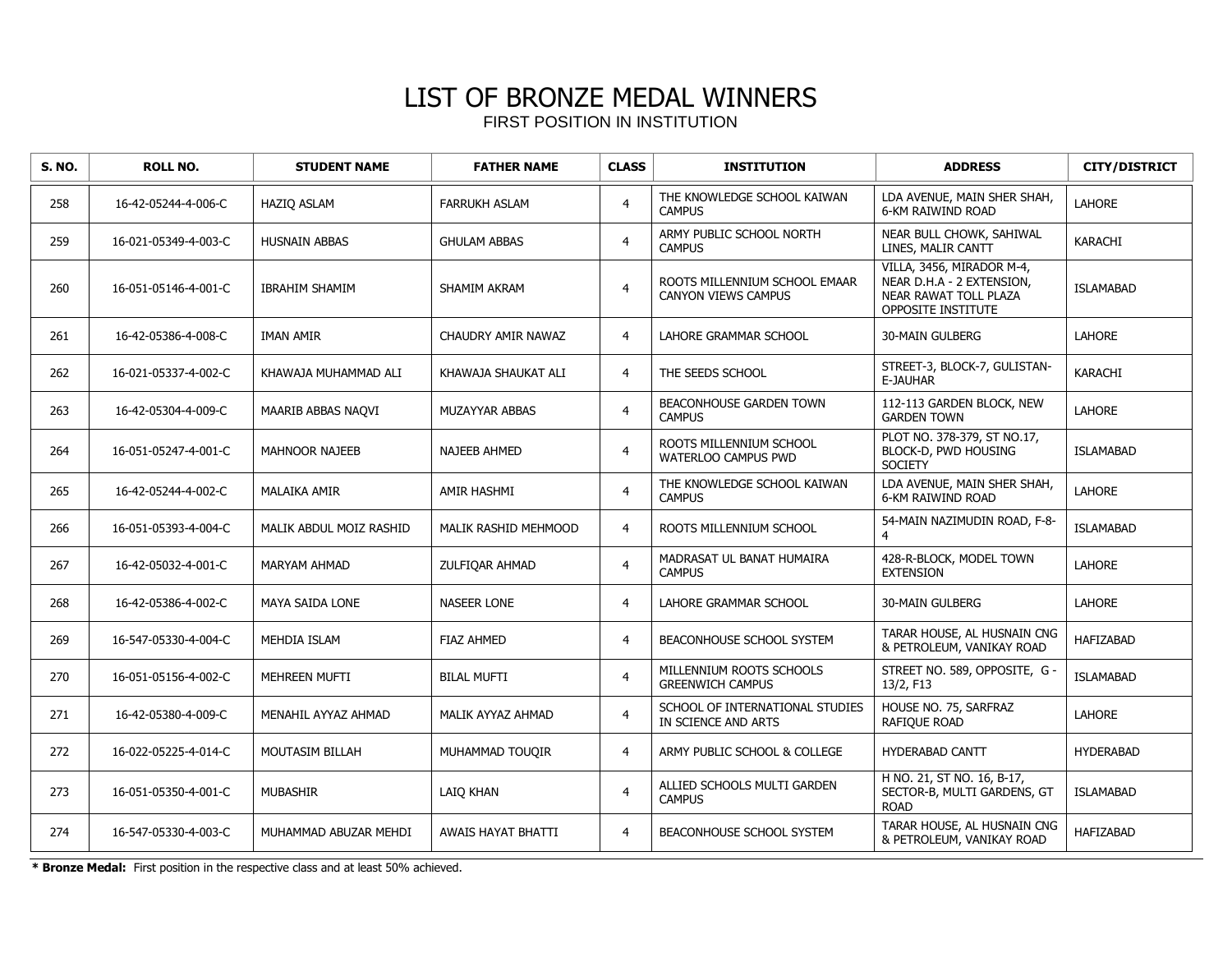# LIST OF BRONZE MEDAL WINNERS

FIRST POSITION IN INSTITUTION

| S. NO. | ROLL NO. | STUDENT NAME | FATHER NAME | CLASS | INSTITUTION | ADDRESS | CITY/DISTRICT |
|---|---|---|---|---|---|---|---|
| 258 | 16-42-05244-4-006-C | HAZIQ ASLAM | FARRUKH ASLAM | 4 | THE KNOWLEDGE SCHOOL KAIWAN CAMPUS | LDA AVENUE, MAIN SHER SHAH, 6-KM RAIWIND ROAD | LAHORE |
| 259 | 16-021-05349-4-003-C | HUSNAIN ABBAS | GHULAM ABBAS | 4 | ARMY PUBLIC SCHOOL NORTH CAMPUS | NEAR BULL CHOWK, SAHIWAL LINES, MALIR CANTT | KARACHI |
| 260 | 16-051-05146-4-001-C | IBRAHIM SHAMIM | SHAMIM AKRAM | 4 | ROOTS MILLENNIUM SCHOOL EMAAR CANYON VIEWS CAMPUS | VILLA, 3456, MIRADOR M-4, NEAR D.H.A - 2 EXTENSION, NEAR RAWAT TOLL PLAZA OPPOSITE INSTITUTE | ISLAMABAD |
| 261 | 16-42-05386-4-008-C | IMAN AMIR | CHAUDRY AMIR NAWAZ | 4 | LAHORE GRAMMAR SCHOOL | 30-MAIN GULBERG | LAHORE |
| 262 | 16-021-05337-4-002-C | KHAWAJA MUHAMMAD ALI | KHAWAJA SHAUKAT ALI | 4 | THE SEEDS SCHOOL | STREET-3, BLOCK-7, GULISTAN-E-JAUHAR | KARACHI |
| 263 | 16-42-05304-4-009-C | MAARIB ABBAS NAQVI | MUZAYYAR ABBAS | 4 | BEACONHOUSE GARDEN TOWN CAMPUS | 112-113 GARDEN BLOCK, NEW GARDEN TOWN | LAHORE |
| 264 | 16-051-05247-4-001-C | MAHNOOR NAJEEB | NAJEEB AHMED | 4 | ROOTS MILLENNIUM SCHOOL WATERLOO CAMPUS PWD | PLOT NO. 378-379, ST NO.17, BLOCK-D, PWD HOUSING SOCIETY | ISLAMABAD |
| 265 | 16-42-05244-4-002-C | MALAIKA AMIR | AMIR HASHMI | 4 | THE KNOWLEDGE SCHOOL KAIWAN CAMPUS | LDA AVENUE, MAIN SHER SHAH, 6-KM RAIWIND ROAD | LAHORE |
| 266 | 16-051-05393-4-004-C | MALIK ABDUL MOIZ RASHID | MALIK RASHID MEHMOOD | 4 | ROOTS MILLENNIUM SCHOOL | 54-MAIN NAZIMUDIN ROAD, F-8-4 | ISLAMABAD |
| 267 | 16-42-05032-4-001-C | MARYAM AHMAD | ZULFIQAR AHMAD | 4 | MADRASAT UL BANAT HUMAIRA CAMPUS | 428-R-BLOCK, MODEL TOWN EXTENSION | LAHORE |
| 268 | 16-42-05386-4-002-C | MAYA SAIDA LONE | NASEER LONE | 4 | LAHORE GRAMMAR SCHOOL | 30-MAIN GULBERG | LAHORE |
| 269 | 16-547-05330-4-004-C | MEHDIA ISLAM | FIAZ AHMED | 4 | BEACONHOUSE SCHOOL SYSTEM | TARAR HOUSE, AL HUSNAIN CNG & PETROLEUM, VANIKAY ROAD | HAFIZABAD |
| 270 | 16-051-05156-4-002-C | MEHREEN MUFTI | BILAL MUFTI | 4 | MILLENNIUM ROOTS SCHOOLS GREENWICH CAMPUS | STREET NO. 589, OPPOSITE, G - 13/2, F13 | ISLAMABAD |
| 271 | 16-42-05380-4-009-C | MENAHIL AYYAZ AHMAD | MALIK AYYAZ AHMAD | 4 | SCHOOL OF INTERNATIONAL STUDIES IN SCIENCE AND ARTS | HOUSE NO. 75, SARFRAZ RAFIQUE ROAD | LAHORE |
| 272 | 16-022-05225-4-014-C | MOUTASIM BILLAH | MUHAMMAD TOUQIR | 4 | ARMY PUBLIC SCHOOL & COLLEGE | HYDERABAD CANTT | HYDERABAD |
| 273 | 16-051-05350-4-001-C | MUBASHIR | LAIQ KHAN | 4 | ALLIED SCHOOLS MULTI GARDEN CAMPUS | H NO. 21, ST NO. 16, B-17, SECTOR-B, MULTI GARDENS, GT ROAD | ISLAMABAD |
| 274 | 16-547-05330-4-003-C | MUHAMMAD ABUZAR MEHDI | AWAIS HAYAT BHATTI | 4 | BEACONHOUSE SCHOOL SYSTEM | TARAR HOUSE, AL HUSNAIN CNG & PETROLEUM, VANIKAY ROAD | HAFIZABAD |

**\* Bronze Medal:** First position in the respective class and at least 50% achieved.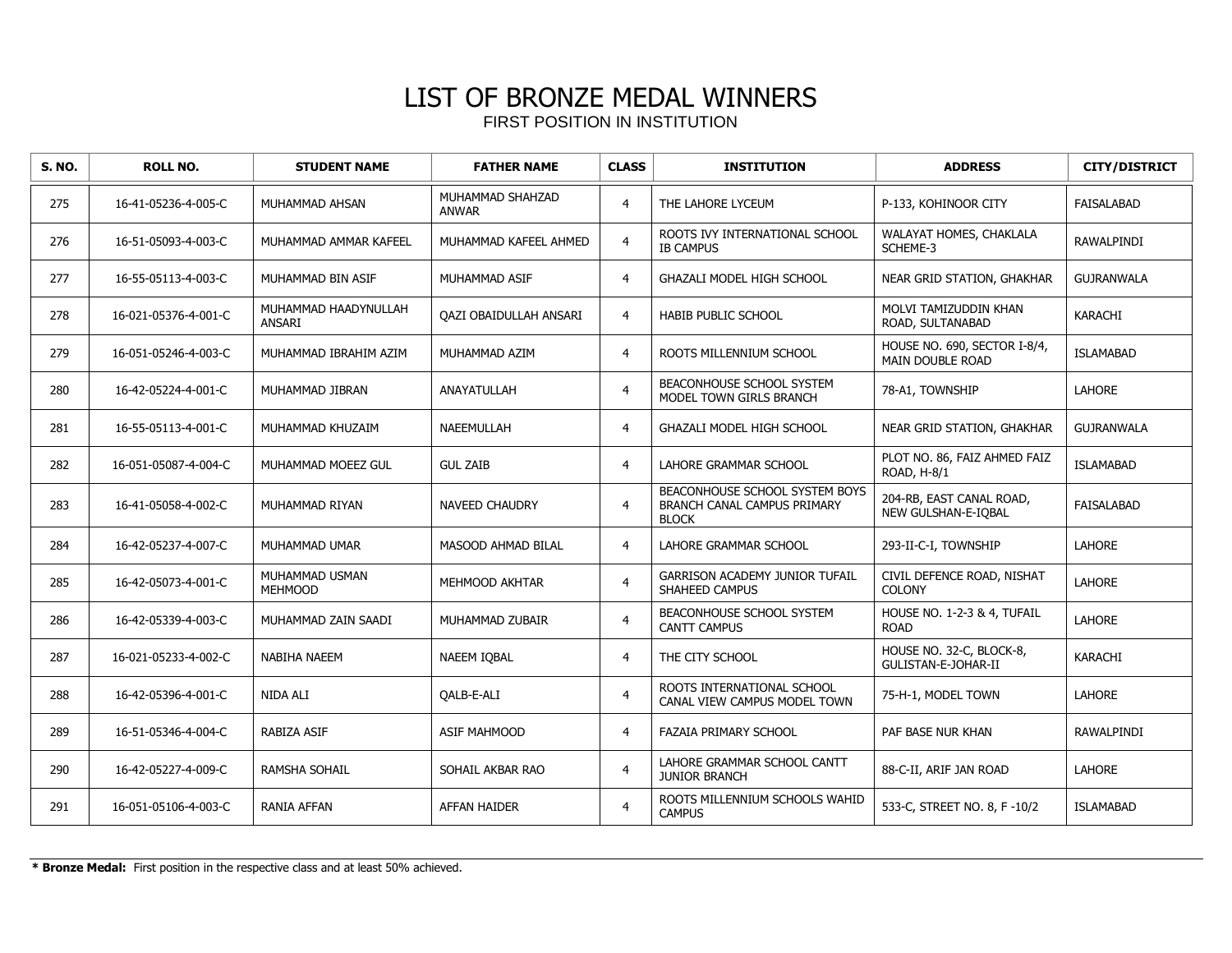# LIST OF BRONZE MEDAL WINNERS

FIRST POSITION IN INSTITUTION

| S. NO. | ROLL NO. | STUDENT NAME | FATHER NAME | CLASS | INSTITUTION | ADDRESS | CITY/DISTRICT |
|---|---|---|---|---|---|---|---|
| 275 | 16-41-05236-4-005-C | MUHAMMAD AHSAN | MUHAMMAD SHAHZAD ANWAR | 4 | THE LAHORE LYCEUM | P-133, KOHINOOR CITY | FAISALABAD |
| 276 | 16-51-05093-4-003-C | MUHAMMAD AMMAR KAFEEL | MUHAMMAD KAFEEL AHMED | 4 | ROOTS IVY INTERNATIONAL SCHOOL IB CAMPUS | WALAYAT HOMES, CHAKLALA SCHEME-3 | RAWALPINDI |
| 277 | 16-55-05113-4-003-C | MUHAMMAD BIN ASIF | MUHAMMAD ASIF | 4 | GHAZALI MODEL HIGH SCHOOL | NEAR GRID STATION, GHAKHAR | GUJRANWALA |
| 278 | 16-021-05376-4-001-C | MUHAMMAD HAADYNULLAH ANSARI | QAZI OBAIDULLAH ANSARI | 4 | HABIB PUBLIC SCHOOL | MOLVI TAMIZUDDIN KHAN ROAD, SULTANABAD | KARACHI |
| 279 | 16-051-05246-4-003-C | MUHAMMAD IBRAHIM AZIM | MUHAMMAD AZIM | 4 | ROOTS MILLENNIUM SCHOOL | HOUSE NO. 690, SECTOR I-8/4, MAIN DOUBLE ROAD | ISLAMABAD |
| 280 | 16-42-05224-4-001-C | MUHAMMAD JIBRAN | ANAYATULLAH | 4 | BEACONHOUSE SCHOOL SYSTEM MODEL TOWN GIRLS BRANCH | 78-A1, TOWNSHIP | LAHORE |
| 281 | 16-55-05113-4-001-C | MUHAMMAD KHUZAIM | NAEEMULLAH | 4 | GHAZALI MODEL HIGH SCHOOL | NEAR GRID STATION, GHAKHAR | GUJRANWALA |
| 282 | 16-051-05087-4-004-C | MUHAMMAD MOEEZ GUL | GUL ZAIB | 4 | LAHORE GRAMMAR SCHOOL | PLOT NO. 86, FAIZ AHMED FAIZ ROAD, H-8/1 | ISLAMABAD |
| 283 | 16-41-05058-4-002-C | MUHAMMAD RIYAN | NAVEED CHAUDRY | 4 | BEACONHOUSE SCHOOL SYSTEM BOYS BRANCH CANAL CAMPUS PRIMARY BLOCK | 204-RB, EAST CANAL ROAD, NEW GULSHAN-E-IQBAL | FAISALABAD |
| 284 | 16-42-05237-4-007-C | MUHAMMAD UMAR | MASOOD AHMAD BILAL | 4 | LAHORE GRAMMAR SCHOOL | 293-II-C-I, TOWNSHIP | LAHORE |
| 285 | 16-42-05073-4-001-C | MUHAMMAD USMAN MEHMOOD | MEHMOOD AKHTAR | 4 | GARRISON ACADEMY JUNIOR TUFAIL SHAHEED CAMPUS | CIVIL DEFENCE ROAD, NISHAT COLONY | LAHORE |
| 286 | 16-42-05339-4-003-C | MUHAMMAD ZAIN SAADI | MUHAMMAD ZUBAIR | 4 | BEACONHOUSE SCHOOL SYSTEM CANTT CAMPUS | HOUSE NO. 1-2-3 & 4, TUFAIL ROAD | LAHORE |
| 287 | 16-021-05233-4-002-C | NABIHA NAEEM | NAEEM IQBAL | 4 | THE CITY SCHOOL | HOUSE NO. 32-C, BLOCK-8, GULISTAN-E-JOHAR-II | KARACHI |
| 288 | 16-42-05396-4-001-C | NIDA ALI | QALB-E-ALI | 4 | ROOTS INTERNATIONAL SCHOOL CANAL VIEW CAMPUS MODEL TOWN | 75-H-1, MODEL TOWN | LAHORE |
| 289 | 16-51-05346-4-004-C | RABIZA ASIF | ASIF MAHMOOD | 4 | FAZAIA PRIMARY SCHOOL | PAF BASE NUR KHAN | RAWALPINDI |
| 290 | 16-42-05227-4-009-C | RAMSHA SOHAIL | SOHAIL AKBAR RAO | 4 | LAHORE GRAMMAR SCHOOL CANTT JUNIOR BRANCH | 88-C-II, ARIF JAN ROAD | LAHORE |
| 291 | 16-051-05106-4-003-C | RANIA AFFAN | AFFAN HAIDER | 4 | ROOTS MILLENNIUM SCHOOLS WAHID CAMPUS | 533-C, STREET NO. 8, F -10/2 | ISLAMABAD |

**\* Bronze Medal:** First position in the respective class and at least 50% achieved.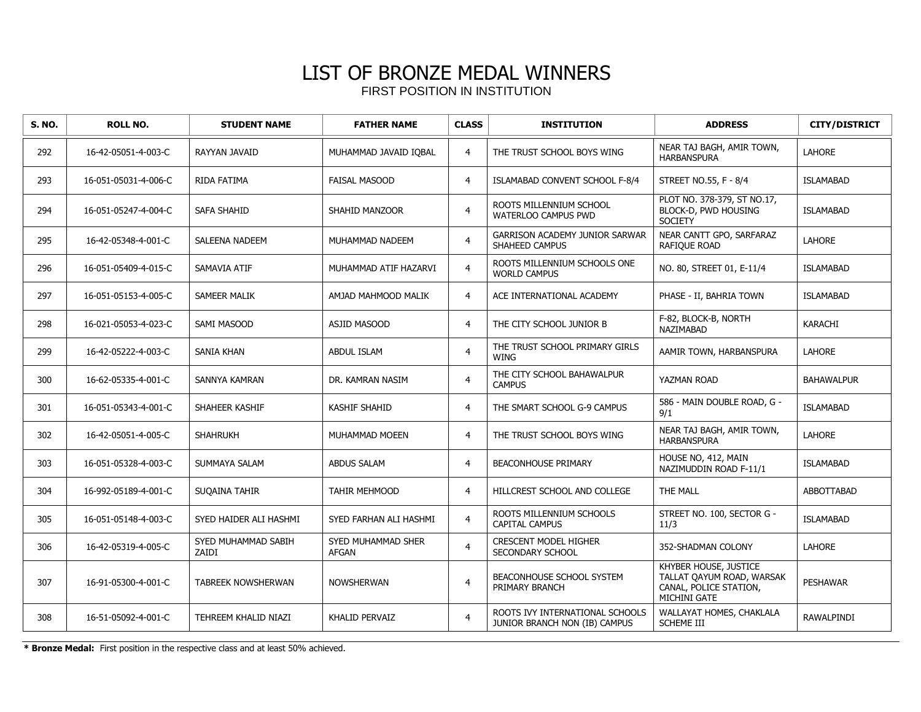# LIST OF BRONZE MEDAL WINNERS

FIRST POSITION IN INSTITUTION

| S. NO. | ROLL NO. | STUDENT NAME | FATHER NAME | CLASS | INSTITUTION | ADDRESS | CITY/DISTRICT |
|---|---|---|---|---|---|---|---|
| 292 | 16-42-05051-4-003-C | RAYYAN JAVAID | MUHAMMAD JAVAID IQBAL | 4 | THE TRUST SCHOOL BOYS WING | NEAR TAJ BAGH, AMIR TOWN, HARBANSPURA | LAHORE |
| 293 | 16-051-05031-4-006-C | RIDA FATIMA | FAISAL MASOOD | 4 | ISLAMABAD CONVENT SCHOOL F-8/4 | STREET NO.55, F - 8/4 | ISLAMABAD |
| 294 | 16-051-05247-4-004-C | SAFA SHAHID | SHAHID MANZOOR | 4 | ROOTS MILLENNIUM SCHOOL WATERLOO CAMPUS PWD | PLOT NO. 378-379, ST NO.17, BLOCK-D, PWD HOUSING SOCIETY | ISLAMABAD |
| 295 | 16-42-05348-4-001-C | SALEENA NADEEM | MUHAMMAD NADEEM | 4 | GARRISON ACADEMY JUNIOR SARWAR SHAHEED CAMPUS | NEAR CANTT GPO, SARFARAZ RAFIQUE ROAD | LAHORE |
| 296 | 16-051-05409-4-015-C | SAMAVIA ATIF | MUHAMMAD ATIF HAZARVI | 4 | ROOTS MILLENNIUM SCHOOLS ONE WORLD CAMPUS | NO. 80, STREET 01, E-11/4 | ISLAMABAD |
| 297 | 16-051-05153-4-005-C | SAMEER MALIK | AMJAD MAHMOOD MALIK | 4 | ACE INTERNATIONAL ACADEMY | PHASE - II, BAHRIA TOWN | ISLAMABAD |
| 298 | 16-021-05053-4-023-C | SAMI MASOOD | ASJID MASOOD | 4 | THE CITY SCHOOL JUNIOR B | F-82, BLOCK-B, NORTH NAZIMABAD | KARACHI |
| 299 | 16-42-05222-4-003-C | SANIA KHAN | ABDUL ISLAM | 4 | THE TRUST SCHOOL PRIMARY GIRLS WING | AAMIR TOWN, HARBANSPURA | LAHORE |
| 300 | 16-62-05335-4-001-C | SANNYA KAMRAN | DR. KAMRAN NASIM | 4 | THE CITY SCHOOL BAHAWALPUR CAMPUS | YAZMAN ROAD | BAHAWALPUR |
| 301 | 16-051-05343-4-001-C | SHAHEER KASHIF | KASHIF SHAHID | 4 | THE SMART SCHOOL G-9 CAMPUS | 586 - MAIN DOUBLE ROAD, G - 9/1 | ISLAMABAD |
| 302 | 16-42-05051-4-005-C | SHAHRUKH | MUHAMMAD MOEEN | 4 | THE TRUST SCHOOL BOYS WING | NEAR TAJ BAGH, AMIR TOWN, HARBANSPURA | LAHORE |
| 303 | 16-051-05328-4-003-C | SUMMAYA SALAM | ABDUS SALAM | 4 | BEACONHOUSE PRIMARY | HOUSE NO, 412, MAIN NAZIMUDDIN ROAD F-11/1 | ISLAMABAD |
| 304 | 16-992-05189-4-001-C | SUQAINA TAHIR | TAHIR MEHMOOD | 4 | HILLCREST SCHOOL AND COLLEGE | THE MALL | ABBOTTABAD |
| 305 | 16-051-05148-4-003-C | SYED HAIDER ALI HASHMI | SYED FARHAN ALI HASHMI | 4 | ROOTS MILLENNIUM SCHOOLS CAPITAL CAMPUS | STREET NO. 100, SECTOR G - 11/3 | ISLAMABAD |
| 306 | 16-42-05319-4-005-C | SYED MUHAMMAD SABIH ZAIDI | SYED MUHAMMAD SHER AFGAN | 4 | CRESCENT MODEL HIGHER SECONDARY SCHOOL | 352-SHADMAN COLONY | LAHORE |
| 307 | 16-91-05300-4-001-C | TABREEK NOWSHERWAN | NOWSHERWAN | 4 | BEACONHOUSE SCHOOL SYSTEM PRIMARY BRANCH | KHYBER HOUSE, JUSTICE TALLAT QAYUM ROAD, WARSAK CANAL, POLICE STATION, MICHINI GATE | PESHAWAR |
| 308 | 16-51-05092-4-001-C | TEHREEM KHALID NIAZI | KHALID PERVAIZ | 4 | ROOTS IVY INTERNATIONAL SCHOOLS JUNIOR BRANCH NON (IB) CAMPUS | WALLAYAT HOMES, CHAKLALA SCHEME III | RAWALPINDI |

**\* Bronze Medal:** First position in the respective class and at least 50% achieved.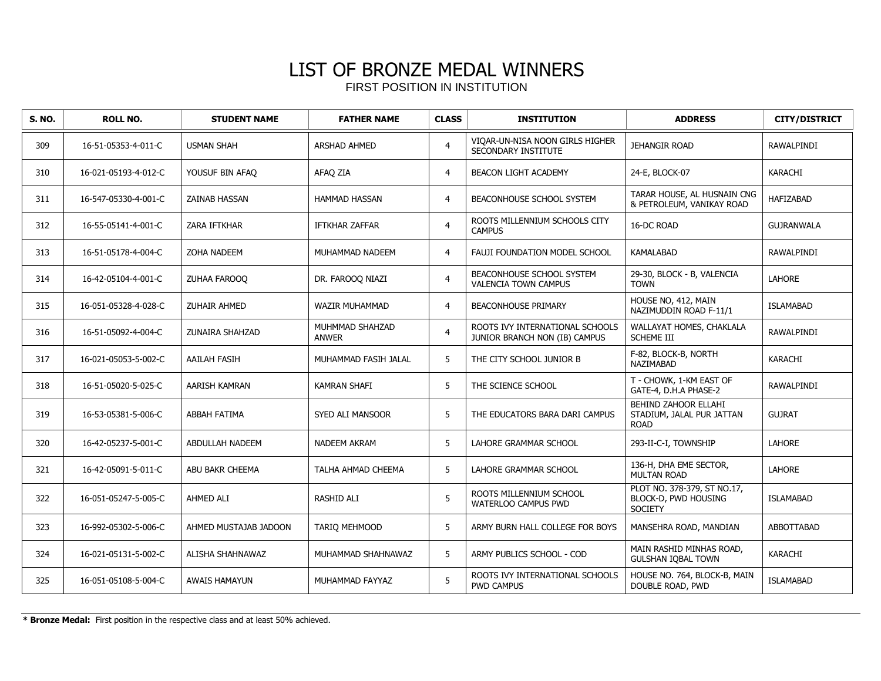# LIST OF BRONZE MEDAL WINNERS

FIRST POSITION IN INSTITUTION

| S. NO. | ROLL NO. | STUDENT NAME | FATHER NAME | CLASS | INSTITUTION | ADDRESS | CITY/DISTRICT |
|---|---|---|---|---|---|---|---|
| 309 | 16-51-05353-4-011-C | USMAN SHAH | ARSHAD AHMED | 4 | VIQAR-UN-NISA NOON GIRLS HIGHER SECONDARY INSTITUTE | JEHANGIR ROAD | RAWALPINDI |
| 310 | 16-021-05193-4-012-C | YOUSUF BIN AFAQ | AFAQ ZIA | 4 | BEACON LIGHT ACADEMY | 24-E, BLOCK-07 | KARACHI |
| 311 | 16-547-05330-4-001-C | ZAINAB HASSAN | HAMMAD HASSAN | 4 | BEACONHOUSE SCHOOL SYSTEM | TARAR HOUSE, AL HUSNAIN CNG & PETROLEUM, VANIKAY ROAD | HAFIZABAD |
| 312 | 16-55-05141-4-001-C | ZARA IFTKHAR | IFTKHAR ZAFFAR | 4 | ROOTS MILLENNIUM SCHOOLS CITY CAMPUS | 16-DC ROAD | GUJRANWALA |
| 313 | 16-51-05178-4-004-C | ZOHA NADEEM | MUHAMMAD NADEEM | 4 | FAUJI FOUNDATION MODEL SCHOOL | KAMALABAD | RAWALPINDI |
| 314 | 16-42-05104-4-001-C | ZUHAA FAROOQ | DR. FAROOQ NIAZI | 4 | BEACONHOUSE SCHOOL SYSTEM VALENCIA TOWN CAMPUS | 29-30, BLOCK - B, VALENCIA TOWN | LAHORE |
| 315 | 16-051-05328-4-028-C | ZUHAIR AHMED | WAZIR MUHAMMAD | 4 | BEACONHOUSE PRIMARY | HOUSE NO, 412, MAIN NAZIMUDDIN ROAD F-11/1 | ISLAMABAD |
| 316 | 16-51-05092-4-004-C | ZUNAIRA SHAHZAD | MUHMMAD SHAHZAD ANWER | 4 | ROOTS IVY INTERNATIONAL SCHOOLS JUNIOR BRANCH NON (IB) CAMPUS | WALLAYAT HOMES, CHAKLALA SCHEME III | RAWALPINDI |
| 317 | 16-021-05053-5-002-C | AAILAH FASIH | MUHAMMAD FASIH JALAL | 5 | THE CITY SCHOOL JUNIOR B | F-82, BLOCK-B, NORTH NAZIMABAD | KARACHI |
| 318 | 16-51-05020-5-025-C | AARISH KAMRAN | KAMRAN SHAFI | 5 | THE SCIENCE SCHOOL | T - CHOWK, 1-KM EAST OF GATE-4, D.H.A PHASE-2 | RAWALPINDI |
| 319 | 16-53-05381-5-006-C | ABBAH FATIMA | SYED ALI MANSOOR | 5 | THE EDUCATORS BARA DARI CAMPUS | BEHIND ZAHOOR ELLAHI STADIUM, JALAL PUR JATTAN ROAD | GUJRAT |
| 320 | 16-42-05237-5-001-C | ABDULLAH NADEEM | NADEEM AKRAM | 5 | LAHORE GRAMMAR SCHOOL | 293-II-C-I, TOWNSHIP | LAHORE |
| 321 | 16-42-05091-5-011-C | ABU BAKR CHEEMA | TALHA AHMAD CHEEMA | 5 | LAHORE GRAMMAR SCHOOL | 136-H, DHA EME SECTOR, MULTAN ROAD | LAHORE |
| 322 | 16-051-05247-5-005-C | AHMED ALI | RASHID ALI | 5 | ROOTS MILLENNIUM SCHOOL WATERLOO CAMPUS PWD | PLOT NO. 378-379, ST NO.17, BLOCK-D, PWD HOUSING SOCIETY | ISLAMABAD |
| 323 | 16-992-05302-5-006-C | AHMED MUSTAJAB JADOON | TARIQ MEHMOOD | 5 | ARMY BURN HALL COLLEGE FOR BOYS | MANSEHRA ROAD, MANDIAN | ABBOTTABAD |
| 324 | 16-021-05131-5-002-C | ALISHA SHAHNAWAZ | MUHAMMAD SHAHNAWAZ | 5 | ARMY PUBLICS SCHOOL - COD | MAIN RASHID MINHAS ROAD, GULSHAN IQBAL TOWN | KARACHI |
| 325 | 16-051-05108-5-004-C | AWAIS HAMAYUN | MUHAMMAD FAYYAZ | 5 | ROOTS IVY INTERNATIONAL SCHOOLS PWD CAMPUS | HOUSE NO. 764, BLOCK-B, MAIN DOUBLE ROAD, PWD | ISLAMABAD |

**\* Bronze Medal:** First position in the respective class and at least 50% achieved.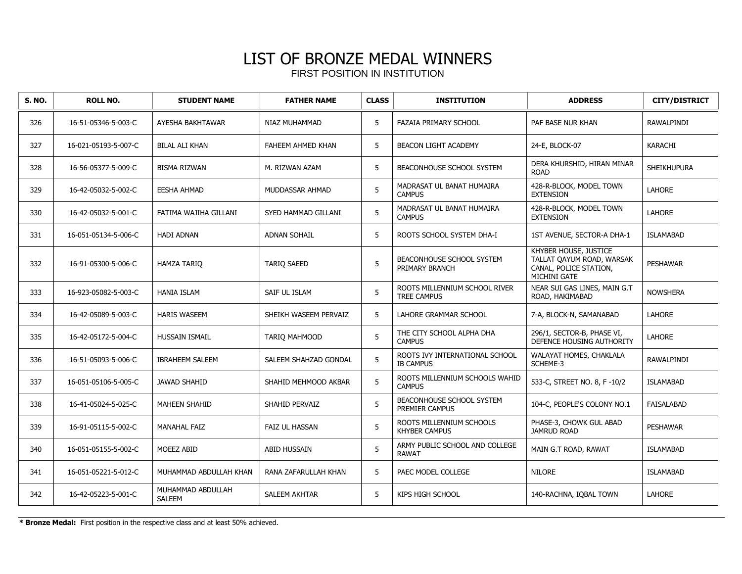# LIST OF BRONZE MEDAL WINNERS

FIRST POSITION IN INSTITUTION

| S. NO. | ROLL NO. | STUDENT NAME | FATHER NAME | CLASS | INSTITUTION | ADDRESS | CITY/DISTRICT |
|---|---|---|---|---|---|---|---|
| 326 | 16-51-05346-5-003-C | AYESHA BAKHTAWAR | NIAZ MUHAMMAD | 5 | FAZAIA PRIMARY SCHOOL | PAF BASE NUR KHAN | RAWALPINDI |
| 327 | 16-021-05193-5-007-C | BILAL ALI KHAN | FAHEEM AHMED KHAN | 5 | BEACON LIGHT ACADEMY | 24-E, BLOCK-07 | KARACHI |
| 328 | 16-56-05377-5-009-C | BISMA RIZWAN | M. RIZWAN AZAM | 5 | BEACONHOUSE SCHOOL SYSTEM | DERA KHURSHID, HIRAN MINAR ROAD | SHEIKHUPURA |
| 329 | 16-42-05032-5-002-C | EESHA AHMAD | MUDDASSAR AHMAD | 5 | MADRASAT UL BANAT HUMAIRA CAMPUS | 428-R-BLOCK, MODEL TOWN EXTENSION | LAHORE |
| 330 | 16-42-05032-5-001-C | FATIMA WAJIHA GILLANI | SYED HAMMAD GILLANI | 5 | MADRASAT UL BANAT HUMAIRA CAMPUS | 428-R-BLOCK, MODEL TOWN EXTENSION | LAHORE |
| 331 | 16-051-05134-5-006-C | HADI ADNAN | ADNAN SOHAIL | 5 | ROOTS SCHOOL SYSTEM DHA-I | 1ST AVENUE, SECTOR-A DHA-1 | ISLAMABAD |
| 332 | 16-91-05300-5-006-C | HAMZA TARIQ | TARIQ SAEED | 5 | BEACONHOUSE SCHOOL SYSTEM PRIMARY BRANCH | KHYBER HOUSE, JUSTICE TALLAT QAYUM ROAD, WARSAK CANAL, POLICE STATION, MICHINI GATE | PESHAWAR |
| 333 | 16-923-05082-5-003-C | HANIA ISLAM | SAIF UL ISLAM | 5 | ROOTS MILLENNIUM SCHOOL RIVER TREE CAMPUS | NEAR SUI GAS LINES, MAIN G.T ROAD, HAKIMABAD | NOWSHERA |
| 334 | 16-42-05089-5-003-C | HARIS WASEEM | SHEIKH WASEEM PERVAIZ | 5 | LAHORE GRAMMAR SCHOOL | 7-A, BLOCK-N, SAMANABAD | LAHORE |
| 335 | 16-42-05172-5-004-C | HUSSAIN ISMAIL | TARIQ MAHMOOD | 5 | THE CITY SCHOOL ALPHA DHA CAMPUS | 296/1, SECTOR-B, PHASE VI, DEFENCE HOUSING AUTHORITY | LAHORE |
| 336 | 16-51-05093-5-006-C | IBRAHEEM SALEEM | SALEEM SHAHZAD GONDAL | 5 | ROOTS IVY INTERNATIONAL SCHOOL IB CAMPUS | WALAYAT HOMES, CHAKLALA SCHEME-3 | RAWALPINDI |
| 337 | 16-051-05106-5-005-C | JAWAD SHAHID | SHAHID MEHMOOD AKBAR | 5 | ROOTS MILLENNIUM SCHOOLS WAHID CAMPUS | 533-C, STREET NO. 8, F -10/2 | ISLAMABAD |
| 338 | 16-41-05024-5-025-C | MAHEEN SHAHID | SHAHID PERVAIZ | 5 | BEACONHOUSE SCHOOL SYSTEM PREMIER CAMPUS | 104-C, PEOPLE'S COLONY NO.1 | FAISALABAD |
| 339 | 16-91-05115-5-002-C | MANAHAL FAIZ | FAIZ UL HASSAN | 5 | ROOTS MILLENNIUM SCHOOLS KHYBER CAMPUS | PHASE-3, CHOWK GUL ABAD JAMRUD ROAD | PESHAWAR |
| 340 | 16-051-05155-5-002-C | MOEEZ ABID | ABID HUSSAIN | 5 | ARMY PUBLIC SCHOOL AND COLLEGE RAWAT | MAIN G.T ROAD, RAWAT | ISLAMABAD |
| 341 | 16-051-05221-5-012-C | MUHAMMAD ABDULLAH KHAN | RANA ZAFARULLAH KHAN | 5 | PAEC MODEL COLLEGE | NILORE | ISLAMABAD |
| 342 | 16-42-05223-5-001-C | MUHAMMAD ABDULLAH SALEEM | SALEEM AKHTAR | 5 | KIPS HIGH SCHOOL | 140-RACHNA, IQBAL TOWN | LAHORE |

**\* Bronze Medal:** First position in the respective class and at least 50% achieved.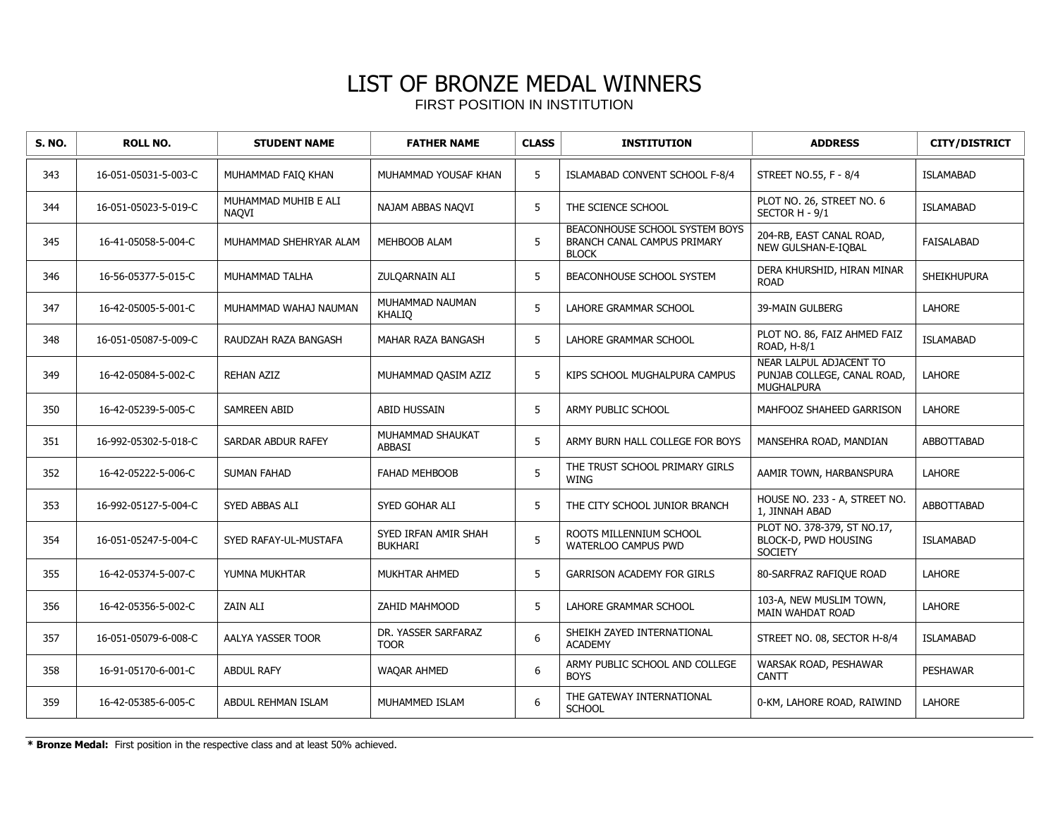# LIST OF BRONZE MEDAL WINNERS

FIRST POSITION IN INSTITUTION

| S. NO. | ROLL NO. | STUDENT NAME | FATHER NAME | CLASS | INSTITUTION | ADDRESS | CITY/DISTRICT |
|---|---|---|---|---|---|---|---|
| 343 | 16-051-05031-5-003-C | MUHAMMAD FAIQ KHAN | MUHAMMAD YOUSAF KHAN | 5 | ISLAMABAD CONVENT SCHOOL F-8/4 | STREET NO.55, F - 8/4 | ISLAMABAD |
| 344 | 16-051-05023-5-019-C | MUHAMMAD MUHIB E ALI NAQVI | NAJAM ABBAS NAQVI | 5 | THE SCIENCE SCHOOL | PLOT NO. 26, STREET NO. 6 SECTOR H - 9/1 | ISLAMABAD |
| 345 | 16-41-05058-5-004-C | MUHAMMAD SHEHRYAR ALAM | MEHBOOB ALAM | 5 | BEACONHOUSE SCHOOL SYSTEM BOYS BRANCH CANAL CAMPUS PRIMARY BLOCK | 204-RB, EAST CANAL ROAD, NEW GULSHAN-E-IQBAL | FAISALABAD |
| 346 | 16-56-05377-5-015-C | MUHAMMAD TALHA | ZULQARNAIN ALI | 5 | BEACONHOUSE SCHOOL SYSTEM | DERA KHURSHID, HIRAN MINAR ROAD | SHEIKHUPURA |
| 347 | 16-42-05005-5-001-C | MUHAMMAD WAHAJ NAUMAN | MUHAMMAD NAUMAN KHALIQ | 5 | LAHORE GRAMMAR SCHOOL | 39-MAIN GULBERG | LAHORE |
| 348 | 16-051-05087-5-009-C | RAUDZAH RAZA BANGASH | MAHAR RAZA BANGASH | 5 | LAHORE GRAMMAR SCHOOL | PLOT NO. 86, FAIZ AHMED FAIZ ROAD, H-8/1 | ISLAMABAD |
| 349 | 16-42-05084-5-002-C | REHAN AZIZ | MUHAMMAD QASIM AZIZ | 5 | KIPS SCHOOL MUGHALPURA CAMPUS | NEAR LALPUL ADJACENT TO PUNJAB COLLEGE, CANAL ROAD, MUGHALPURA | LAHORE |
| 350 | 16-42-05239-5-005-C | SAMREEN ABID | ABID HUSSAIN | 5 | ARMY PUBLIC SCHOOL | MAHFOOZ SHAHEED GARRISON | LAHORE |
| 351 | 16-992-05302-5-018-C | SARDAR ABDUR RAFEY | MUHAMMAD SHAUKAT ABBASI | 5 | ARMY BURN HALL COLLEGE FOR BOYS | MANSEHRA ROAD, MANDIAN | ABBOTTABAD |
| 352 | 16-42-05222-5-006-C | SUMAN FAHAD | FAHAD MEHBOOB | 5 | THE TRUST SCHOOL PRIMARY GIRLS WING | AAMIR TOWN, HARBANSPURA | LAHORE |
| 353 | 16-992-05127-5-004-C | SYED ABBAS ALI | SYED GOHAR ALI | 5 | THE CITY SCHOOL JUNIOR BRANCH | HOUSE NO. 233 - A, STREET NO. 1, JINNAH ABAD | ABBOTTABAD |
| 354 | 16-051-05247-5-004-C | SYED RAFAY-UL-MUSTAFA | SYED IRFAN AMIR SHAH BUKHARI | 5 | ROOTS MILLENNIUM SCHOOL WATERLOO CAMPUS PWD | PLOT NO. 378-379, ST NO.17, BLOCK-D, PWD HOUSING SOCIETY | ISLAMABAD |
| 355 | 16-42-05374-5-007-C | YUMNA MUKHTAR | MUKHTAR AHMED | 5 | GARRISON ACADEMY FOR GIRLS | 80-SARFRAZ RAFIQUE ROAD | LAHORE |
| 356 | 16-42-05356-5-002-C | ZAIN ALI | ZAHID MAHMOOD | 5 | LAHORE GRAMMAR SCHOOL | 103-A, NEW MUSLIM TOWN, MAIN WAHDAT ROAD | LAHORE |
| 357 | 16-051-05079-6-008-C | AALYA YASSER TOOR | DR. YASSER SARFARAZ TOOR | 6 | SHEIKH ZAYED INTERNATIONAL ACADEMY | STREET NO. 08, SECTOR H-8/4 | ISLAMABAD |
| 358 | 16-91-05170-6-001-C | ABDUL RAFY | WAQAR AHMED | 6 | ARMY PUBLIC SCHOOL AND COLLEGE BOYS | WARSAK ROAD, PESHAWAR CANTT | PESHAWAR |
| 359 | 16-42-05385-6-005-C | ABDUL REHMAN ISLAM | MUHAMMED ISLAM | 6 | THE GATEWAY INTERNATIONAL SCHOOL | 0-KM, LAHORE ROAD, RAIWIND | LAHORE |

**\* Bronze Medal:** First position in the respective class and at least 50% achieved.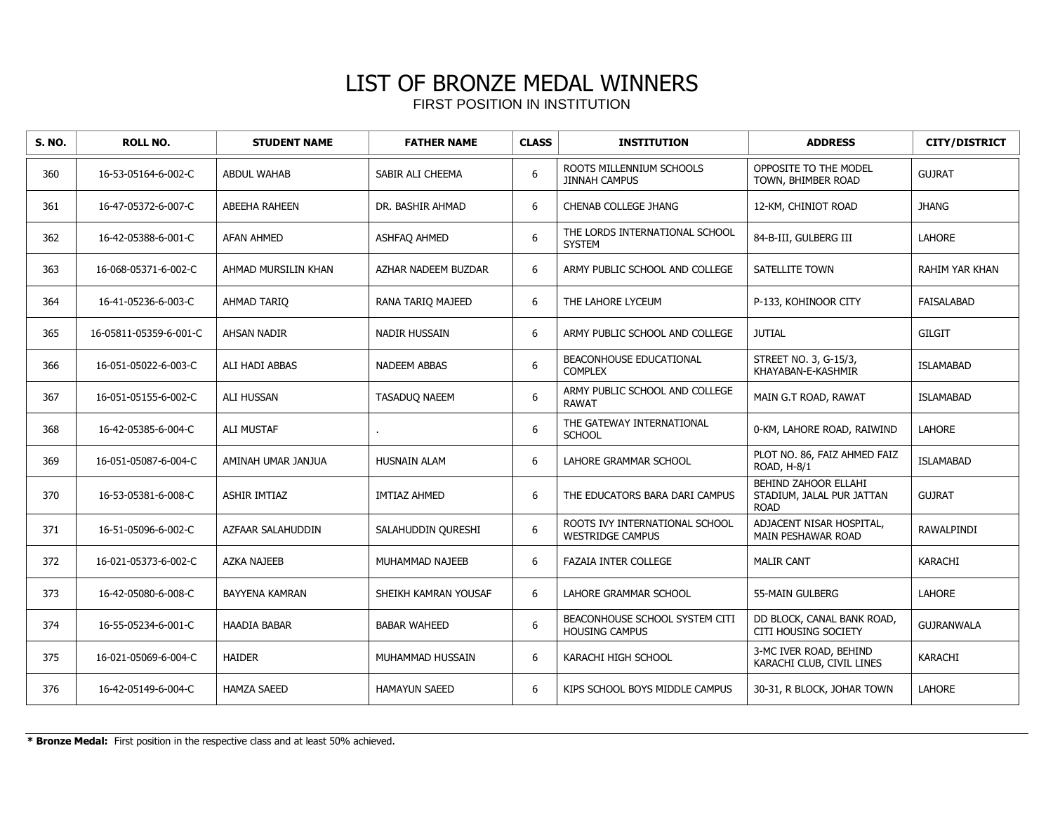# LIST OF BRONZE MEDAL WINNERS

FIRST POSITION IN INSTITUTION

| S. NO. | ROLL NO. | STUDENT NAME | FATHER NAME | CLASS | INSTITUTION | ADDRESS | CITY/DISTRICT |
|---|---|---|---|---|---|---|---|
| 360 | 16-53-05164-6-002-C | ABDUL WAHAB | SABIR ALI CHEEMA | 6 | ROOTS MILLENNIUM SCHOOLS JINNAH CAMPUS | OPPOSITE TO THE MODEL TOWN, BHIMBER ROAD | GUJRAT |
| 361 | 16-47-05372-6-007-C | ABEEHA RAHEEN | DR. BASHIR AHMAD | 6 | CHENAB COLLEGE JHANG | 12-KM, CHINIOT ROAD | JHANG |
| 362 | 16-42-05388-6-001-C | AFAN AHMED | ASHFAQ AHMED | 6 | THE LORDS INTERNATIONAL SCHOOL SYSTEM | 84-B-III, GULBERG III | LAHORE |
| 363 | 16-068-05371-6-002-C | AHMAD MURSILIN KHAN | AZHAR NADEEM BUZDAR | 6 | ARMY PUBLIC SCHOOL AND COLLEGE | SATELLITE TOWN | RAHIM YAR KHAN |
| 364 | 16-41-05236-6-003-C | AHMAD TARIQ | RANA TARIQ MAJEED | 6 | THE LAHORE LYCEUM | P-133, KOHINOOR CITY | FAISALABAD |
| 365 | 16-05811-05359-6-001-C | AHSAN NADIR | NADIR HUSSAIN | 6 | ARMY PUBLIC SCHOOL AND COLLEGE | JUTIAL | GILGIT |
| 366 | 16-051-05022-6-003-C | ALI HADI ABBAS | NADEEM ABBAS | 6 | BEACONHOUSE EDUCATIONAL COMPLEX | STREET NO. 3, G-15/3, KHAYABAN-E-KASHMIR | ISLAMABAD |
| 367 | 16-051-05155-6-002-C | ALI HUSSAN | TASADUQ NAEEM | 6 | ARMY PUBLIC SCHOOL AND COLLEGE RAWAT | MAIN G.T ROAD, RAWAT | ISLAMABAD |
| 368 | 16-42-05385-6-004-C | ALI MUSTAF | . | 6 | THE GATEWAY INTERNATIONAL SCHOOL | 0-KM, LAHORE ROAD, RAIWIND | LAHORE |
| 369 | 16-051-05087-6-004-C | AMINAH UMAR JANJUA | HUSNAIN ALAM | 6 | LAHORE GRAMMAR SCHOOL | PLOT NO. 86, FAIZ AHMED FAIZ ROAD, H-8/1 | ISLAMABAD |
| 370 | 16-53-05381-6-008-C | ASHIR IMTIAZ | IMTIAZ AHMED | 6 | THE EDUCATORS BARA DARI CAMPUS | BEHIND ZAHOOR ELLAHI STADIUM, JALAL PUR JATTAN ROAD | GUJRAT |
| 371 | 16-51-05096-6-002-C | AZFAAR SALAHUDDIN | SALAHUDDIN QURESHI | 6 | ROOTS IVY INTERNATIONAL SCHOOL WESTRIDGE CAMPUS | ADJACENT NISAR HOSPITAL, MAIN PESHAWAR ROAD | RAWALPINDI |
| 372 | 16-021-05373-6-002-C | AZKA NAJEEB | MUHAMMAD NAJEEB | 6 | FAZAIA INTER COLLEGE | MALIR CANT | KARACHI |
| 373 | 16-42-05080-6-008-C | BAYYENA KAMRAN | SHEIKH KAMRAN YOUSAF | 6 | LAHORE GRAMMAR SCHOOL | 55-MAIN GULBERG | LAHORE |
| 374 | 16-55-05234-6-001-C | HAADIA BABAR | BABAR WAHEED | 6 | BEACONHOUSE SCHOOL SYSTEM CITI HOUSING CAMPUS | DD BLOCK, CANAL BANK ROAD, CITI HOUSING SOCIETY | GUJRANWALA |
| 375 | 16-021-05069-6-004-C | HAIDER | MUHAMMAD HUSSAIN | 6 | KARACHI HIGH SCHOOL | 3-MC IVER ROAD, BEHIND KARACHI CLUB, CIVIL LINES | KARACHI |
| 376 | 16-42-05149-6-004-C | HAMZA SAEED | HAMAYUN SAEED | 6 | KIPS SCHOOL BOYS MIDDLE CAMPUS | 30-31, R BLOCK, JOHAR TOWN | LAHORE |

**\* Bronze Medal:** First position in the respective class and at least 50% achieved.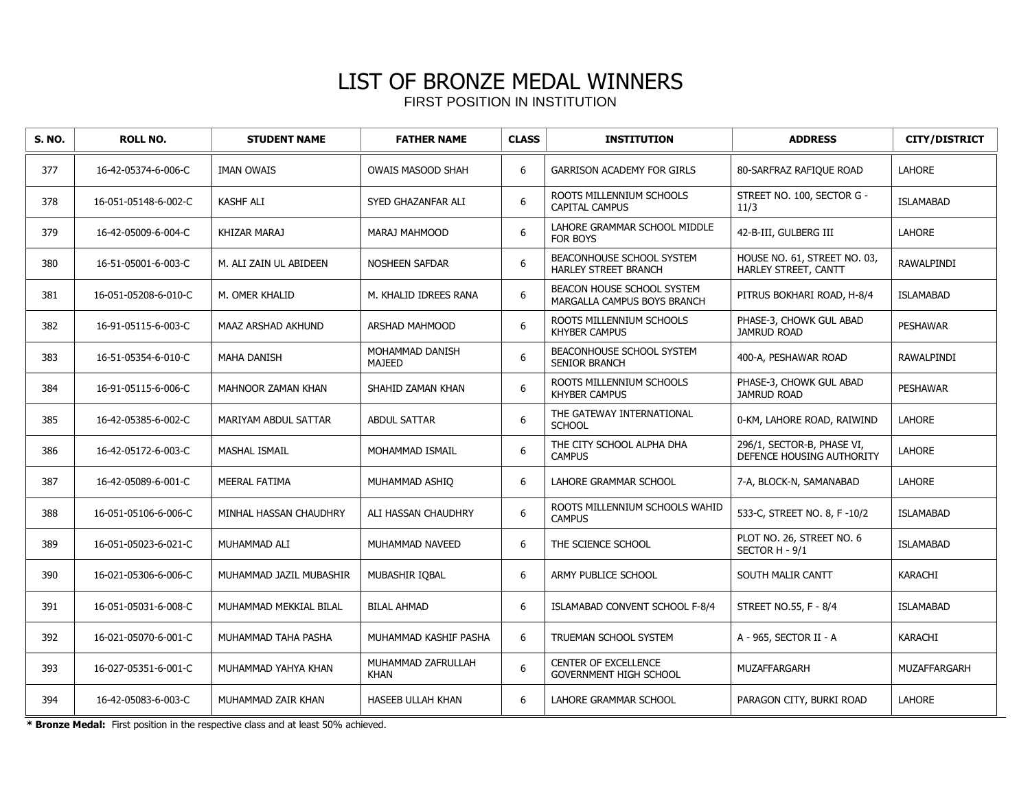# LIST OF BRONZE MEDAL WINNERS

FIRST POSITION IN INSTITUTION

| S. NO. | ROLL NO. | STUDENT NAME | FATHER NAME | CLASS | INSTITUTION | ADDRESS | CITY/DISTRICT |
|---|---|---|---|---|---|---|---|
| 377 | 16-42-05374-6-006-C | IMAN OWAIS | OWAIS MASOOD SHAH | 6 | GARRISON ACADEMY FOR GIRLS | 80-SARFRAZ RAFIQUE ROAD | LAHORE |
| 378 | 16-051-05148-6-002-C | KASHF ALI | SYED GHAZANFAR ALI | 6 | ROOTS MILLENNIUM SCHOOLS CAPITAL CAMPUS | STREET NO. 100, SECTOR G - 11/3 | ISLAMABAD |
| 379 | 16-42-05009-6-004-C | KHIZAR MARAJ | MARAJ MAHMOOD | 6 | LAHORE GRAMMAR SCHOOL MIDDLE FOR BOYS | 42-B-III, GULBERG III | LAHORE |
| 380 | 16-51-05001-6-003-C | M. ALI ZAIN UL ABIDEEN | NOSHEEN SAFDAR | 6 | BEACONHOUSE SCHOOL SYSTEM HARLEY STREET BRANCH | HOUSE NO. 61, STREET NO. 03, HARLEY STREET, CANTT | RAWALPINDI |
| 381 | 16-051-05208-6-010-C | M. OMER KHALID | M. KHALID IDREES RANA | 6 | BEACON HOUSE SCHOOL SYSTEM MARGALLA CAMPUS BOYS BRANCH | PITRUS BOKHARI ROAD, H-8/4 | ISLAMABAD |
| 382 | 16-91-05115-6-003-C | MAAZ ARSHAD AKHUND | ARSHAD MAHMOOD | 6 | ROOTS MILLENNIUM SCHOOLS KHYBER CAMPUS | PHASE-3, CHOWK GUL ABAD JAMRUD ROAD | PESHAWAR |
| 383 | 16-51-05354-6-010-C | MAHA DANISH | MOHAMMAD DANISH MAJEED | 6 | BEACONHOUSE SCHOOL SYSTEM SENIOR BRANCH | 400-A, PESHAWAR ROAD | RAWALPINDI |
| 384 | 16-91-05115-6-006-C | MAHNOOR ZAMAN KHAN | SHAHID ZAMAN KHAN | 6 | ROOTS MILLENNIUM SCHOOLS KHYBER CAMPUS | PHASE-3, CHOWK GUL ABAD JAMRUD ROAD | PESHAWAR |
| 385 | 16-42-05385-6-002-C | MARIYAM ABDUL SATTAR | ABDUL SATTAR | 6 | THE GATEWAY INTERNATIONAL SCHOOL | 0-KM, LAHORE ROAD, RAIWIND | LAHORE |
| 386 | 16-42-05172-6-003-C | MASHAL ISMAIL | MOHAMMAD ISMAIL | 6 | THE CITY SCHOOL ALPHA DHA CAMPUS | 296/1, SECTOR-B, PHASE VI, DEFENCE HOUSING AUTHORITY | LAHORE |
| 387 | 16-42-05089-6-001-C | MEERAL FATIMA | MUHAMMAD ASHIQ | 6 | LAHORE GRAMMAR SCHOOL | 7-A, BLOCK-N, SAMANABAD | LAHORE |
| 388 | 16-051-05106-6-006-C | MINHAL HASSAN CHAUDHRY | ALI HASSAN CHAUDHRY | 6 | ROOTS MILLENNIUM SCHOOLS WAHID CAMPUS | 533-C, STREET NO. 8, F -10/2 | ISLAMABAD |
| 389 | 16-051-05023-6-021-C | MUHAMMAD ALI | MUHAMMAD NAVEED | 6 | THE SCIENCE SCHOOL | PLOT NO. 26, STREET NO. 6 SECTOR H - 9/1 | ISLAMABAD |
| 390 | 16-021-05306-6-006-C | MUHAMMAD JAZIL MUBASHIR | MUBASHIR IQBAL | 6 | ARMY PUBLICE SCHOOL | SOUTH MALIR CANTT | KARACHI |
| 391 | 16-051-05031-6-008-C | MUHAMMAD MEKKIAL BILAL | BILAL AHMAD | 6 | ISLAMABAD CONVENT SCHOOL F-8/4 | STREET NO.55, F - 8/4 | ISLAMABAD |
| 392 | 16-021-05070-6-001-C | MUHAMMAD TAHA PASHA | MUHAMMAD KASHIF PASHA | 6 | TRUEMAN SCHOOL SYSTEM | A - 965, SECTOR II - A | KARACHI |
| 393 | 16-027-05351-6-001-C | MUHAMMAD YAHYA KHAN | MUHAMMAD ZAFRULLAH KHAN | 6 | CENTER OF EXCELLENCE GOVERNMENT HIGH SCHOOL | MUZAFFARGARH | MUZAFFARGARH |
| 394 | 16-42-05083-6-003-C | MUHAMMAD ZAIR KHAN | HASEEB ULLAH KHAN | 6 | LAHORE GRAMMAR SCHOOL | PARAGON CITY, BURKI ROAD | LAHORE |

**\* Bronze Medal:** First position in the respective class and at least 50% achieved.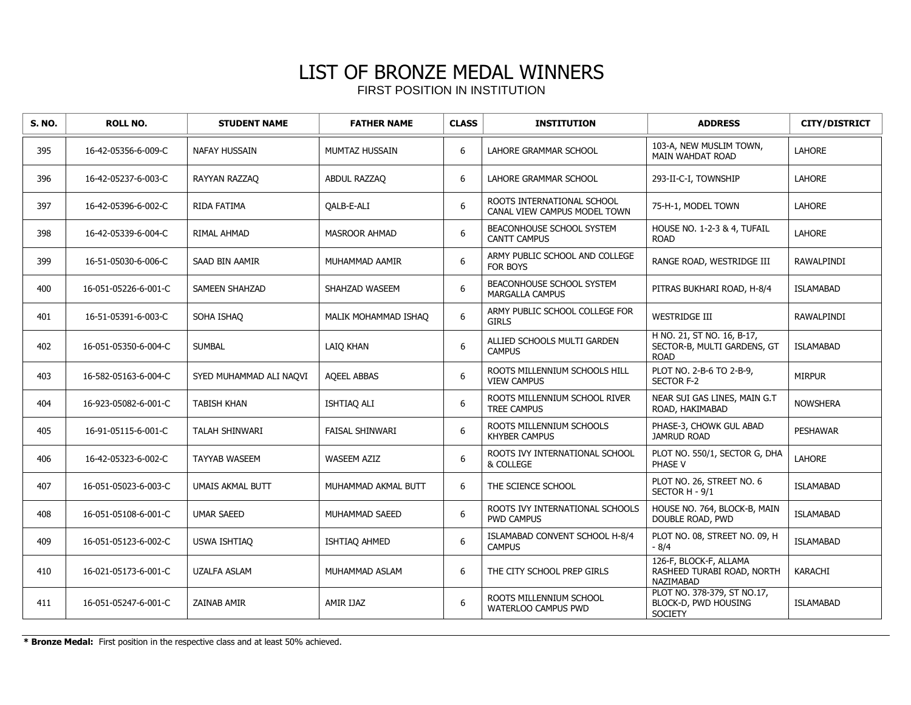# LIST OF BRONZE MEDAL WINNERS

FIRST POSITION IN INSTITUTION

| S. NO. | ROLL NO. | STUDENT NAME | FATHER NAME | CLASS | INSTITUTION | ADDRESS | CITY/DISTRICT |
|---|---|---|---|---|---|---|---|
| 395 | 16-42-05356-6-009-C | NAFAY HUSSAIN | MUMTAZ HUSSAIN | 6 | LAHORE GRAMMAR SCHOOL | 103-A, NEW MUSLIM TOWN, MAIN WAHDAT ROAD | LAHORE |
| 396 | 16-42-05237-6-003-C | RAYYAN RAZZAQ | ABDUL RAZZAQ | 6 | LAHORE GRAMMAR SCHOOL | 293-II-C-I, TOWNSHIP | LAHORE |
| 397 | 16-42-05396-6-002-C | RIDA FATIMA | QALB-E-ALI | 6 | ROOTS INTERNATIONAL SCHOOL CANAL VIEW CAMPUS MODEL TOWN | 75-H-1, MODEL TOWN | LAHORE |
| 398 | 16-42-05339-6-004-C | RIMAL AHMAD | MASROOR AHMAD | 6 | BEACONHOUSE SCHOOL SYSTEM CANTT CAMPUS | HOUSE NO. 1-2-3 & 4, TUFAIL ROAD | LAHORE |
| 399 | 16-51-05030-6-006-C | SAAD BIN AAMIR | MUHAMMAD AAMIR | 6 | ARMY PUBLIC SCHOOL AND COLLEGE FOR BOYS | RANGE ROAD, WESTRIDGE III | RAWALPINDI |
| 400 | 16-051-05226-6-001-C | SAMEEN SHAHZAD | SHAHZAD WASEEM | 6 | BEACONHOUSE SCHOOL SYSTEM MARGALLA CAMPUS | PITRAS BUKHARI ROAD, H-8/4 | ISLAMABAD |
| 401 | 16-51-05391-6-003-C | SOHA ISHAQ | MALIK MOHAMMAD ISHAQ | 6 | ARMY PUBLIC SCHOOL COLLEGE FOR GIRLS | WESTRIDGE III | RAWALPINDI |
| 402 | 16-051-05350-6-004-C | SUMBAL | LAIQ KHAN | 6 | ALLIED SCHOOLS MULTI GARDEN CAMPUS | H NO. 21, ST NO. 16, B-17, SECTOR-B, MULTI GARDENS, GT ROAD | ISLAMABAD |
| 403 | 16-582-05163-6-004-C | SYED MUHAMMAD ALI NAQVI | AQEEL ABBAS | 6 | ROOTS MILLENNIUM SCHOOLS HILL VIEW CAMPUS | PLOT NO. 2-B-6 TO 2-B-9, SECTOR F-2 | MIRPUR |
| 404 | 16-923-05082-6-001-C | TABISH KHAN | ISHTIAQ ALI | 6 | ROOTS MILLENNIUM SCHOOL RIVER TREE CAMPUS | NEAR SUI GAS LINES, MAIN G.T ROAD, HAKIMABAD | NOWSHERA |
| 405 | 16-91-05115-6-001-C | TALAH SHINWARI | FAISAL SHINWARI | 6 | ROOTS MILLENNIUM SCHOOLS KHYBER CAMPUS | PHASE-3, CHOWK GUL ABAD JAMRUD ROAD | PESHAWAR |
| 406 | 16-42-05323-6-002-C | TAYYAB WASEEM | WASEEM AZIZ | 6 | ROOTS IVY INTERNATIONAL SCHOOL & COLLEGE | PLOT NO. 550/1, SECTOR G, DHA PHASE V | LAHORE |
| 407 | 16-051-05023-6-003-C | UMAIS AKMAL BUTT | MUHAMMAD AKMAL BUTT | 6 | THE SCIENCE SCHOOL | PLOT NO. 26, STREET NO. 6 SECTOR H - 9/1 | ISLAMABAD |
| 408 | 16-051-05108-6-001-C | UMAR SAEED | MUHAMMAD SAEED | 6 | ROOTS IVY INTERNATIONAL SCHOOLS PWD CAMPUS | HOUSE NO. 764, BLOCK-B, MAIN DOUBLE ROAD, PWD | ISLAMABAD |
| 409 | 16-051-05123-6-002-C | USWA ISHTIAQ | ISHTIAQ AHMED | 6 | ISLAMABAD CONVENT SCHOOL H-8/4 CAMPUS | PLOT NO. 08, STREET NO. 09, H - 8/4 | ISLAMABAD |
| 410 | 16-021-05173-6-001-C | UZALFA ASLAM | MUHAMMAD ASLAM | 6 | THE CITY SCHOOL PREP GIRLS | 126-F, BLOCK-F, ALLAMA RASHEED TURABI ROAD, NORTH NAZIMABAD | KARACHI |
| 411 | 16-051-05247-6-001-C | ZAINAB AMIR | AMIR IJAZ | 6 | ROOTS MILLENNIUM SCHOOL WATERLOO CAMPUS PWD | PLOT NO. 378-379, ST NO.17, BLOCK-D, PWD HOUSING SOCIETY | ISLAMABAD |

**\* Bronze Medal:** First position in the respective class and at least 50% achieved.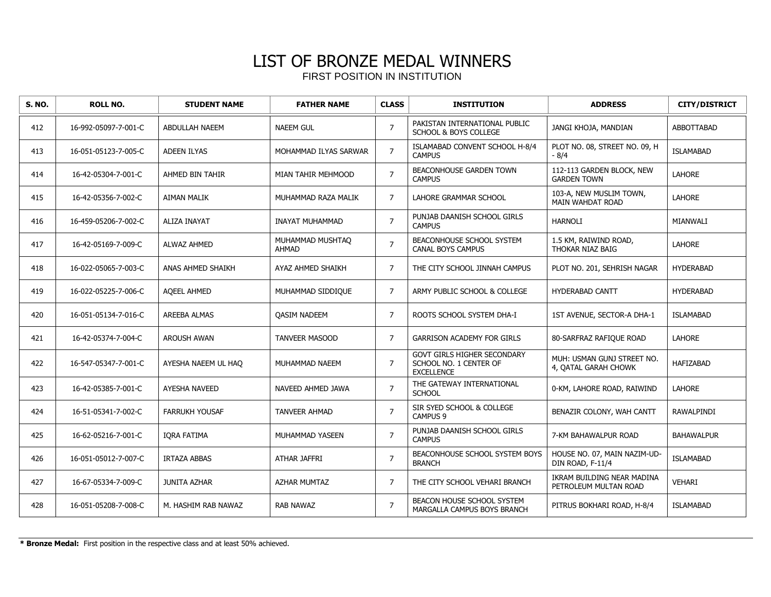# LIST OF BRONZE MEDAL WINNERS

FIRST POSITION IN INSTITUTION

| S. NO. | ROLL NO. | STUDENT NAME | FATHER NAME | CLASS | INSTITUTION | ADDRESS | CITY/DISTRICT |
|---|---|---|---|---|---|---|---|
| 412 | 16-992-05097-7-001-C | ABDULLAH NAEEM | NAEEM GUL | 7 | PAKISTAN INTERNATIONAL PUBLIC SCHOOL & BOYS COLLEGE | JANGI KHOJA, MANDIAN | ABBOTTABAD |
| 413 | 16-051-05123-7-005-C | ADEEN ILYAS | MOHAMMAD ILYAS SARWAR | 7 | ISLAMABAD CONVENT SCHOOL H-8/4 CAMPUS | PLOT NO. 08, STREET NO. 09, H - 8/4 | ISLAMABAD |
| 414 | 16-42-05304-7-001-C | AHMED BIN TAHIR | MIAN TAHIR MEHMOOD | 7 | BEACONHOUSE GARDEN TOWN CAMPUS | 112-113 GARDEN BLOCK, NEW GARDEN TOWN | LAHORE |
| 415 | 16-42-05356-7-002-C | AIMAN MALIK | MUHAMMAD RAZA MALIK | 7 | LAHORE GRAMMAR SCHOOL | 103-A, NEW MUSLIM TOWN, MAIN WAHDAT ROAD | LAHORE |
| 416 | 16-459-05206-7-002-C | ALIZA INAYAT | INAYAT MUHAMMAD | 7 | PUNJAB DAANISH SCHOOL GIRLS CAMPUS | HARNOLI | MIANWALI |
| 417 | 16-42-05169-7-009-C | ALWAZ AHMED | MUHAMMAD MUSHTAQ AHMAD | 7 | BEACONHOUSE SCHOOL SYSTEM CANAL BOYS CAMPUS | 1.5 KM, RAIWIND ROAD, THOKAR NIAZ BAIG | LAHORE |
| 418 | 16-022-05065-7-003-C | ANAS AHMED SHAIKH | AYAZ AHMED SHAIKH | 7 | THE CITY SCHOOL JINNAH CAMPUS | PLOT NO. 201, SEHRISH NAGAR | HYDERABAD |
| 419 | 16-022-05225-7-006-C | AQEEL AHMED | MUHAMMAD SIDDIQUE | 7 | ARMY PUBLIC SCHOOL & COLLEGE | HYDERABAD CANTT | HYDERABAD |
| 420 | 16-051-05134-7-016-C | AREEBA ALMAS | QASIM NADEEM | 7 | ROOTS SCHOOL SYSTEM DHA-I | 1ST AVENUE, SECTOR-A DHA-1 | ISLAMABAD |
| 421 | 16-42-05374-7-004-C | AROUSH AWAN | TANVEER MASOOD | 7 | GARRISON ACADEMY FOR GIRLS | 80-SARFRAZ RAFIQUE ROAD | LAHORE |
| 422 | 16-547-05347-7-001-C | AYESHA NAEEM UL HAQ | MUHAMMAD NAEEM | 7 | GOVT GIRLS HIGHER SECONDARY SCHOOL NO. 1 CENTER OF EXCELLENCE | MUH: USMAN GUNJ STREET NO. 4, QATAL GARAH CHOWK | HAFIZABAD |
| 423 | 16-42-05385-7-001-C | AYESHA NAVEED | NAVEED AHMED JAWA | 7 | THE GATEWAY INTERNATIONAL SCHOOL | 0-KM, LAHORE ROAD, RAIWIND | LAHORE |
| 424 | 16-51-05341-7-002-C | FARRUKH YOUSAF | TANVEER AHMAD | 7 | SIR SYED SCHOOL & COLLEGE CAMPUS 9 | BENAZIR COLONY, WAH CANTT | RAWALPINDI |
| 425 | 16-62-05216-7-001-C | IQRA FATIMA | MUHAMMAD YASEEN | 7 | PUNJAB DAANISH SCHOOL GIRLS CAMPUS | 7-KM BAHAWALPUR ROAD | BAHAWALPUR |
| 426 | 16-051-05012-7-007-C | IRTAZA ABBAS | ATHAR JAFFRI | 7 | BEACONHOUSE SCHOOL SYSTEM BOYS BRANCH | HOUSE NO. 07, MAIN NAZIM-UD-DIN ROAD, F-11/4 | ISLAMABAD |
| 427 | 16-67-05334-7-009-C | JUNITA AZHAR | AZHAR MUMTAZ | 7 | THE CITY SCHOOL VEHARI BRANCH | IKRAM BUILDING NEAR MADINA PETROLEUM MULTAN ROAD | VEHARI |
| 428 | 16-051-05208-7-008-C | M. HASHIM RAB NAWAZ | RAB NAWAZ | 7 | BEACON HOUSE SCHOOL SYSTEM MARGALLA CAMPUS BOYS BRANCH | PITRUS BOKHARI ROAD, H-8/4 | ISLAMABAD |

**\* Bronze Medal:** First position in the respective class and at least 50% achieved.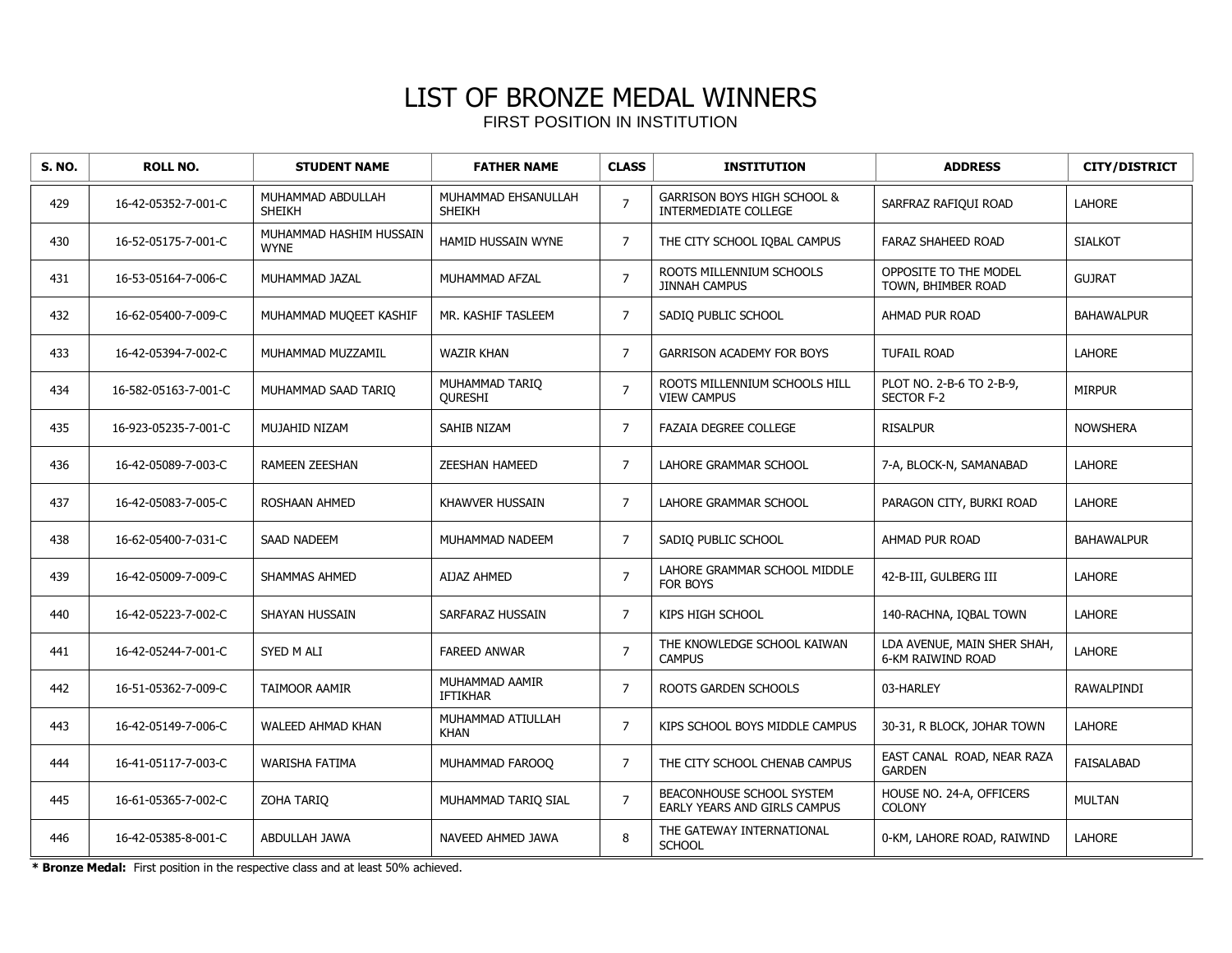# LIST OF BRONZE MEDAL WINNERS

FIRST POSITION IN INSTITUTION

| S. NO. | ROLL NO. | STUDENT NAME | FATHER NAME | CLASS | INSTITUTION | ADDRESS | CITY/DISTRICT |
|---|---|---|---|---|---|---|---|
| 429 | 16-42-05352-7-001-C | MUHAMMAD ABDULLAH SHEIKH | MUHAMMAD EHSANULLAH SHEIKH | 7 | GARRISON BOYS HIGH SCHOOL & INTERMEDIATE COLLEGE | SARFRAZ RAFIQUI ROAD | LAHORE |
| 430 | 16-52-05175-7-001-C | MUHAMMAD HASHIM HUSSAIN WYNE | HAMID HUSSAIN WYNE | 7 | THE CITY SCHOOL IQBAL CAMPUS | FARAZ SHAHEED ROAD | SIALKOT |
| 431 | 16-53-05164-7-006-C | MUHAMMAD JAZAL | MUHAMMAD AFZAL | 7 | ROOTS MILLENNIUM SCHOOLS JINNAH CAMPUS | OPPOSITE TO THE MODEL TOWN, BHIMBER ROAD | GUJRAT |
| 432 | 16-62-05400-7-009-C | MUHAMMAD MUQEET KASHIF | MR. KASHIF TASLEEM | 7 | SADIQ PUBLIC SCHOOL | AHMAD PUR ROAD | BAHAWALPUR |
| 433 | 16-42-05394-7-002-C | MUHAMMAD MUZZAMIL | WAZIR KHAN | 7 | GARRISON ACADEMY FOR BOYS | TUFAIL ROAD | LAHORE |
| 434 | 16-582-05163-7-001-C | MUHAMMAD SAAD TARIQ | MUHAMMAD TARIQ QURESHI | 7 | ROOTS MILLENNIUM SCHOOLS HILL VIEW CAMPUS | PLOT NO. 2-B-6 TO 2-B-9, SECTOR F-2 | MIRPUR |
| 435 | 16-923-05235-7-001-C | MUJAHID NIZAM | SAHIB NIZAM | 7 | FAZAIA DEGREE COLLEGE | RISALPUR | NOWSHERA |
| 436 | 16-42-05089-7-003-C | RAMEEN ZEESHAN | ZEESHAN HAMEED | 7 | LAHORE GRAMMAR SCHOOL | 7-A, BLOCK-N, SAMANABAD | LAHORE |
| 437 | 16-42-05083-7-005-C | ROSHAAN AHMED | KHAWVER HUSSAIN | 7 | LAHORE GRAMMAR SCHOOL | PARAGON CITY, BURKI ROAD | LAHORE |
| 438 | 16-62-05400-7-031-C | SAAD NADEEM | MUHAMMAD NADEEM | 7 | SADIQ PUBLIC SCHOOL | AHMAD PUR ROAD | BAHAWALPUR |
| 439 | 16-42-05009-7-009-C | SHAMMAS AHMED | AIJAZ AHMED | 7 | LAHORE GRAMMAR SCHOOL MIDDLE FOR BOYS | 42-B-III, GULBERG III | LAHORE |
| 440 | 16-42-05223-7-002-C | SHAYAN HUSSAIN | SARFARAZ HUSSAIN | 7 | KIPS HIGH SCHOOL | 140-RACHNA, IQBAL TOWN | LAHORE |
| 441 | 16-42-05244-7-001-C | SYED M ALI | FAREED ANWAR | 7 | THE KNOWLEDGE SCHOOL KAIWAN CAMPUS | LDA AVENUE, MAIN SHER SHAH, 6-KM RAIWIND ROAD | LAHORE |
| 442 | 16-51-05362-7-009-C | TAIMOOR AAMIR | MUHAMMAD AAMIR IFTIKHAR | 7 | ROOTS GARDEN SCHOOLS | 03-HARLEY | RAWALPINDI |
| 443 | 16-42-05149-7-006-C | WALEED AHMAD KHAN | MUHAMMAD ATIULLAH KHAN | 7 | KIPS SCHOOL BOYS MIDDLE CAMPUS | 30-31, R BLOCK, JOHAR TOWN | LAHORE |
| 444 | 16-41-05117-7-003-C | WARISHA FATIMA | MUHAMMAD FAROOQ | 7 | THE CITY SCHOOL CHENAB CAMPUS | EAST CANAL ROAD, NEAR RAZA GARDEN | FAISALABAD |
| 445 | 16-61-05365-7-002-C | ZOHA TARIQ | MUHAMMAD TARIQ SIAL | 7 | BEACONHOUSE SCHOOL SYSTEM EARLY YEARS AND GIRLS CAMPUS | HOUSE NO. 24-A, OFFICERS COLONY | MULTAN |
| 446 | 16-42-05385-8-001-C | ABDULLAH JAWA | NAVEED AHMED JAWA | 8 | THE GATEWAY INTERNATIONAL SCHOOL | 0-KM, LAHORE ROAD, RAIWIND | LAHORE |

**\* Bronze Medal:** First position in the respective class and at least 50% achieved.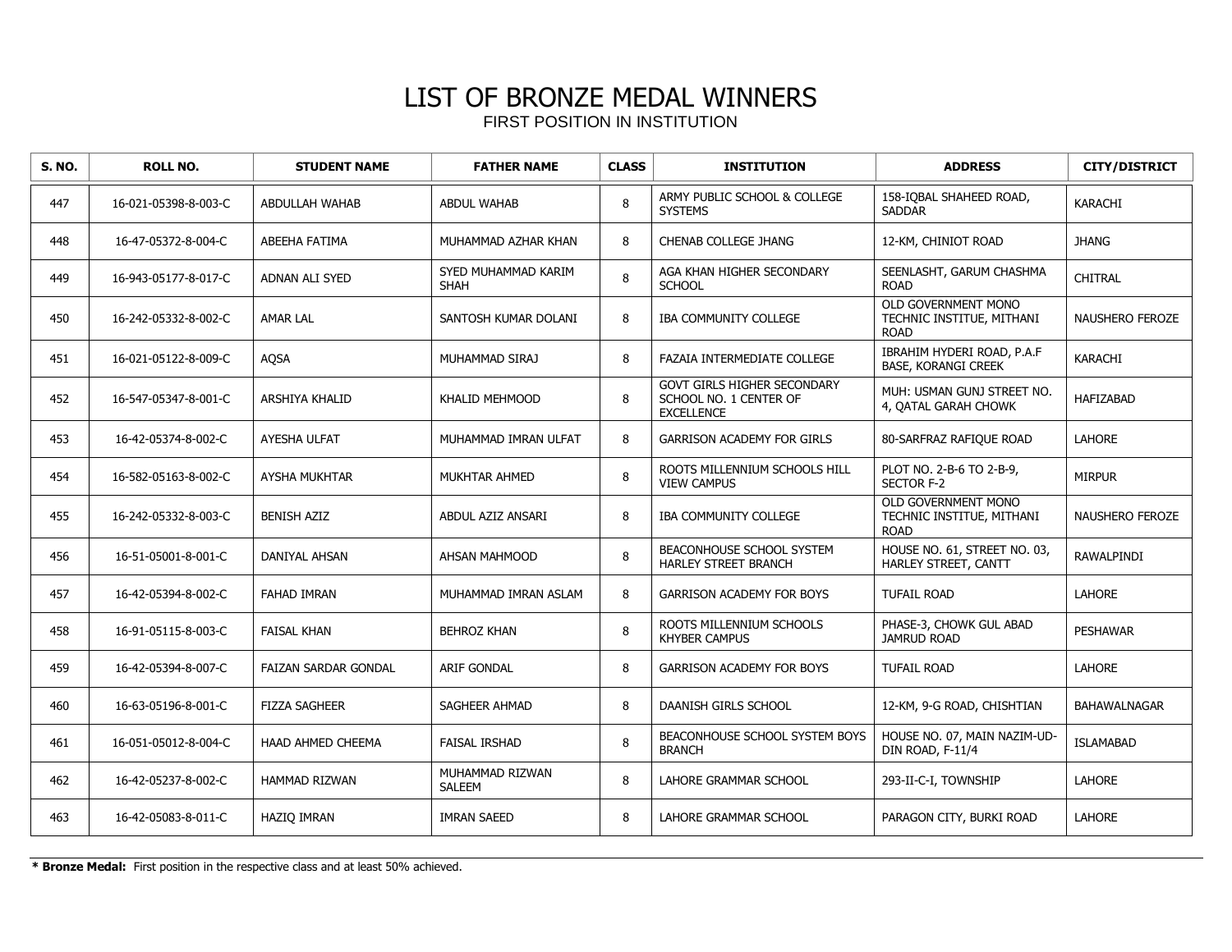# LIST OF BRONZE MEDAL WINNERS

FIRST POSITION IN INSTITUTION

| S. NO. | ROLL NO. | STUDENT NAME | FATHER NAME | CLASS | INSTITUTION | ADDRESS | CITY/DISTRICT |
|---|---|---|---|---|---|---|---|
| 447 | 16-021-05398-8-003-C | ABDULLAH WAHAB | ABDUL WAHAB | 8 | ARMY PUBLIC SCHOOL & COLLEGE SYSTEMS | 158-IQBAL SHAHEED ROAD, SADDAR | KARACHI |
| 448 | 16-47-05372-8-004-C | ABEEHA FATIMA | MUHAMMAD AZHAR KHAN | 8 | CHENAB COLLEGE JHANG | 12-KM, CHINIOT ROAD | JHANG |
| 449 | 16-943-05177-8-017-C | ADNAN ALI SYED | SYED MUHAMMAD KARIM SHAH | 8 | AGA KHAN HIGHER SECONDARY SCHOOL | SEENLASHT, GARUM CHASHMA ROAD | CHITRAL |
| 450 | 16-242-05332-8-002-C | AMAR LAL | SANTOSH KUMAR DOLANI | 8 | IBA COMMUNITY COLLEGE | OLD GOVERNMENT MONO TECHNIC INSTITUE, MITHANI ROAD | NAUSHERO FEROZE |
| 451 | 16-021-05122-8-009-C | AQSA | MUHAMMAD SIRAJ | 8 | FAZAIA INTERMEDIATE COLLEGE | IBRAHIM HYDERI ROAD, P.A.F BASE, KORANGI CREEK | KARACHI |
| 452 | 16-547-05347-8-001-C | ARSHIYA KHALID | KHALID MEHMOOD | 8 | GOVT GIRLS HIGHER SECONDARY SCHOOL NO. 1 CENTER OF EXCELLENCE | MUH: USMAN GUNJ STREET NO. 4, QATAL GARAH CHOWK | HAFIZABAD |
| 453 | 16-42-05374-8-002-C | AYESHA ULFAT | MUHAMMAD IMRAN ULFAT | 8 | GARRISON ACADEMY FOR GIRLS | 80-SARFRAZ RAFIQUE ROAD | LAHORE |
| 454 | 16-582-05163-8-002-C | AYSHA MUKHTAR | MUKHTAR AHMED | 8 | ROOTS MILLENNIUM SCHOOLS HILL VIEW CAMPUS | PLOT NO. 2-B-6 TO 2-B-9, SECTOR F-2 | MIRPUR |
| 455 | 16-242-05332-8-003-C | BENISH AZIZ | ABDUL AZIZ ANSARI | 8 | IBA COMMUNITY COLLEGE | OLD GOVERNMENT MONO TECHNIC INSTITUE, MITHANI ROAD | NAUSHERO FEROZE |
| 456 | 16-51-05001-8-001-C | DANIYAL AHSAN | AHSAN MAHMOOD | 8 | BEACONHOUSE SCHOOL SYSTEM HARLEY STREET BRANCH | HOUSE NO. 61, STREET NO. 03, HARLEY STREET, CANTT | RAWALPINDI |
| 457 | 16-42-05394-8-002-C | FAHAD IMRAN | MUHAMMAD IMRAN ASLAM | 8 | GARRISON ACADEMY FOR BOYS | TUFAIL ROAD | LAHORE |
| 458 | 16-91-05115-8-003-C | FAISAL KHAN | BEHROZ KHAN | 8 | ROOTS MILLENNIUM SCHOOLS KHYBER CAMPUS | PHASE-3, CHOWK GUL ABAD JAMRUD ROAD | PESHAWAR |
| 459 | 16-42-05394-8-007-C | FAIZAN SARDAR GONDAL | ARIF GONDAL | 8 | GARRISON ACADEMY FOR BOYS | TUFAIL ROAD | LAHORE |
| 460 | 16-63-05196-8-001-C | FIZZA SAGHEER | SAGHEER AHMAD | 8 | DAANISH GIRLS SCHOOL | 12-KM, 9-G ROAD, CHISHTIAN | BAHAWALNAGAR |
| 461 | 16-051-05012-8-004-C | HAAD AHMED CHEEMA | FAISAL IRSHAD | 8 | BEACONHOUSE SCHOOL SYSTEM BOYS BRANCH | HOUSE NO. 07, MAIN NAZIM-UD-DIN ROAD, F-11/4 | ISLAMABAD |
| 462 | 16-42-05237-8-002-C | HAMMAD RIZWAN | MUHAMMAD RIZWAN SALEEM | 8 | LAHORE GRAMMAR SCHOOL | 293-II-C-I, TOWNSHIP | LAHORE |
| 463 | 16-42-05083-8-011-C | HAZIQ IMRAN | IMRAN SAEED | 8 | LAHORE GRAMMAR SCHOOL | PARAGON CITY, BURKI ROAD | LAHORE |

**\* Bronze Medal:** First position in the respective class and at least 50% achieved.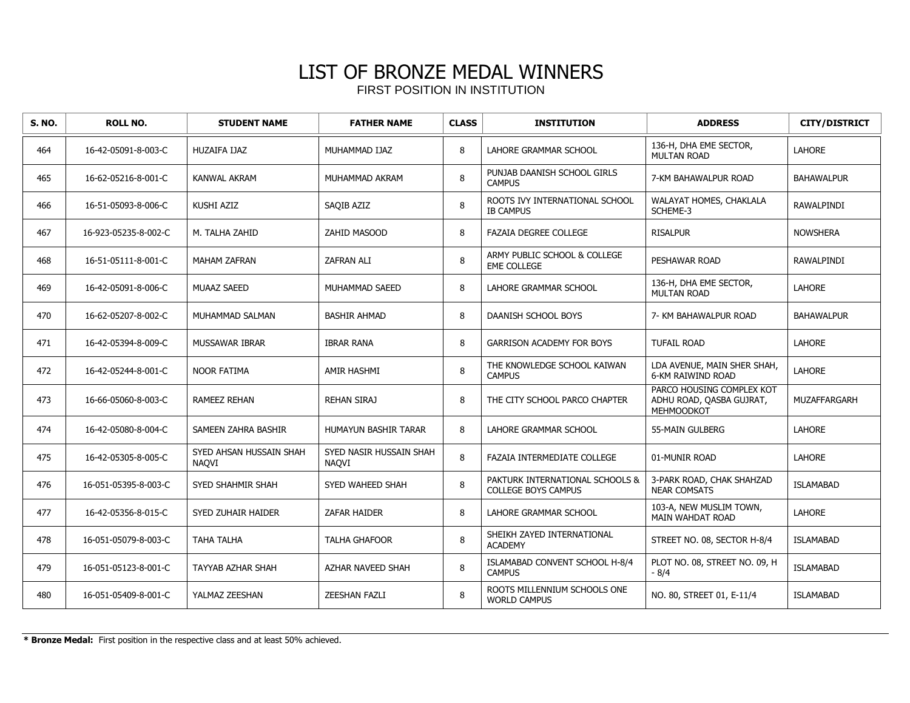# LIST OF BRONZE MEDAL WINNERS

FIRST POSITION IN INSTITUTION

| S. NO. | ROLL NO. | STUDENT NAME | FATHER NAME | CLASS | INSTITUTION | ADDRESS | CITY/DISTRICT |
|---|---|---|---|---|---|---|---|
| 464 | 16-42-05091-8-003-C | HUZAIFA IJAZ | MUHAMMAD IJAZ | 8 | LAHORE GRAMMAR SCHOOL | 136-H, DHA EME SECTOR, MULTAN ROAD | LAHORE |
| 465 | 16-62-05216-8-001-C | KANWAL AKRAM | MUHAMMAD AKRAM | 8 | PUNJAB DAANISH SCHOOL GIRLS CAMPUS | 7-KM BAHAWALPUR ROAD | BAHAWALPUR |
| 466 | 16-51-05093-8-006-C | KUSHI AZIZ | SAQIB AZIZ | 8 | ROOTS IVY INTERNATIONAL SCHOOL IB CAMPUS | WALAYAT HOMES, CHAKLALA SCHEME-3 | RAWALPINDI |
| 467 | 16-923-05235-8-002-C | M. TALHA ZAHID | ZAHID MASOOD | 8 | FAZAIA DEGREE COLLEGE | RISALPUR | NOWSHERA |
| 468 | 16-51-05111-8-001-C | MAHAM ZAFRAN | ZAFRAN ALI | 8 | ARMY PUBLIC SCHOOL & COLLEGE EME COLLEGE | PESHAWAR ROAD | RAWALPINDI |
| 469 | 16-42-05091-8-006-C | MUAAZ SAEED | MUHAMMAD SAEED | 8 | LAHORE GRAMMAR SCHOOL | 136-H, DHA EME SECTOR, MULTAN ROAD | LAHORE |
| 470 | 16-62-05207-8-002-C | MUHAMMAD SALMAN | BASHIR AHMAD | 8 | DAANISH SCHOOL BOYS | 7- KM BAHAWALPUR ROAD | BAHAWALPUR |
| 471 | 16-42-05394-8-009-C | MUSSAWAR IBRAR | IBRAR RANA | 8 | GARRISON ACADEMY FOR BOYS | TUFAIL ROAD | LAHORE |
| 472 | 16-42-05244-8-001-C | NOOR FATIMA | AMIR HASHMI | 8 | THE KNOWLEDGE SCHOOL KAIWAN CAMPUS | LDA AVENUE, MAIN SHER SHAH, 6-KM RAIWIND ROAD | LAHORE |
| 473 | 16-66-05060-8-003-C | RAMEEZ REHAN | REHAN SIRAJ | 8 | THE CITY SCHOOL PARCO CHAPTER | PARCO HOUSING COMPLEX KOT ADHU ROAD, QASBA GUJRAT, MEHMOODKOT | MUZAFFARGARH |
| 474 | 16-42-05080-8-004-C | SAMEEN ZAHRA BASHIR | HUMAYUN BASHIR TARAR | 8 | LAHORE GRAMMAR SCHOOL | 55-MAIN GULBERG | LAHORE |
| 475 | 16-42-05305-8-005-C | SYED AHSAN HUSSAIN SHAH NAQVI | SYED NASIR HUSSAIN SHAH NAQVI | 8 | FAZAIA INTERMEDIATE COLLEGE | 01-MUNIR ROAD | LAHORE |
| 476 | 16-051-05395-8-003-C | SYED SHAHMIR SHAH | SYED WAHEED SHAH | 8 | PAKTURK INTERNATIONAL SCHOOLS & COLLEGE BOYS CAMPUS | 3-PARK ROAD, CHAK SHAHZAD NEAR COMSATS | ISLAMABAD |
| 477 | 16-42-05356-8-015-C | SYED ZUHAIR HAIDER | ZAFAR HAIDER | 8 | LAHORE GRAMMAR SCHOOL | 103-A, NEW MUSLIM TOWN, MAIN WAHDAT ROAD | LAHORE |
| 478 | 16-051-05079-8-003-C | TAHA TALHA | TALHA GHAFOOR | 8 | SHEIKH ZAYED INTERNATIONAL ACADEMY | STREET NO. 08, SECTOR H-8/4 | ISLAMABAD |
| 479 | 16-051-05123-8-001-C | TAYYAB AZHAR SHAH | AZHAR NAVEED SHAH | 8 | ISLAMABAD CONVENT SCHOOL H-8/4 CAMPUS | PLOT NO. 08, STREET NO. 09, H - 8/4 | ISLAMABAD |
| 480 | 16-051-05409-8-001-C | YALMAZ ZEESHAN | ZEESHAN FAZLI | 8 | ROOTS MILLENNIUM SCHOOLS ONE WORLD CAMPUS | NO. 80, STREET 01, E-11/4 | ISLAMABAD |

**\* Bronze Medal:** First position in the respective class and at least 50% achieved.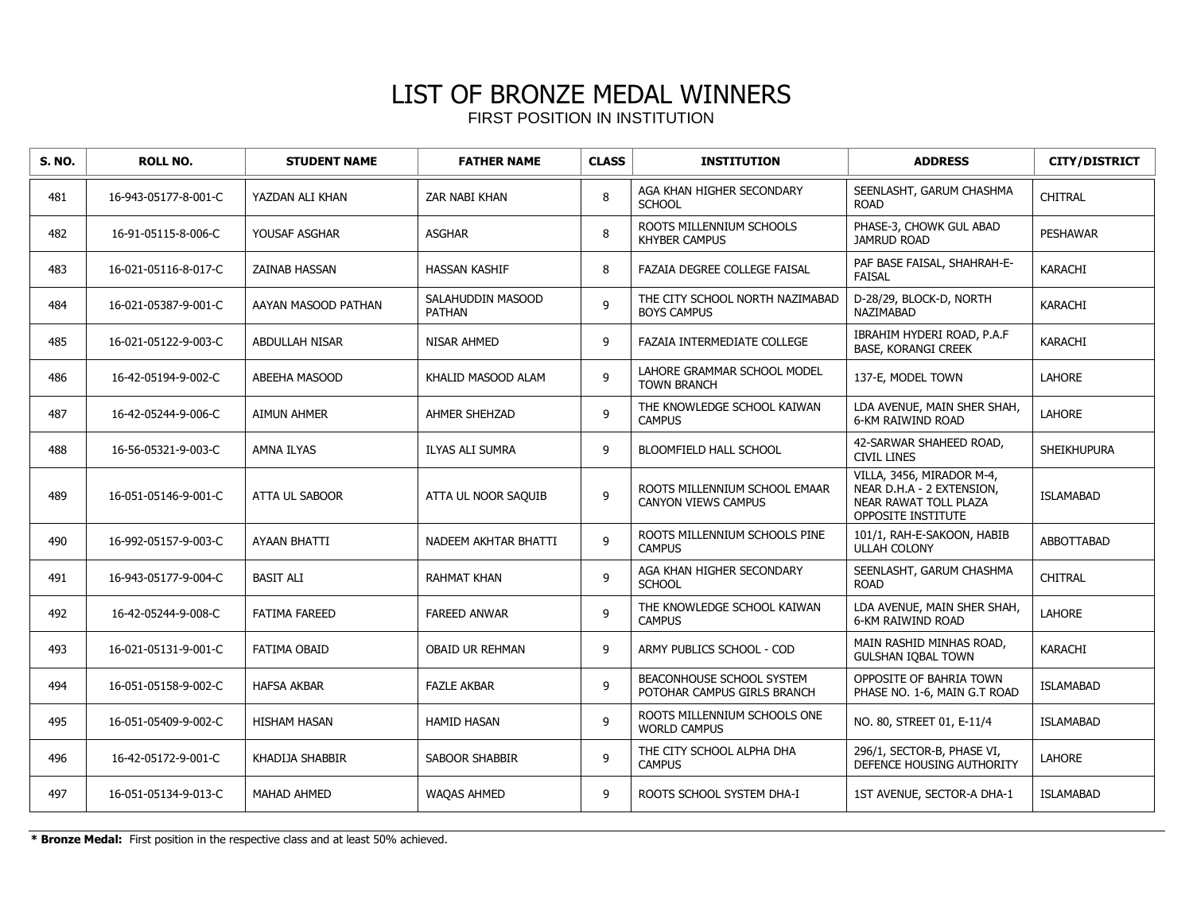# LIST OF BRONZE MEDAL WINNERS

FIRST POSITION IN INSTITUTION

| S. NO. | ROLL NO. | STUDENT NAME | FATHER NAME | CLASS | INSTITUTION | ADDRESS | CITY/DISTRICT |
|---|---|---|---|---|---|---|---|
| 481 | 16-943-05177-8-001-C | YAZDAN ALI KHAN | ZAR NABI KHAN | 8 | AGA KHAN HIGHER SECONDARY SCHOOL | SEENLASHT, GARUM CHASHMA ROAD | CHITRAL |
| 482 | 16-91-05115-8-006-C | YOUSAF ASGHAR | ASGHAR | 8 | ROOTS MILLENNIUM SCHOOLS KHYBER CAMPUS | PHASE-3, CHOWK GUL ABAD JAMRUD ROAD | PESHAWAR |
| 483 | 16-021-05116-8-017-C | ZAINAB HASSAN | HASSAN KASHIF | 8 | FAZAIA DEGREE COLLEGE FAISAL | PAF BASE FAISAL, SHAHRAH-E-FAISAL | KARACHI |
| 484 | 16-021-05387-9-001-C | AAYAN MASOOD PATHAN | SALAHUDDIN MASOOD PATHAN | 9 | THE CITY SCHOOL NORTH NAZIMABAD BOYS CAMPUS | D-28/29, BLOCK-D, NORTH NAZIMABAD | KARACHI |
| 485 | 16-021-05122-9-003-C | ABDULLAH NISAR | NISAR AHMED | 9 | FAZAIA INTERMEDIATE COLLEGE | IBRAHIM HYDERI ROAD, P.A.F BASE, KORANGI CREEK | KARACHI |
| 486 | 16-42-05194-9-002-C | ABEEHA MASOOD | KHALID MASOOD ALAM | 9 | LAHORE GRAMMAR SCHOOL MODEL TOWN BRANCH | 137-E, MODEL TOWN | LAHORE |
| 487 | 16-42-05244-9-006-C | AIMUN AHMER | AHMER SHEHZAD | 9 | THE KNOWLEDGE SCHOOL KAIWAN CAMPUS | LDA AVENUE, MAIN SHER SHAH, 6-KM RAIWIND ROAD | LAHORE |
| 488 | 16-56-05321-9-003-C | AMNA ILYAS | ILYAS ALI SUMRA | 9 | BLOOMFIELD HALL SCHOOL | 42-SARWAR SHAHEED ROAD, CIVIL LINES | SHEIKHUPURA |
| 489 | 16-051-05146-9-001-C | ATTA UL SABOOR | ATTA UL NOOR SAQUIB | 9 | ROOTS MILLENNIUM SCHOOL EMAAR CANYON VIEWS CAMPUS | VILLA, 3456, MIRADOR M-4, NEAR D.H.A - 2 EXTENSION, NEAR RAWAT TOLL PLAZA OPPOSITE INSTITUTE | ISLAMABAD |
| 490 | 16-992-05157-9-003-C | AYAAN BHATTI | NADEEM AKHTAR BHATTI | 9 | ROOTS MILLENNIUM SCHOOLS PINE CAMPUS | 101/1, RAH-E-SAKOON, HABIB ULLAH COLONY | ABBOTTABAD |
| 491 | 16-943-05177-9-004-C | BASIT ALI | RAHMAT KHAN | 9 | AGA KHAN HIGHER SECONDARY SCHOOL | SEENLASHT, GARUM CHASHMA ROAD | CHITRAL |
| 492 | 16-42-05244-9-008-C | FATIMA FAREED | FAREED ANWAR | 9 | THE KNOWLEDGE SCHOOL KAIWAN CAMPUS | LDA AVENUE, MAIN SHER SHAH, 6-KM RAIWIND ROAD | LAHORE |
| 493 | 16-021-05131-9-001-C | FATIMA OBAID | OBAID UR REHMAN | 9 | ARMY PUBLICS SCHOOL - COD | MAIN RASHID MINHAS ROAD, GULSHAN IQBAL TOWN | KARACHI |
| 494 | 16-051-05158-9-002-C | HAFSA AKBAR | FAZLE AKBAR | 9 | BEACONHOUSE SCHOOL SYSTEM POTOHAR CAMPUS GIRLS BRANCH | OPPOSITE OF BAHRIA TOWN PHASE NO. 1-6, MAIN G.T ROAD | ISLAMABAD |
| 495 | 16-051-05409-9-002-C | HISHAM HASAN | HAMID HASAN | 9 | ROOTS MILLENNIUM SCHOOLS ONE WORLD CAMPUS | NO. 80, STREET 01, E-11/4 | ISLAMABAD |
| 496 | 16-42-05172-9-001-C | KHADIJA SHABBIR | SABOOR SHABBIR | 9 | THE CITY SCHOOL ALPHA DHA CAMPUS | 296/1, SECTOR-B, PHASE VI, DEFENCE HOUSING AUTHORITY | LAHORE |
| 497 | 16-051-05134-9-013-C | MAHAD AHMED | WAQAS AHMED | 9 | ROOTS SCHOOL SYSTEM DHA-I | 1ST AVENUE, SECTOR-A DHA-1 | ISLAMABAD |

**\* Bronze Medal:** First position in the respective class and at least 50% achieved.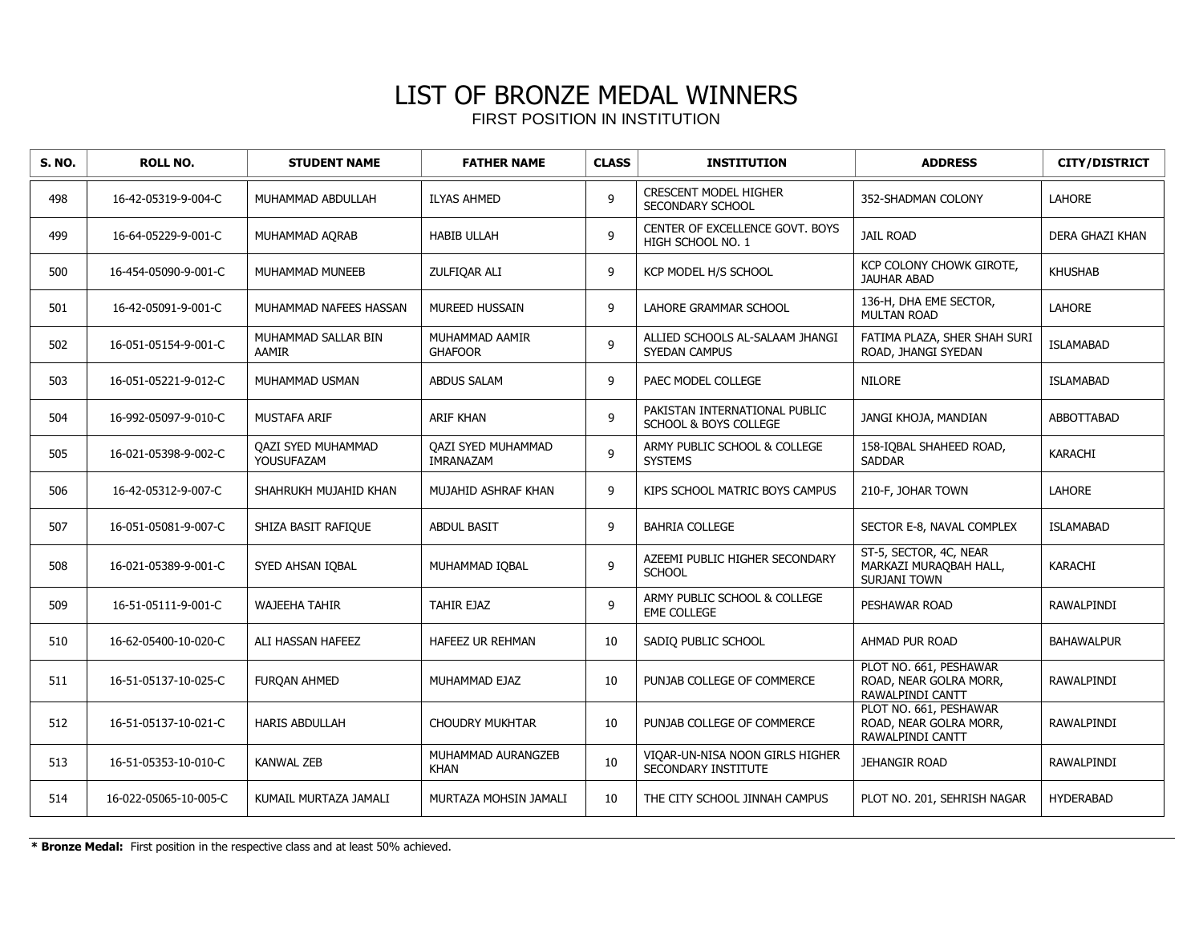# LIST OF BRONZE MEDAL WINNERS

FIRST POSITION IN INSTITUTION

| S. NO. | ROLL NO. | STUDENT NAME | FATHER NAME | CLASS | INSTITUTION | ADDRESS | CITY/DISTRICT |
|---|---|---|---|---|---|---|---|
| 498 | 16-42-05319-9-004-C | MUHAMMAD ABDULLAH | ILYAS AHMED | 9 | CRESCENT MODEL HIGHER SECONDARY SCHOOL | 352-SHADMAN COLONY | LAHORE |
| 499 | 16-64-05229-9-001-C | MUHAMMAD AQRAB | HABIB ULLAH | 9 | CENTER OF EXCELLENCE GOVT. BOYS HIGH SCHOOL NO. 1 | JAIL ROAD | DERA GHAZI KHAN |
| 500 | 16-454-05090-9-001-C | MUHAMMAD MUNEEB | ZULFIQAR ALI | 9 | KCP MODEL H/S SCHOOL | KCP COLONY CHOWK GIROTE, JAUHAR ABAD | KHUSHAB |
| 501 | 16-42-05091-9-001-C | MUHAMMAD NAFEES HASSAN | MUREED HUSSAIN | 9 | LAHORE GRAMMAR SCHOOL | 136-H, DHA EME SECTOR, MULTAN ROAD | LAHORE |
| 502 | 16-051-05154-9-001-C | MUHAMMAD SALLAR BIN AAMIR | MUHAMMAD AAMIR GHAFOOR | 9 | ALLIED SCHOOLS AL-SALAAM JHANGI SYEDAN CAMPUS | FATIMA PLAZA, SHER SHAH SURI ROAD, JHANGI SYEDAN | ISLAMABAD |
| 503 | 16-051-05221-9-012-C | MUHAMMAD USMAN | ABDUS SALAM | 9 | PAEC MODEL COLLEGE | NILORE | ISLAMABAD |
| 504 | 16-992-05097-9-010-C | MUSTAFA ARIF | ARIF KHAN | 9 | PAKISTAN INTERNATIONAL PUBLIC SCHOOL & BOYS COLLEGE | JANGI KHOJA, MANDIAN | ABBOTTABAD |
| 505 | 16-021-05398-9-002-C | QAZI SYED MUHAMMAD YOUSUFAZAM | QAZI SYED MUHAMMAD IMRANAZAM | 9 | ARMY PUBLIC SCHOOL & COLLEGE SYSTEMS | 158-IQBAL SHAHEED ROAD, SADDAR | KARACHI |
| 506 | 16-42-05312-9-007-C | SHAHRUKH MUJAHID KHAN | MUJAHID ASHRAF KHAN | 9 | KIPS SCHOOL MATRIC BOYS CAMPUS | 210-F, JOHAR TOWN | LAHORE |
| 507 | 16-051-05081-9-007-C | SHIZA BASIT RAFIQUE | ABDUL BASIT | 9 | BAHRIA COLLEGE | SECTOR E-8, NAVAL COMPLEX | ISLAMABAD |
| 508 | 16-021-05389-9-001-C | SYED AHSAN IQBAL | MUHAMMAD IQBAL | 9 | AZEEMI PUBLIC HIGHER SECONDARY SCHOOL | ST-5, SECTOR, 4C, NEAR MARKAZI MURAQBAH HALL, SURJANI TOWN | KARACHI |
| 509 | 16-51-05111-9-001-C | WAJEEHA TAHIR | TAHIR EJAZ | 9 | ARMY PUBLIC SCHOOL & COLLEGE EME COLLEGE | PESHAWAR ROAD | RAWALPINDI |
| 510 | 16-62-05400-10-020-C | ALI HASSAN HAFEEZ | HAFEEZ UR REHMAN | 10 | SADIQ PUBLIC SCHOOL | AHMAD PUR ROAD | BAHAWALPUR |
| 511 | 16-51-05137-10-025-C | FURQAN AHMED | MUHAMMAD EJAZ | 10 | PUNJAB COLLEGE OF COMMERCE | PLOT NO. 661, PESHAWAR ROAD, NEAR GOLRA MORR, RAWALPINDI CANTT | RAWALPINDI |
| 512 | 16-51-05137-10-021-C | HARIS ABDULLAH | CHOUDRY MUKHTAR | 10 | PUNJAB COLLEGE OF COMMERCE | PLOT NO. 661, PESHAWAR ROAD, NEAR GOLRA MORR, RAWALPINDI CANTT | RAWALPINDI |
| 513 | 16-51-05353-10-010-C | KANWAL ZEB | MUHAMMAD AURANGZEB KHAN | 10 | VIQAR-UN-NISA NOON GIRLS HIGHER SECONDARY INSTITUTE | JEHANGIR ROAD | RAWALPINDI |
| 514 | 16-022-05065-10-005-C | KUMAIL MURTAZA JAMALI | MURTAZA MOHSIN JAMALI | 10 | THE CITY SCHOOL JINNAH CAMPUS | PLOT NO. 201, SEHRISH NAGAR | HYDERABAD |

**\* Bronze Medal:** First position in the respective class and at least 50% achieved.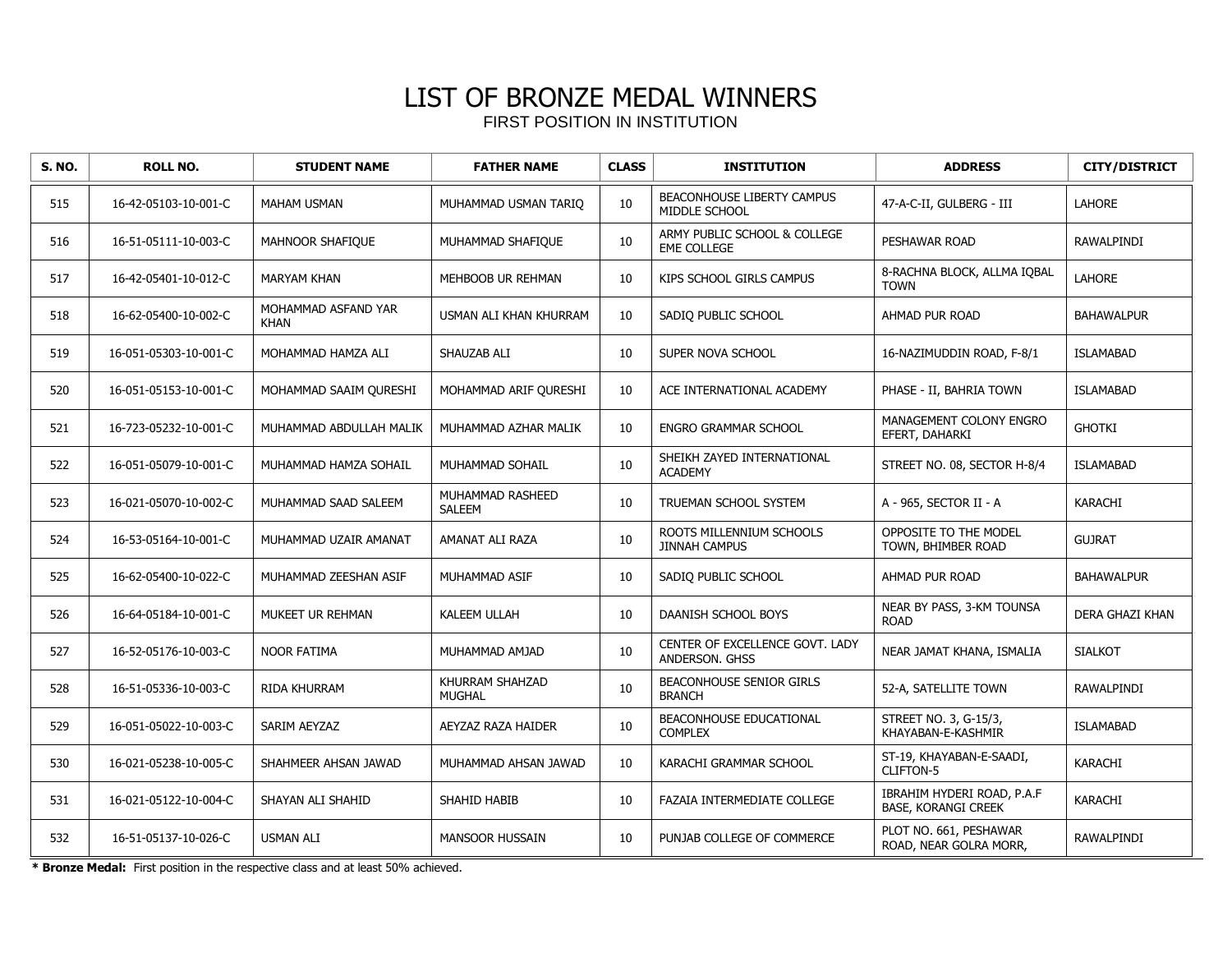# LIST OF BRONZE MEDAL WINNERS

FIRST POSITION IN INSTITUTION

| S. NO. | ROLL NO. | STUDENT NAME | FATHER NAME | CLASS | INSTITUTION | ADDRESS | CITY/DISTRICT |
|---|---|---|---|---|---|---|---|
| 515 | 16-42-05103-10-001-C | MAHAM USMAN | MUHAMMAD USMAN TARIQ | 10 | BEACONHOUSE LIBERTY CAMPUS MIDDLE SCHOOL | 47-A-C-II, GULBERG - III | LAHORE |
| 516 | 16-51-05111-10-003-C | MAHNOOR SHAFIQUE | MUHAMMAD SHAFIQUE | 10 | ARMY PUBLIC SCHOOL & COLLEGE EME COLLEGE | PESHAWAR ROAD | RAWALPINDI |
| 517 | 16-42-05401-10-012-C | MARYAM KHAN | MEHBOOB UR REHMAN | 10 | KIPS SCHOOL GIRLS CAMPUS | 8-RACHNA BLOCK, ALLMA IQBAL TOWN | LAHORE |
| 518 | 16-62-05400-10-002-C | MOHAMMAD ASFAND YAR KHAN | USMAN ALI KHAN KHURRAM | 10 | SADIQ PUBLIC SCHOOL | AHMAD PUR ROAD | BAHAWALPUR |
| 519 | 16-051-05303-10-001-C | MOHAMMAD HAMZA ALI | SHAUZAB ALI | 10 | SUPER NOVA SCHOOL | 16-NAZIMUDDIN ROAD, F-8/1 | ISLAMABAD |
| 520 | 16-051-05153-10-001-C | MOHAMMAD SAAIM QURESHI | MOHAMMAD ARIF QURESHI | 10 | ACE INTERNATIONAL ACADEMY | PHASE - II, BAHRIA TOWN | ISLAMABAD |
| 521 | 16-723-05232-10-001-C | MUHAMMAD ABDULLAH MALIK | MUHAMMAD AZHAR MALIK | 10 | ENGRO GRAMMAR SCHOOL | MANAGEMENT COLONY ENGRO EFERT, DAHARKI | GHOTKI |
| 522 | 16-051-05079-10-001-C | MUHAMMAD HAMZA SOHAIL | MUHAMMAD SOHAIL | 10 | SHEIKH ZAYED INTERNATIONAL ACADEMY | STREET NO. 08, SECTOR H-8/4 | ISLAMABAD |
| 523 | 16-021-05070-10-002-C | MUHAMMAD SAAD SALEEM | MUHAMMAD RASHEED SALEEM | 10 | TRUEMAN SCHOOL SYSTEM | A - 965, SECTOR II - A | KARACHI |
| 524 | 16-53-05164-10-001-C | MUHAMMAD UZAIR AMANAT | AMANAT ALI RAZA | 10 | ROOTS MILLENNIUM SCHOOLS JINNAH CAMPUS | OPPOSITE TO THE MODEL TOWN, BHIMBER ROAD | GUJRAT |
| 525 | 16-62-05400-10-022-C | MUHAMMAD ZEESHAN ASIF | MUHAMMAD ASIF | 10 | SADIQ PUBLIC SCHOOL | AHMAD PUR ROAD | BAHAWALPUR |
| 526 | 16-64-05184-10-001-C | MUKEET UR REHMAN | KALEEM ULLAH | 10 | DAANISH SCHOOL BOYS | NEAR BY PASS, 3-KM TOUNSA ROAD | DERA GHAZI KHAN |
| 527 | 16-52-05176-10-003-C | NOOR FATIMA | MUHAMMAD AMJAD | 10 | CENTER OF EXCELLENCE GOVT. LADY ANDERSON. GHSS | NEAR JAMAT KHANA, ISMALIA | SIALKOT |
| 528 | 16-51-05336-10-003-C | RIDA KHURRAM | KHURRAM SHAHZAD MUGHAL | 10 | BEACONHOUSE SENIOR GIRLS BRANCH | 52-A, SATELLITE TOWN | RAWALPINDI |
| 529 | 16-051-05022-10-003-C | SARIM AEYZAZ | AEYZAZ RAZA HAIDER | 10 | BEACONHOUSE EDUCATIONAL COMPLEX | STREET NO. 3, G-15/3, KHAYABAN-E-KASHMIR | ISLAMABAD |
| 530 | 16-021-05238-10-005-C | SHAHMEER AHSAN JAWAD | MUHAMMAD AHSAN JAWAD | 10 | KARACHI GRAMMAR SCHOOL | ST-19, KHAYABAN-E-SAADI, CLIFTON-5 | KARACHI |
| 531 | 16-021-05122-10-004-C | SHAYAN ALI SHAHID | SHAHID HABIB | 10 | FAZAIA INTERMEDIATE COLLEGE | IBRAHIM HYDERI ROAD, P.A.F BASE, KORANGI CREEK | KARACHI |
| 532 | 16-51-05137-10-026-C | USMAN ALI | MANSOOR HUSSAIN | 10 | PUNJAB COLLEGE OF COMMERCE | PLOT NO. 661, PESHAWAR ROAD, NEAR GOLRA MORR, | RAWALPINDI |

**\* Bronze Medal:** First position in the respective class and at least 50% achieved.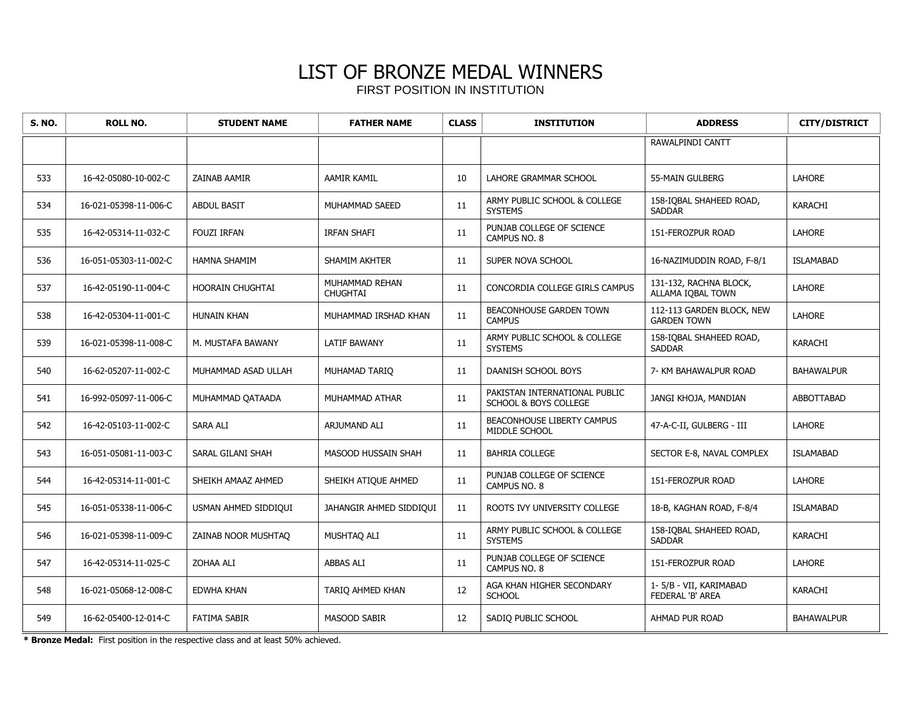# LIST OF BRONZE MEDAL WINNERS

FIRST POSITION IN INSTITUTION

| S. NO. | ROLL NO. | STUDENT NAME | FATHER NAME | CLASS | INSTITUTION | ADDRESS | CITY/DISTRICT |
|---|---|---|---|---|---|---|---|
| | | | | | | RAWALPINDI CANTT | |
| 533 | 16-42-05080-10-002-C | ZAINAB AAMIR | AAMIR KAMIL | 10 | LAHORE GRAMMAR SCHOOL | 55-MAIN GULBERG | LAHORE |
| 534 | 16-021-05398-11-006-C | ABDUL BASIT | MUHAMMAD SAEED | 11 | ARMY PUBLIC SCHOOL & COLLEGE SYSTEMS | 158-IQBAL SHAHEED ROAD, SADDAR | KARACHI |
| 535 | 16-42-05314-11-032-C | FOUZI IRFAN | IRFAN SHAFI | 11 | PUNJAB COLLEGE OF SCIENCE CAMPUS NO. 8 | 151-FEROZPUR ROAD | LAHORE |
| 536 | 16-051-05303-11-002-C | HAMNA SHAMIM | SHAMIM AKHTER | 11 | SUPER NOVA SCHOOL | 16-NAZIMUDDIN ROAD, F-8/1 | ISLAMABAD |
| 537 | 16-42-05190-11-004-C | HOORAIN CHUGHTAI | MUHAMMAD REHAN CHUGHTAI | 11 | CONCORDIA COLLEGE GIRLS CAMPUS | 131-132, RACHNA BLOCK, ALLAMA IQBAL TOWN | LAHORE |
| 538 | 16-42-05304-11-001-C | HUNAIN KHAN | MUHAMMAD IRSHAD KHAN | 11 | BEACONHOUSE GARDEN TOWN CAMPUS | 112-113 GARDEN BLOCK, NEW GARDEN TOWN | LAHORE |
| 539 | 16-021-05398-11-008-C | M. MUSTAFA BAWANY | LATIF BAWANY | 11 | ARMY PUBLIC SCHOOL & COLLEGE SYSTEMS | 158-IQBAL SHAHEED ROAD, SADDAR | KARACHI |
| 540 | 16-62-05207-11-002-C | MUHAMMAD ASAD ULLAH | MUHAMAD TARIQ | 11 | DAANISH SCHOOL BOYS | 7- KM BAHAWALPUR ROAD | BAHAWALPUR |
| 541 | 16-992-05097-11-006-C | MUHAMMAD QATAADA | MUHAMMAD ATHAR | 11 | PAKISTAN INTERNATIONAL PUBLIC SCHOOL & BOYS COLLEGE | JANGI KHOJA, MANDIAN | ABBOTTABAD |
| 542 | 16-42-05103-11-002-C | SARA ALI | ARJUMAND ALI | 11 | BEACONHOUSE LIBERTY CAMPUS MIDDLE SCHOOL | 47-A-C-II, GULBERG - III | LAHORE |
| 543 | 16-051-05081-11-003-C | SARAL GILANI SHAH | MASOOD HUSSAIN SHAH | 11 | BAHRIA COLLEGE | SECTOR E-8, NAVAL COMPLEX | ISLAMABAD |
| 544 | 16-42-05314-11-001-C | SHEIKH AMAAZ AHMED | SHEIKH ATIQUE AHMED | 11 | PUNJAB COLLEGE OF SCIENCE CAMPUS NO. 8 | 151-FEROZPUR ROAD | LAHORE |
| 545 | 16-051-05338-11-006-C | USMAN AHMED SIDDIQUI | JAHANGIR AHMED SIDDIQUI | 11 | ROOTS IVY UNIVERSITY COLLEGE | 18-B, KAGHAN ROAD, F-8/4 | ISLAMABAD |
| 546 | 16-021-05398-11-009-C | ZAINAB NOOR MUSHTAQ | MUSHTAQ ALI | 11 | ARMY PUBLIC SCHOOL & COLLEGE SYSTEMS | 158-IQBAL SHAHEED ROAD, SADDAR | KARACHI |
| 547 | 16-42-05314-11-025-C | ZOHAA ALI | ABBAS ALI | 11 | PUNJAB COLLEGE OF SCIENCE CAMPUS NO. 8 | 151-FEROZPUR ROAD | LAHORE |
| 548 | 16-021-05068-12-008-C | EDWHA KHAN | TARIQ AHMED KHAN | 12 | AGA KHAN HIGHER SECONDARY SCHOOL | 1- 5/B - VII, KARIMABAD FEDERAL 'B' AREA | KARACHI |
| 549 | 16-62-05400-12-014-C | FATIMA SABIR | MASOOD SABIR | 12 | SADIQ PUBLIC SCHOOL | AHMAD PUR ROAD | BAHAWALPUR |

**\* Bronze Medal:** First position in the respective class and at least 50% achieved.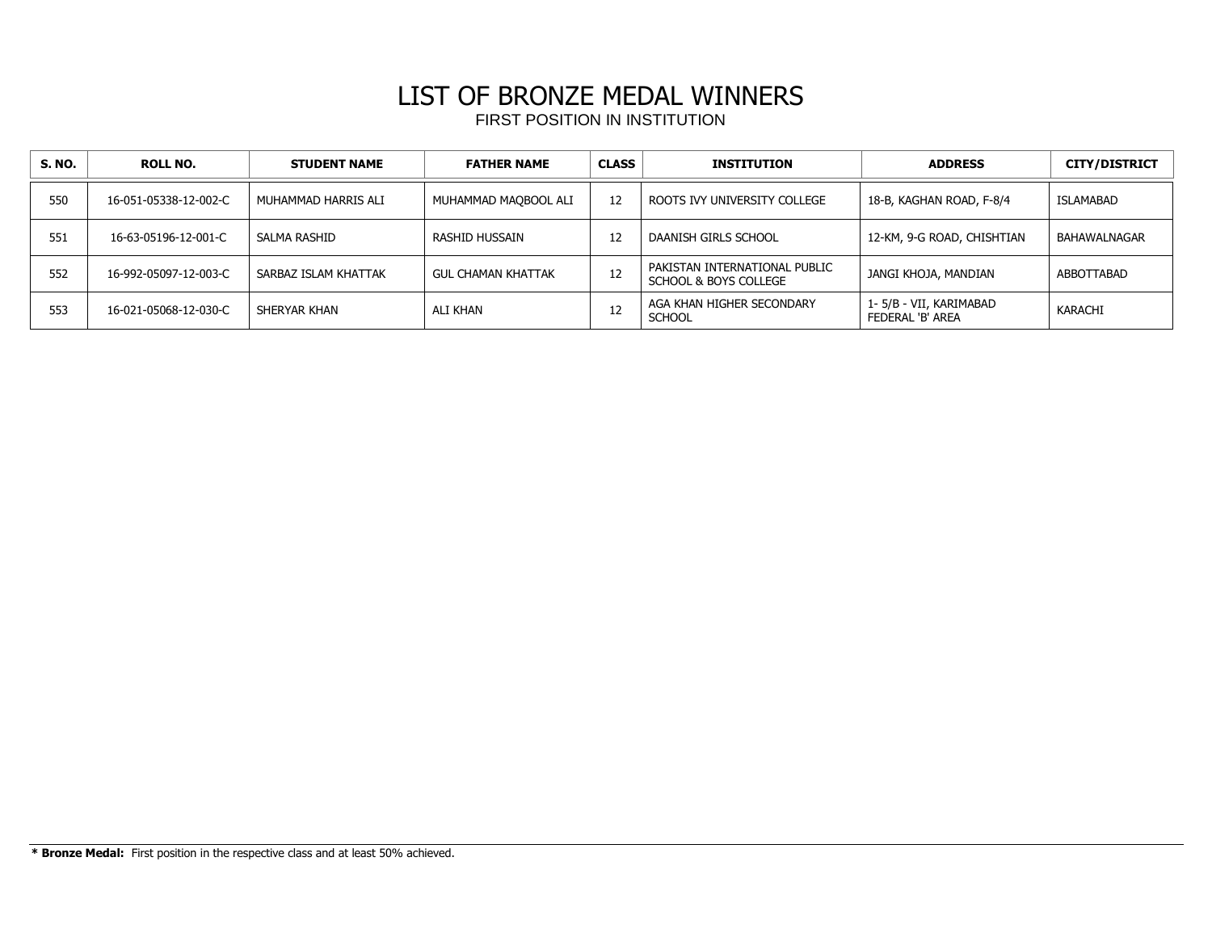# LIST OF BRONZE MEDAL WINNERS

FIRST POSITION IN INSTITUTION

| S. NO. | ROLL NO. | STUDENT NAME | FATHER NAME | CLASS | INSTITUTION | ADDRESS | CITY/DISTRICT |
|---|---|---|---|---|---|---|---|
| 550 | 16-051-05338-12-002-C | MUHAMMAD HARRIS ALI | MUHAMMAD MAQBOOL ALI | 12 | ROOTS IVY UNIVERSITY COLLEGE | 18-B, KAGHAN ROAD, F-8/4 | ISLAMABAD |
| 551 | 16-63-05196-12-001-C | SALMA RASHID | RASHID HUSSAIN | 12 | DAANISH GIRLS SCHOOL | 12-KM, 9-G ROAD, CHISHTIAN | BAHAWALNAGAR |
| 552 | 16-992-05097-12-003-C | SARBAZ ISLAM KHATTAK | GUL CHAMAN KHATTAK | 12 | PAKISTAN INTERNATIONAL PUBLIC SCHOOL & BOYS COLLEGE | JANGI KHOJA, MANDIAN | ABBOTTABAD |
| 553 | 16-021-05068-12-030-C | SHERYAR KHAN | ALI KHAN | 12 | AGA KHAN HIGHER SECONDARY SCHOOL | 1- 5/B - VII, KARIMABAD FEDERAL 'B' AREA | KARACHI |

**\* Bronze Medal:** First position in the respective class and at least 50% achieved.